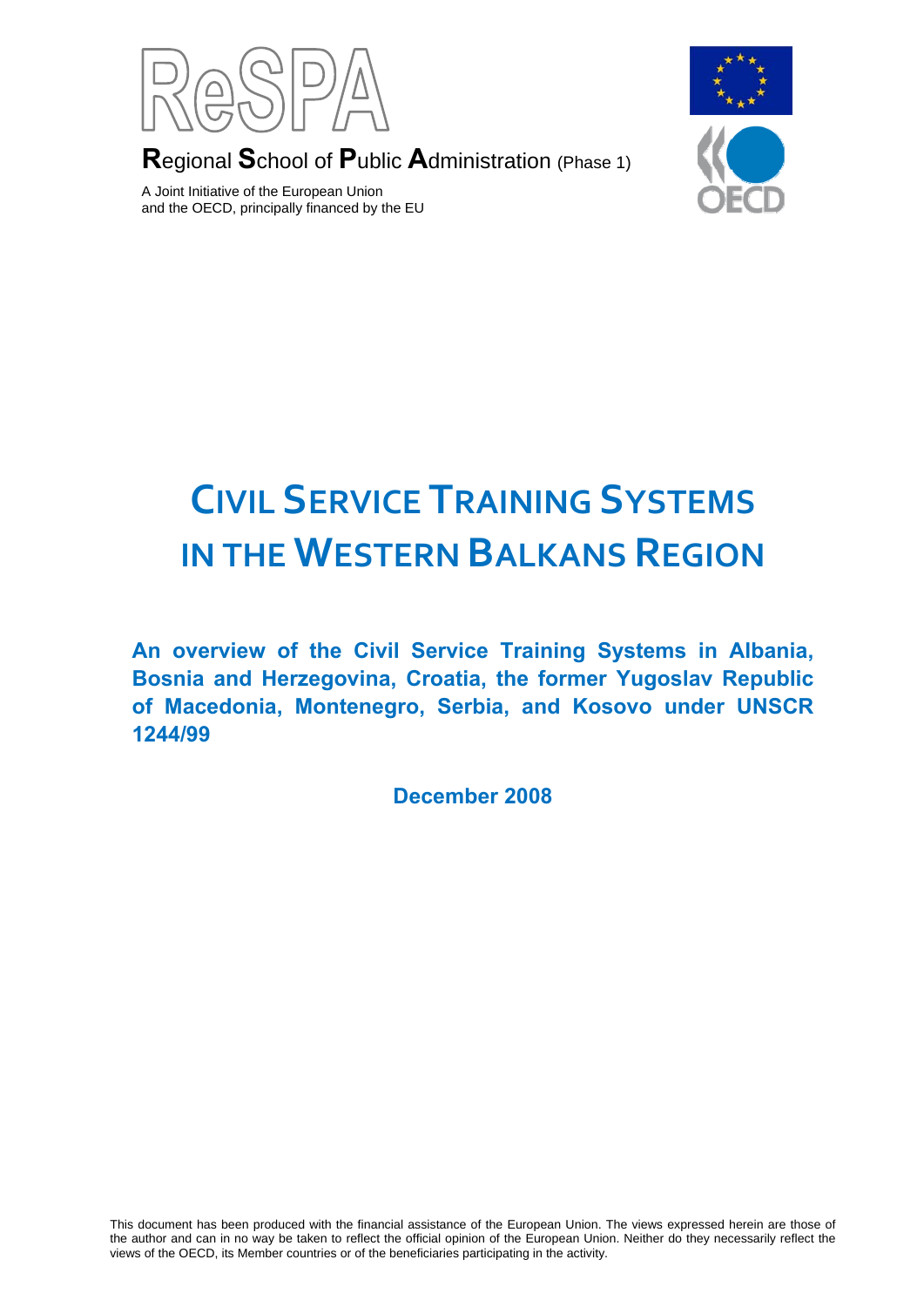ReSPA

**R**egional **S**chool of **P**ublic **A**dministration (Phase 1)

A Joint Initiative of the European Union
and the OECD, principally financed by the EU

# CIVIL SERVICE TRAINING SYSTEMS IN THE WESTERN BALKANS REGION

**An overview of the Civil Service Training Systems in Albania, Bosnia and Herzegovina, Croatia, the former Yugoslav Republic of Macedonia, Montenegro, Serbia, and Kosovo under UNSCR 1244/99**

**December 2008**

This document has been produced with the financial assistance of the European Union. The views expressed herein are those of the author and can in no way be taken to reflect the official opinion of the European Union. Neither do they necessarily reflect the views of the OECD, its Member countries or of the beneficiaries participating in the activity.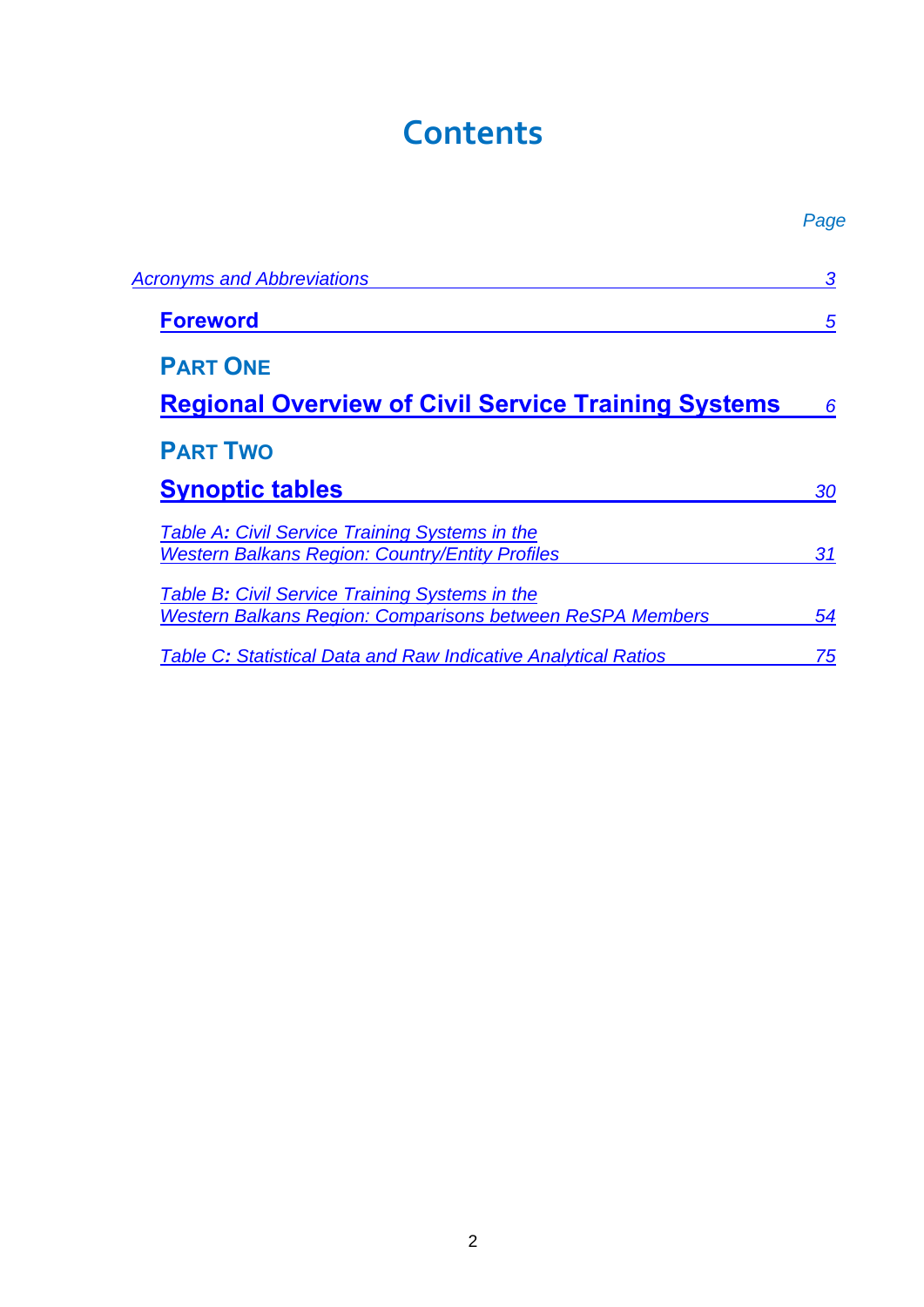# Contents

*Page*

| | |
|---|---|
| *Acronyms and Abbreviations* | *3* |
| **Foreword** | *5* |
| **PART ONE** | |
| **Regional Overview of Civil Service Training Systems** | *6* |
| **PART TWO** | |
| **Synoptic tables** | *30* |
| *Table A: Civil Service Training Systems in the Western Balkans Region: Country/Entity Profiles* | *31* |
| *Table B: Civil Service Training Systems in the Western Balkans Region: Comparisons between ReSPA Members* | *54* |
| *Table C: Statistical Data and Raw Indicative Analytical Ratios* | *75* |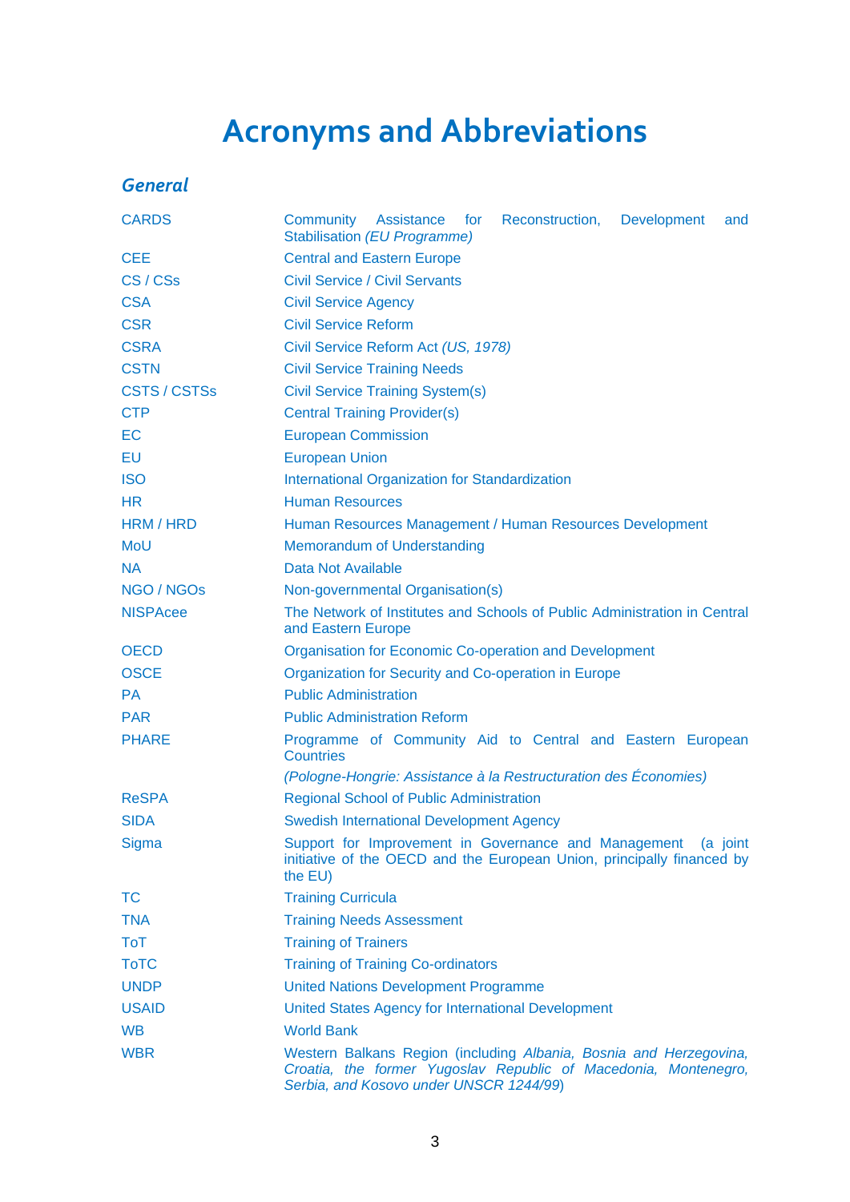# Acronyms and Abbreviations

## *General*

| | |
|---|---|
| CARDS | Community Assistance for Reconstruction, Development and Stabilisation *(EU Programme)* |
| CEE | Central and Eastern Europe |
| CS / CSs | Civil Service / Civil Servants |
| CSA | Civil Service Agency |
| CSR | Civil Service Reform |
| CSRA | Civil Service Reform Act *(US, 1978)* |
| CSTN | Civil Service Training Needs |
| CSTS / CSTSs | Civil Service Training System(s) |
| CTP | Central Training Provider(s) |
| EC | European Commission |
| EU | European Union |
| ISO | International Organization for Standardization |
| HR | Human Resources |
| HRM / HRD | Human Resources Management / Human Resources Development |
| MoU | Memorandum of Understanding |
| NA | Data Not Available |
| NGO / NGOs | Non-governmental Organisation(s) |
| NISPAcee | The Network of Institutes and Schools of Public Administration in Central and Eastern Europe |
| OECD | Organisation for Economic Co-operation and Development |
| OSCE | Organization for Security and Co-operation in Europe |
| PA | Public Administration |
| PAR | Public Administration Reform |
| PHARE | Programme of Community Aid to Central and Eastern European Countries *(Pologne-Hongrie: Assistance à la Restructuration des Économies)* |
| ReSPA | Regional School of Public Administration |
| SIDA | Swedish International Development Agency |
| Sigma | Support for Improvement in Governance and Management (a joint initiative of the OECD and the European Union, principally financed by the EU) |
| TC | Training Curricula |
| TNA | Training Needs Assessment |
| ToT | Training of Trainers |
| ToTC | Training of Training Co-ordinators |
| UNDP | United Nations Development Programme |
| USAID | United States Agency for International Development |
| WB | World Bank |
| WBR | Western Balkans Region (including *Albania, Bosnia and Herzegovina, Croatia, the former Yugoslav Republic of Macedonia, Montenegro, Serbia, and Kosovo under UNSCR 1244/99*) |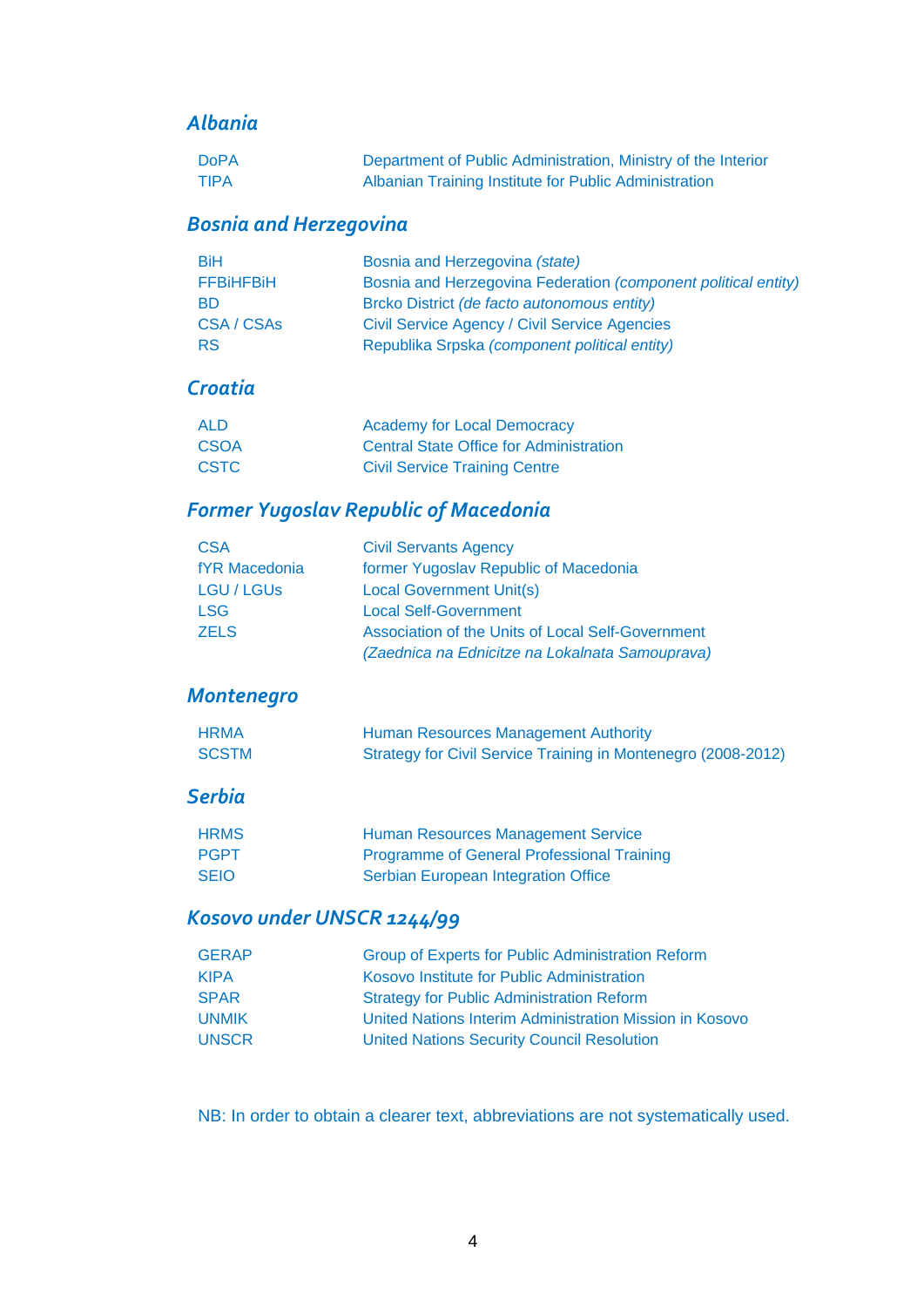## Albania

| | |
|---|---|
| DoPA | Department of Public Administration, Ministry of the Interior |
| TIPA | Albanian Training Institute for Public Administration |

## Bosnia and Herzegovina

| | |
|---|---|
| BiH | Bosnia and Herzegovina *(state)* |
| FFBiHFBiH | Bosnia and Herzegovina Federation *(component political entity)* |
| BD | Brcko District *(de facto autonomous entity)* |
| CSA / CSAs | Civil Service Agency / Civil Service Agencies |
| RS | Republika Srpska *(component political entity)* |

## Croatia

| | |
|---|---|
| ALD | Academy for Local Democracy |
| CSOA | Central State Office for Administration |
| CSTC | Civil Service Training Centre |

## Former Yugoslav Republic of Macedonia

| | |
|---|---|
| CSA | Civil Servants Agency |
| fYR Macedonia | former Yugoslav Republic of Macedonia |
| LGU / LGUs | Local Government Unit(s) |
| LSG | Local Self-Government |
| ZELS | Association of the Units of Local Self-Government *(Zaednica na Ednicitze na Lokalnata Samouprava)* |

## Montenegro

| | |
|---|---|
| HRMA | Human Resources Management Authority |
| SCSTM | Strategy for Civil Service Training in Montenegro (2008-2012) |

## Serbia

| | |
|---|---|
| HRMS | Human Resources Management Service |
| PGPT | Programme of General Professional Training |
| SEIO | Serbian European Integration Office |

## Kosovo under UNSCR 1244/99

| | |
|---|---|
| GERAP | Group of Experts for Public Administration Reform |
| KIPA | Kosovo Institute for Public Administration |
| SPAR | Strategy for Public Administration Reform |
| UNMIK | United Nations Interim Administration Mission in Kosovo |
| UNSCR | United Nations Security Council Resolution |

NB: In order to obtain a clearer text, abbreviations are not systematically used.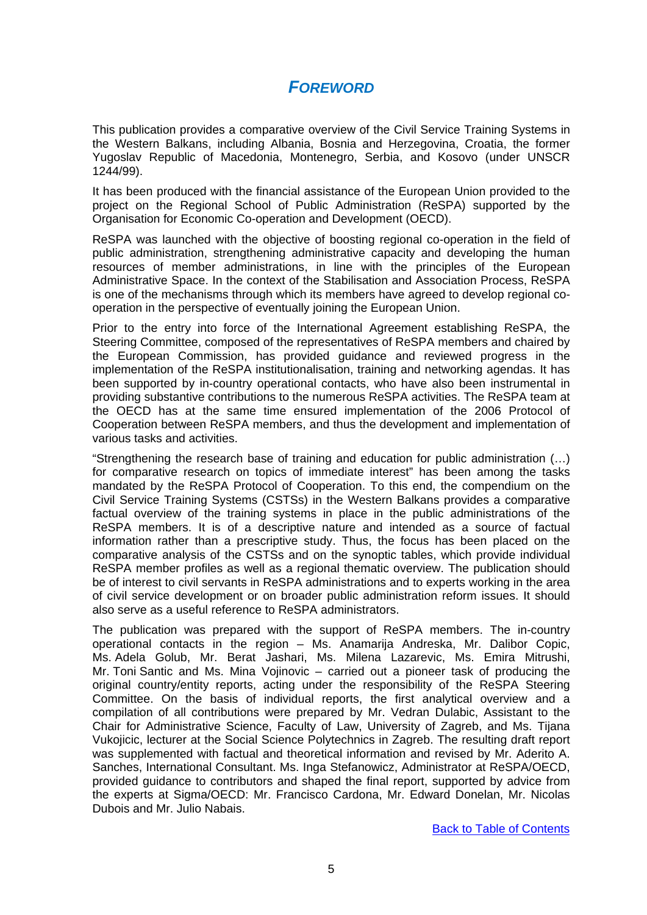# *FOREWORD*

This publication provides a comparative overview of the Civil Service Training Systems in the Western Balkans, including Albania, Bosnia and Herzegovina, Croatia, the former Yugoslav Republic of Macedonia, Montenegro, Serbia, and Kosovo (under UNSCR 1244/99).

It has been produced with the financial assistance of the European Union provided to the project on the Regional School of Public Administration (ReSPA) supported by the Organisation for Economic Co-operation and Development (OECD).

ReSPA was launched with the objective of boosting regional co-operation in the field of public administration, strengthening administrative capacity and developing the human resources of member administrations, in line with the principles of the European Administrative Space. In the context of the Stabilisation and Association Process, ReSPA is one of the mechanisms through which its members have agreed to develop regional co-operation in the perspective of eventually joining the European Union.

Prior to the entry into force of the International Agreement establishing ReSPA, the Steering Committee, composed of the representatives of ReSPA members and chaired by the European Commission, has provided guidance and reviewed progress in the implementation of the ReSPA institutionalisation, training and networking agendas. It has been supported by in-country operational contacts, who have also been instrumental in providing substantive contributions to the numerous ReSPA activities. The ReSPA team at the OECD has at the same time ensured implementation of the 2006 Protocol of Cooperation between ReSPA members, and thus the development and implementation of various tasks and activities.

"Strengthening the research base of training and education for public administration (…) for comparative research on topics of immediate interest" has been among the tasks mandated by the ReSPA Protocol of Cooperation. To this end, the compendium on the Civil Service Training Systems (CSTSs) in the Western Balkans provides a comparative factual overview of the training systems in place in the public administrations of the ReSPA members. It is of a descriptive nature and intended as a source of factual information rather than a prescriptive study. Thus, the focus has been placed on the comparative analysis of the CSTSs and on the synoptic tables, which provide individual ReSPA member profiles as well as a regional thematic overview. The publication should be of interest to civil servants in ReSPA administrations and to experts working in the area of civil service development or on broader public administration reform issues. It should also serve as a useful reference to ReSPA administrators.

The publication was prepared with the support of ReSPA members. The in-country operational contacts in the region – Ms. Anamarija Andreska, Mr. Dalibor Copic, Ms. Adela Golub, Mr. Berat Jashari, Ms. Milena Lazarevic, Ms. Emira Mitrushi, Mr. Toni Santic and Ms. Mina Vojinovic – carried out a pioneer task of producing the original country/entity reports, acting under the responsibility of the ReSPA Steering Committee. On the basis of individual reports, the first analytical overview and a compilation of all contributions were prepared by Mr. Vedran Dulabic, Assistant to the Chair for Administrative Science, Faculty of Law, University of Zagreb, and Ms. Tijana Vukojicic, lecturer at the Social Science Polytechnics in Zagreb. The resulting draft report was supplemented with factual and theoretical information and revised by Mr. Aderito A. Sanches, International Consultant. Ms. Inga Stefanowicz, Administrator at ReSPA/OECD, provided guidance to contributors and shaped the final report, supported by advice from the experts at Sigma/OECD: Mr. Francisco Cardona, Mr. Edward Donelan, Mr. Nicolas Dubois and Mr. Julio Nabais.

Back to Table of Contents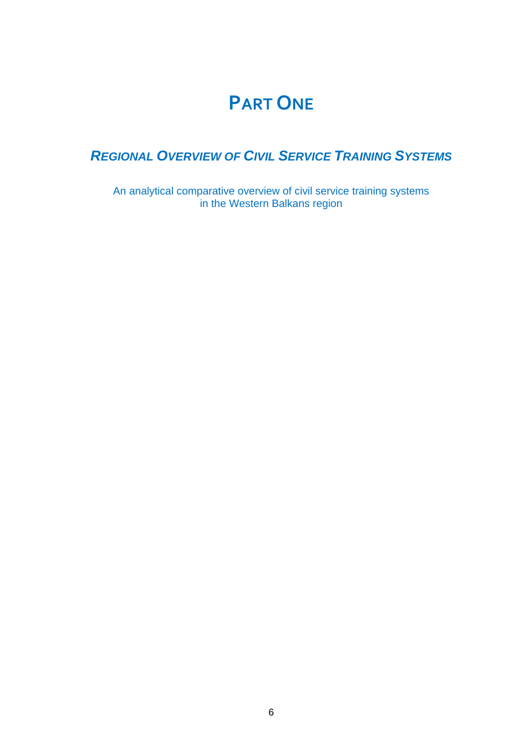# Part One

## *Regional Overview of Civil Service Training Systems*

An analytical comparative overview of civil service training systems in the Western Balkans region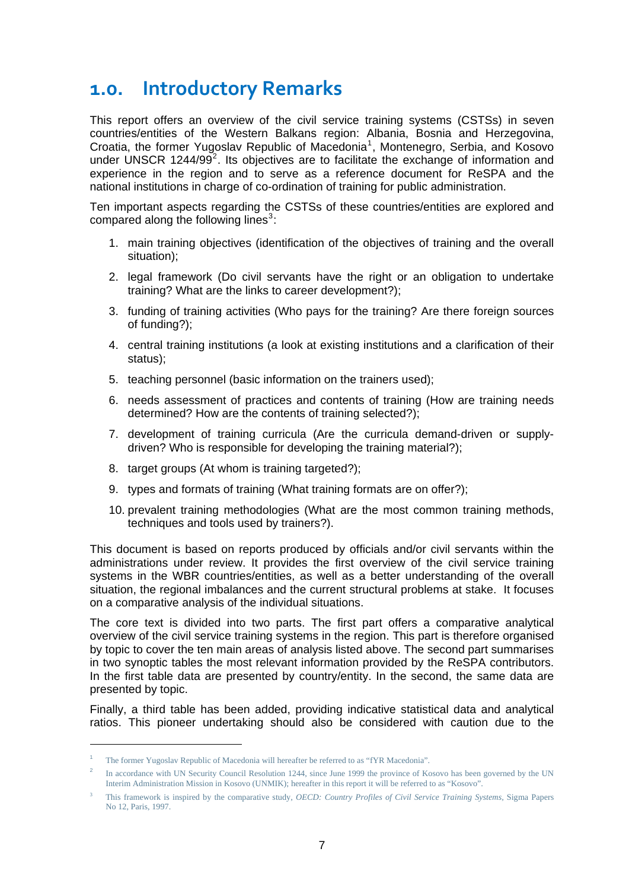# 1.0. Introductory Remarks

This report offers an overview of the civil service training systems (CSTSs) in seven countries/entities of the Western Balkans region: Albania, Bosnia and Herzegovina, Croatia, the former Yugoslav Republic of Macedonia[1], Montenegro, Serbia, and Kosovo under UNSCR 1244/99[2]. Its objectives are to facilitate the exchange of information and experience in the region and to serve as a reference document for ReSPA and the national institutions in charge of co-ordination of training for public administration.

Ten important aspects regarding the CSTSs of these countries/entities are explored and compared along the following lines[3]:

1. main training objectives (identification of the objectives of training and the overall situation);
2. legal framework (Do civil servants have the right or an obligation to undertake training? What are the links to career development?);
3. funding of training activities (Who pays for the training? Are there foreign sources of funding?);
4. central training institutions (a look at existing institutions and a clarification of their status);
5. teaching personnel (basic information on the trainers used);
6. needs assessment of practices and contents of training (How are training needs determined? How are the contents of training selected?);
7. development of training curricula (Are the curricula demand-driven or supply-driven? Who is responsible for developing the training material?);
8. target groups (At whom is training targeted?);
9. types and formats of training (What training formats are on offer?);
10. prevalent training methodologies (What are the most common training methods, techniques and tools used by trainers?).

This document is based on reports produced by officials and/or civil servants within the administrations under review. It provides the first overview of the civil service training systems in the WBR countries/entities, as well as a better understanding of the overall situation, the regional imbalances and the current structural problems at stake. It focuses on a comparative analysis of the individual situations.

The core text is divided into two parts. The first part offers a comparative analytical overview of the civil service training systems in the region. This part is therefore organised by topic to cover the ten main areas of analysis listed above. The second part summarises in two synoptic tables the most relevant information provided by the ReSPA contributors. In the first table data are presented by country/entity. In the second, the same data are presented by topic.

Finally, a third table has been added, providing indicative statistical data and analytical ratios. This pioneer undertaking should also be considered with caution due to the

---

[1] The former Yugoslav Republic of Macedonia will hereafter be referred to as "fYR Macedonia".

[2] In accordance with UN Security Council Resolution 1244, since June 1999 the province of Kosovo has been governed by the UN Interim Administration Mission in Kosovo (UNMIK); hereafter in this report it will be referred to as "Kosovo".

[3] This framework is inspired by the comparative study, *OECD: Country Profiles of Civil Service Training Systems*, Sigma Papers No 12, Paris, 1997.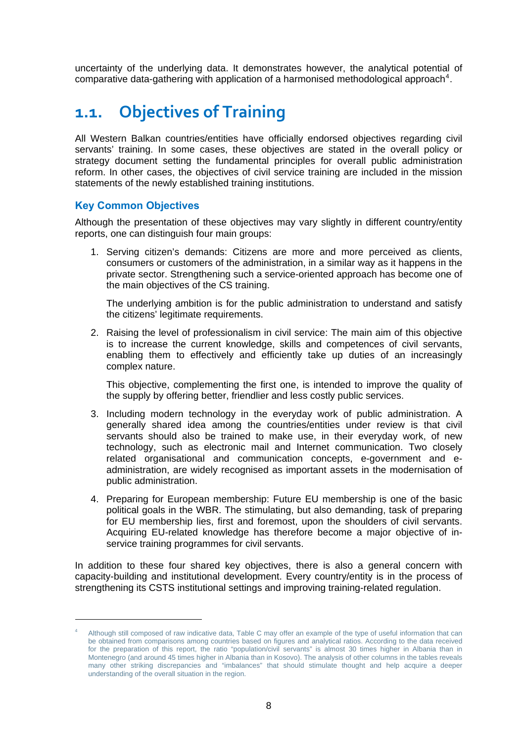uncertainty of the underlying data. It demonstrates however, the analytical potential of comparative data-gathering with application of a harmonised methodological approach[4].

## 1.1. Objectives of Training

All Western Balkan countries/entities have officially endorsed objectives regarding civil servants' training. In some cases, these objectives are stated in the overall policy or strategy document setting the fundamental principles for overall public administration reform. In other cases, the objectives of civil service training are included in the mission statements of the newly established training institutions.

### Key Common Objectives

Although the presentation of these objectives may vary slightly in different country/entity reports, one can distinguish four main groups:

1. Serving citizen's demands: Citizens are more and more perceived as clients, consumers or customers of the administration, in a similar way as it happens in the private sector. Strengthening such a service-oriented approach has become one of the main objectives of the CS training.

   The underlying ambition is for the public administration to understand and satisfy the citizens' legitimate requirements.

2. Raising the level of professionalism in civil service: The main aim of this objective is to increase the current knowledge, skills and competences of civil servants, enabling them to effectively and efficiently take up duties of an increasingly complex nature.

   This objective, complementing the first one, is intended to improve the quality of the supply by offering better, friendlier and less costly public services.

3. Including modern technology in the everyday work of public administration. A generally shared idea among the countries/entities under review is that civil servants should also be trained to make use, in their everyday work, of new technology, such as electronic mail and Internet communication. Two closely related organisational and communication concepts, e-government and e-administration, are widely recognised as important assets in the modernisation of public administration.

4. Preparing for European membership: Future EU membership is one of the basic political goals in the WBR. The stimulating, but also demanding, task of preparing for EU membership lies, first and foremost, upon the shoulders of civil servants. Acquiring EU-related knowledge has therefore become a major objective of in-service training programmes for civil servants.

In addition to these four shared key objectives, there is also a general concern with capacity-building and institutional development. Every country/entity is in the process of strengthening its CSTS institutional settings and improving training-related regulation.

---

[4] Although still composed of raw indicative data, Table C may offer an example of the type of useful information that can be obtained from comparisons among countries based on figures and analytical ratios. According to the data received for the preparation of this report, the ratio "population/civil servants" is almost 30 times higher in Albania than in Montenegro (and around 45 times higher in Albania than in Kosovo). The analysis of other columns in the tables reveals many other striking discrepancies and "imbalances" that should stimulate thought and help acquire a deeper understanding of the overall situation in the region.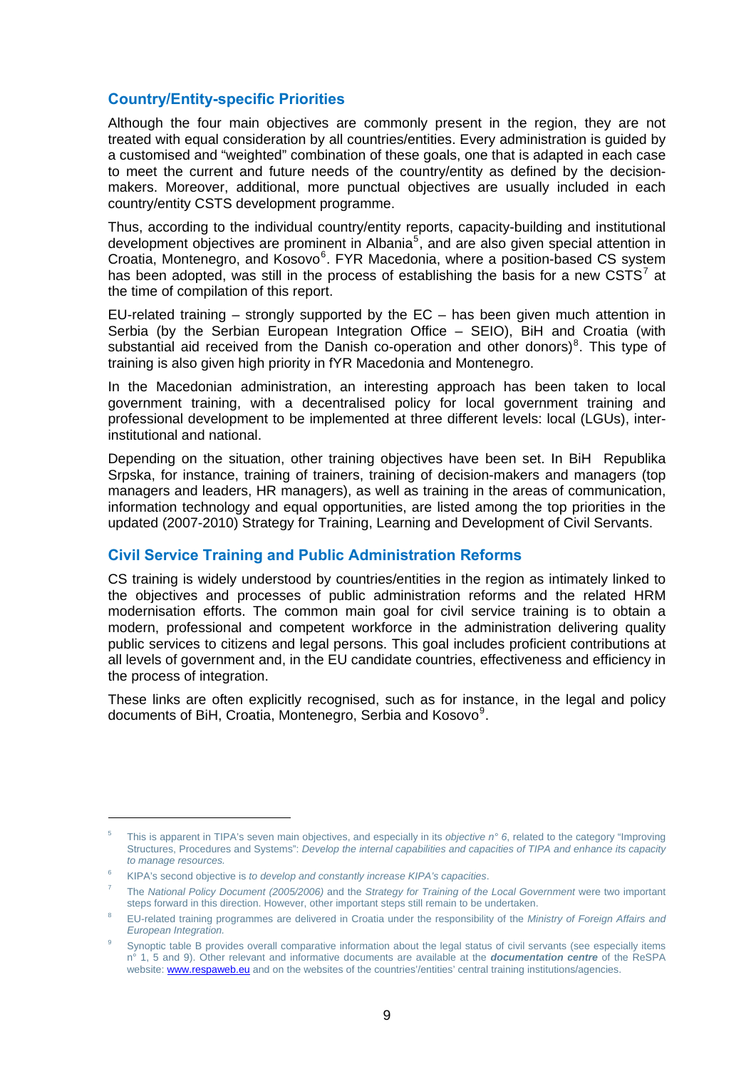## Country/Entity-specific Priorities

Although the four main objectives are commonly present in the region, they are not treated with equal consideration by all countries/entities. Every administration is guided by a customised and "weighted" combination of these goals, one that is adapted in each case to meet the current and future needs of the country/entity as defined by the decision-makers. Moreover, additional, more punctual objectives are usually included in each country/entity CSTS development programme.

Thus, according to the individual country/entity reports, capacity-building and institutional development objectives are prominent in Albania[5], and are also given special attention in Croatia, Montenegro, and Kosovo[6]. FYR Macedonia, where a position-based CS system has been adopted, was still in the process of establishing the basis for a new CSTS[7] at the time of compilation of this report.

EU-related training – strongly supported by the EC – has been given much attention in Serbia (by the Serbian European Integration Office – SEIO), BiH and Croatia (with substantial aid received from the Danish co-operation and other donors)[8]. This type of training is also given high priority in fYR Macedonia and Montenegro.

In the Macedonian administration, an interesting approach has been taken to local government training, with a decentralised policy for local government training and professional development to be implemented at three different levels: local (LGUs), inter-institutional and national.

Depending on the situation, other training objectives have been set. In BiH Republika Srpska, for instance, training of trainers, training of decision-makers and managers (top managers and leaders, HR managers), as well as training in the areas of communication, information technology and equal opportunities, are listed among the top priorities in the updated (2007-2010) Strategy for Training, Learning and Development of Civil Servants.

## Civil Service Training and Public Administration Reforms

CS training is widely understood by countries/entities in the region as intimately linked to the objectives and processes of public administration reforms and the related HRM modernisation efforts. The common main goal for civil service training is to obtain a modern, professional and competent workforce in the administration delivering quality public services to citizens and legal persons. This goal includes proficient contributions at all levels of government and, in the EU candidate countries, effectiveness and efficiency in the process of integration.

These links are often explicitly recognised, such as for instance, in the legal and policy documents of BiH, Croatia, Montenegro, Serbia and Kosovo[9].

---

[5] This is apparent in TIPA's seven main objectives, and especially in its *objective n° 6*, related to the category "Improving Structures, Procedures and Systems": *Develop the internal capabilities and capacities of TIPA and enhance its capacity to manage resources.*

[6] KIPA's second objective is *to develop and constantly increase KIPA's capacities*.

[7] The *National Policy Document (2005/2006)* and the *Strategy for Training of the Local Government* were two important steps forward in this direction. However, other important steps still remain to be undertaken.

[8] EU-related training programmes are delivered in Croatia under the responsibility of the *Ministry of Foreign Affairs and European Integration.*

[9] Synoptic table B provides overall comparative information about the legal status of civil servants (see especially items n° 1, 5 and 9). Other relevant and informative documents are available at the ***documentation centre*** of the ReSPA website: www.respaweb.eu and on the websites of the countries'/entities' central training institutions/agencies.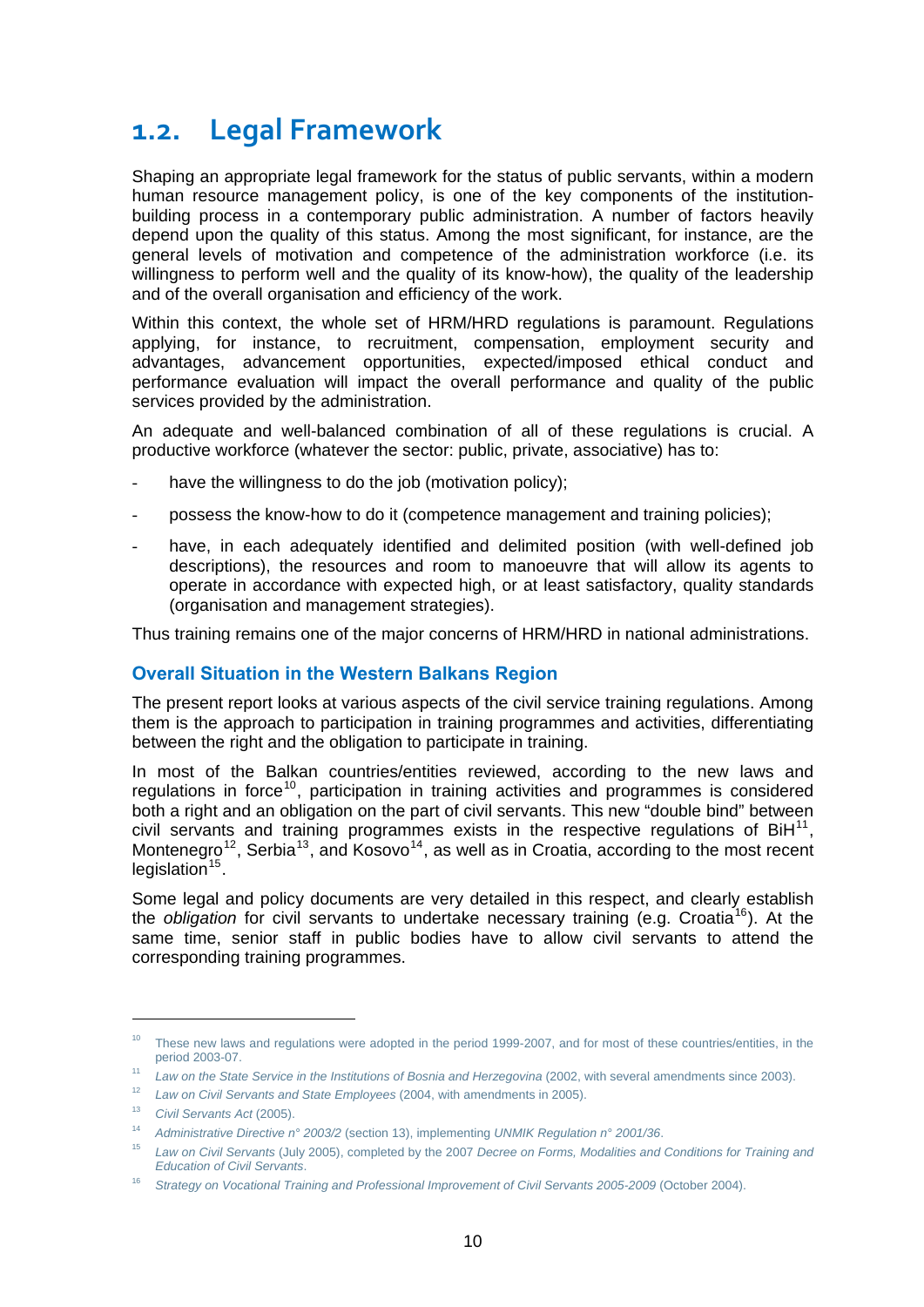## 1.2. Legal Framework

Shaping an appropriate legal framework for the status of public servants, within a modern human resource management policy, is one of the key components of the institution-building process in a contemporary public administration. A number of factors heavily depend upon the quality of this status. Among the most significant, for instance, are the general levels of motivation and competence of the administration workforce (i.e. its willingness to perform well and the quality of its know-how), the quality of the leadership and of the overall organisation and efficiency of the work.

Within this context, the whole set of HRM/HRD regulations is paramount. Regulations applying, for instance, to recruitment, compensation, employment security and advantages, advancement opportunities, expected/imposed ethical conduct and performance evaluation will impact the overall performance and quality of the public services provided by the administration.

An adequate and well-balanced combination of all of these regulations is crucial. A productive workforce (whatever the sector: public, private, associative) has to:

- have the willingness to do the job (motivation policy);
- possess the know-how to do it (competence management and training policies);
- have, in each adequately identified and delimited position (with well-defined job descriptions), the resources and room to manoeuvre that will allow its agents to operate in accordance with expected high, or at least satisfactory, quality standards (organisation and management strategies).

Thus training remains one of the major concerns of HRM/HRD in national administrations.

### Overall Situation in the Western Balkans Region

The present report looks at various aspects of the civil service training regulations. Among them is the approach to participation in training programmes and activities, differentiating between the right and the obligation to participate in training.

In most of the Balkan countries/entities reviewed, according to the new laws and regulations in force[10], participation in training activities and programmes is considered both a right and an obligation on the part of civil servants. This new "double bind" between civil servants and training programmes exists in the respective regulations of BiH[11], Montenegro[12], Serbia[13], and Kosovo[14], as well as in Croatia, according to the most recent legislation[15].

Some legal and policy documents are very detailed in this respect, and clearly establish the *obligation* for civil servants to undertake necessary training (e.g. Croatia[16]). At the same time, senior staff in public bodies have to allow civil servants to attend the corresponding training programmes.

---

[10] These new laws and regulations were adopted in the period 1999-2007, and for most of these countries/entities, in the period 2003-07.

[11] *Law on the State Service in the Institutions of Bosnia and Herzegovina* (2002, with several amendments since 2003).

[12] *Law on Civil Servants and State Employees* (2004, with amendments in 2005).

[13] *Civil Servants Act* (2005).

[14] *Administrative Directive n° 2003/2* (section 13), implementing *UNMIK Regulation n° 2001/36*.

[15] *Law on Civil Servants* (July 2005), completed by the 2007 *Decree on Forms, Modalities and Conditions for Training and Education of Civil Servants*.

[16] *Strategy on Vocational Training and Professional Improvement of Civil Servants 2005-2009* (October 2004).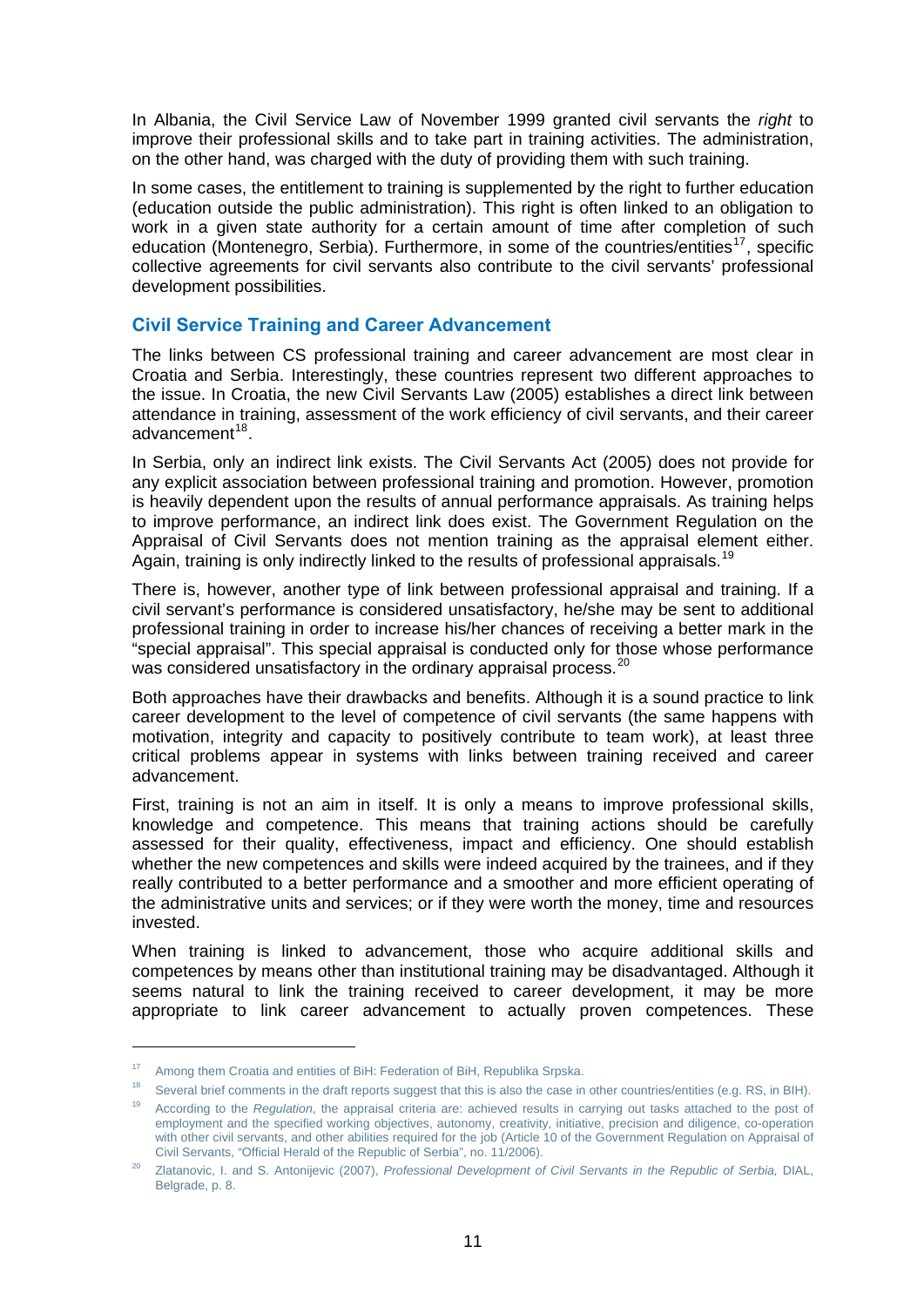In Albania, the Civil Service Law of November 1999 granted civil servants the *right* to improve their professional skills and to take part in training activities. The administration, on the other hand, was charged with the duty of providing them with such training.

In some cases, the entitlement to training is supplemented by the right to further education (education outside the public administration). This right is often linked to an obligation to work in a given state authority for a certain amount of time after completion of such education (Montenegro, Serbia). Furthermore, in some of the countries/entities[17], specific collective agreements for civil servants also contribute to the civil servants' professional development possibilities.

### Civil Service Training and Career Advancement

The links between CS professional training and career advancement are most clear in Croatia and Serbia. Interestingly, these countries represent two different approaches to the issue. In Croatia, the new Civil Servants Law (2005) establishes a direct link between attendance in training, assessment of the work efficiency of civil servants, and their career advancement[18].

In Serbia, only an indirect link exists. The Civil Servants Act (2005) does not provide for any explicit association between professional training and promotion. However, promotion is heavily dependent upon the results of annual performance appraisals. As training helps to improve performance, an indirect link does exist. The Government Regulation on the Appraisal of Civil Servants does not mention training as the appraisal element either. Again, training is only indirectly linked to the results of professional appraisals.[19]

There is, however, another type of link between professional appraisal and training. If a civil servant's performance is considered unsatisfactory, he/she may be sent to additional professional training in order to increase his/her chances of receiving a better mark in the "special appraisal". This special appraisal is conducted only for those whose performance was considered unsatisfactory in the ordinary appraisal process.[20]

Both approaches have their drawbacks and benefits. Although it is a sound practice to link career development to the level of competence of civil servants (the same happens with motivation, integrity and capacity to positively contribute to team work), at least three critical problems appear in systems with links between training received and career advancement.

First, training is not an aim in itself. It is only a means to improve professional skills, knowledge and competence. This means that training actions should be carefully assessed for their quality, effectiveness, impact and efficiency. One should establish whether the new competences and skills were indeed acquired by the trainees, and if they really contributed to a better performance and a smoother and more efficient operating of the administrative units and services; or if they were worth the money, time and resources invested.

When training is linked to advancement, those who acquire additional skills and competences by means other than institutional training may be disadvantaged. Although it seems natural to link the training received to career development, it may be more appropriate to link career advancement to actually proven competences. These

---

[17] Among them Croatia and entities of BiH: Federation of BiH, Republika Srpska.

[18] Several brief comments in the draft reports suggest that this is also the case in other countries/entities (e.g. RS, in BIH).

[19] According to the *Regulation*, the appraisal criteria are: achieved results in carrying out tasks attached to the post of employment and the specified working objectives, autonomy, creativity, initiative, precision and diligence, co-operation with other civil servants, and other abilities required for the job (Article 10 of the Government Regulation on Appraisal of Civil Servants, "Official Herald of the Republic of Serbia", no. 11/2006).

[20] Zlatanovic, I. and S. Antonijevic (2007), *Professional Development of Civil Servants in the Republic of Serbia,* DIAL, Belgrade, p. 8.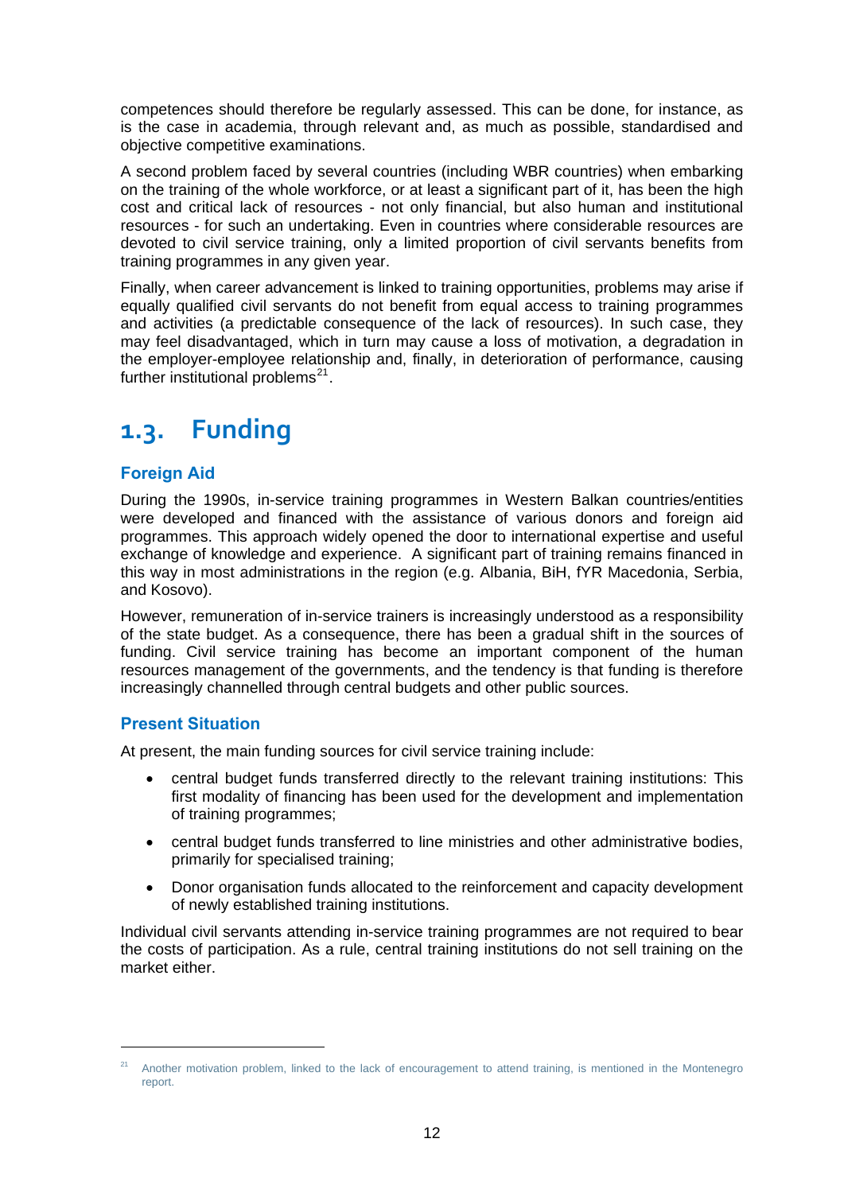competences should therefore be regularly assessed. This can be done, for instance, as is the case in academia, through relevant and, as much as possible, standardised and objective competitive examinations.

A second problem faced by several countries (including WBR countries) when embarking on the training of the whole workforce, or at least a significant part of it, has been the high cost and critical lack of resources - not only financial, but also human and institutional resources - for such an undertaking. Even in countries where considerable resources are devoted to civil service training, only a limited proportion of civil servants benefits from training programmes in any given year.

Finally, when career advancement is linked to training opportunities, problems may arise if equally qualified civil servants do not benefit from equal access to training programmes and activities (a predictable consequence of the lack of resources). In such case, they may feel disadvantaged, which in turn may cause a loss of motivation, a degradation in the employer-employee relationship and, finally, in deterioration of performance, causing further institutional problems[21].

## 1.3. Funding

### Foreign Aid

During the 1990s, in-service training programmes in Western Balkan countries/entities were developed and financed with the assistance of various donors and foreign aid programmes. This approach widely opened the door to international expertise and useful exchange of knowledge and experience. A significant part of training remains financed in this way in most administrations in the region (e.g. Albania, BiH, fYR Macedonia, Serbia, and Kosovo).

However, remuneration of in-service trainers is increasingly understood as a responsibility of the state budget. As a consequence, there has been a gradual shift in the sources of funding. Civil service training has become an important component of the human resources management of the governments, and the tendency is that funding is therefore increasingly channelled through central budgets and other public sources.

### Present Situation

At present, the main funding sources for civil service training include:

- central budget funds transferred directly to the relevant training institutions: This first modality of financing has been used for the development and implementation of training programmes;
- central budget funds transferred to line ministries and other administrative bodies, primarily for specialised training;
- Donor organisation funds allocated to the reinforcement and capacity development of newly established training institutions.

Individual civil servants attending in-service training programmes are not required to bear the costs of participation. As a rule, central training institutions do not sell training on the market either.

[21] Another motivation problem, linked to the lack of encouragement to attend training, is mentioned in the Montenegro report.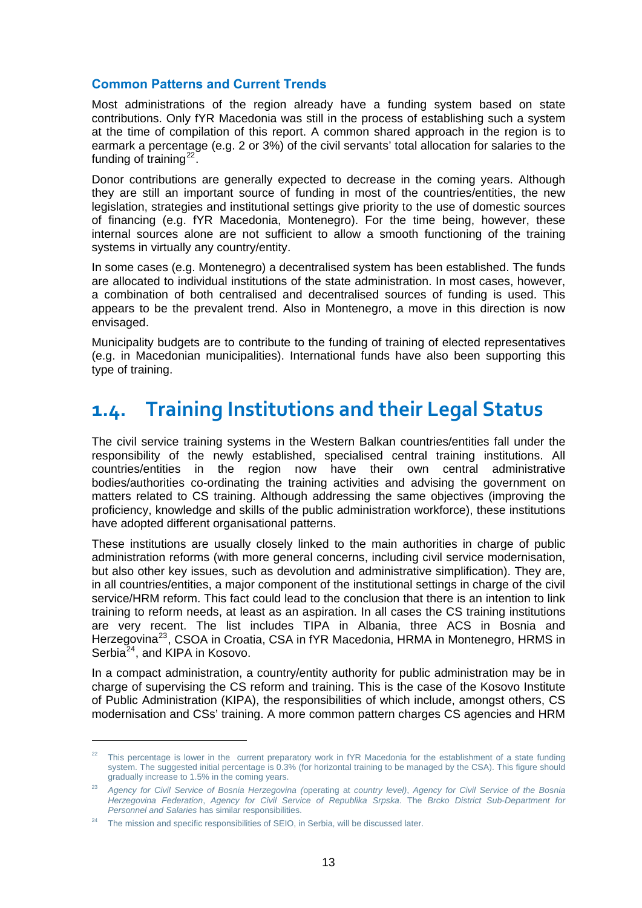### Common Patterns and Current Trends

Most administrations of the region already have a funding system based on state contributions. Only fYR Macedonia was still in the process of establishing such a system at the time of compilation of this report. A common shared approach in the region is to earmark a percentage (e.g. 2 or 3%) of the civil servants' total allocation for salaries to the funding of training[22].

Donor contributions are generally expected to decrease in the coming years. Although they are still an important source of funding in most of the countries/entities, the new legislation, strategies and institutional settings give priority to the use of domestic sources of financing (e.g. fYR Macedonia, Montenegro). For the time being, however, these internal sources alone are not sufficient to allow a smooth functioning of the training systems in virtually any country/entity.

In some cases (e.g. Montenegro) a decentralised system has been established. The funds are allocated to individual institutions of the state administration. In most cases, however, a combination of both centralised and decentralised sources of funding is used. This appears to be the prevalent trend. Also in Montenegro, a move in this direction is now envisaged.

Municipality budgets are to contribute to the funding of training of elected representatives (e.g. in Macedonian municipalities). International funds have also been supporting this type of training.

## 1.4. Training Institutions and their Legal Status

The civil service training systems in the Western Balkan countries/entities fall under the responsibility of the newly established, specialised central training institutions. All countries/entities in the region now have their own central administrative bodies/authorities co-ordinating the training activities and advising the government on matters related to CS training. Although addressing the same objectives (improving the proficiency, knowledge and skills of the public administration workforce), these institutions have adopted different organisational patterns.

These institutions are usually closely linked to the main authorities in charge of public administration reforms (with more general concerns, including civil service modernisation, but also other key issues, such as devolution and administrative simplification). They are, in all countries/entities, a major component of the institutional settings in charge of the civil service/HRM reform. This fact could lead to the conclusion that there is an intention to link training to reform needs, at least as an aspiration. In all cases the CS training institutions are very recent. The list includes TIPA in Albania, three ACS in Bosnia and Herzegovina[23], CSOA in Croatia, CSA in fYR Macedonia, HRMA in Montenegro, HRMS in Serbia[24], and KIPA in Kosovo.

In a compact administration, a country/entity authority for public administration may be in charge of supervising the CS reform and training. This is the case of the Kosovo Institute of Public Administration (KIPA), the responsibilities of which include, amongst others, CS modernisation and CSs' training. A more common pattern charges CS agencies and HRM

---

[22] This percentage is lower in the current preparatory work in fYR Macedonia for the establishment of a state funding system. The suggested initial percentage is 0.3% (for horizontal training to be managed by the CSA). This figure should gradually increase to 1.5% in the coming years.

[23] *Agency for Civil Service of Bosnia Herzegovina (*operating at *country level)*, *Agency for Civil Service of the Bosnia Herzegovina Federation*, *Agency for Civil Service of Republika Srpska*. The *Brcko District Sub-Department for Personnel and Salaries* has similar responsibilities.

[24] The mission and specific responsibilities of SEIO, in Serbia, will be discussed later.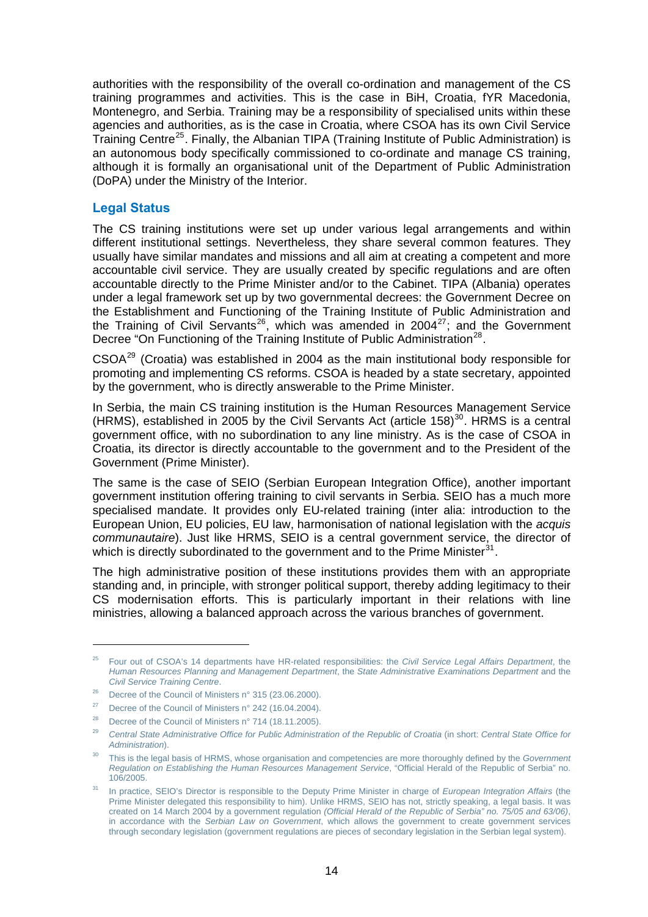authorities with the responsibility of the overall co-ordination and management of the CS training programmes and activities. This is the case in BiH, Croatia, fYR Macedonia, Montenegro, and Serbia. Training may be a responsibility of specialised units within these agencies and authorities, as is the case in Croatia, where CSOA has its own Civil Service Training Centre[25]. Finally, the Albanian TIPA (Training Institute of Public Administration) is an autonomous body specifically commissioned to co-ordinate and manage CS training, although it is formally an organisational unit of the Department of Public Administration (DoPA) under the Ministry of the Interior.

## Legal Status

The CS training institutions were set up under various legal arrangements and within different institutional settings. Nevertheless, they share several common features. They usually have similar mandates and missions and all aim at creating a competent and more accountable civil service. They are usually created by specific regulations and are often accountable directly to the Prime Minister and/or to the Cabinet. TIPA (Albania) operates under a legal framework set up by two governmental decrees: the Government Decree on the Establishment and Functioning of the Training Institute of Public Administration and the Training of Civil Servants[26], which was amended in 2004[27]; and the Government Decree "On Functioning of the Training Institute of Public Administration[28].

CSOA[29] (Croatia) was established in 2004 as the main institutional body responsible for promoting and implementing CS reforms. CSOA is headed by a state secretary, appointed by the government, who is directly answerable to the Prime Minister.

In Serbia, the main CS training institution is the Human Resources Management Service (HRMS), established in 2005 by the Civil Servants Act (article 158)[30]. HRMS is a central government office, with no subordination to any line ministry. As is the case of CSOA in Croatia, its director is directly accountable to the government and to the President of the Government (Prime Minister).

The same is the case of SEIO (Serbian European Integration Office), another important government institution offering training to civil servants in Serbia. SEIO has a much more specialised mandate. It provides only EU-related training (inter alia: introduction to the European Union, EU policies, EU law, harmonisation of national legislation with the *acquis communautaire*). Just like HRMS, SEIO is a central government service, the director of which is directly subordinated to the government and to the Prime Minister[31].

The high administrative position of these institutions provides them with an appropriate standing and, in principle, with stronger political support, thereby adding legitimacy to their CS modernisation efforts. This is particularly important in their relations with line ministries, allowing a balanced approach across the various branches of government.

---

[25] Four out of CSOA's 14 departments have HR-related responsibilities: the *Civil Service Legal Affairs Department*, the *Human Resources Planning and Management Department*, the *State Administrative Examinations Department* and the *Civil Service Training Centre*.

[26] Decree of the Council of Ministers n° 315 (23.06.2000).

[27] Decree of the Council of Ministers n° 242 (16.04.2004).

[28] Decree of the Council of Ministers n° 714 (18.11.2005).

[29] *Central State Administrative Office for Public Administration of the Republic of Croatia* (in short: *Central State Office for Administration*).

[30] This is the legal basis of HRMS, whose organisation and competencies are more thoroughly defined by the *Government Regulation on Establishing the Human Resources Management Service*, "Official Herald of the Republic of Serbia" no. 106/2005.

[31] In practice, SEIO's Director is responsible to the Deputy Prime Minister in charge of *European Integration Affairs* (the Prime Minister delegated this responsibility to him). Unlike HRMS, SEIO has not, strictly speaking, a legal basis. It was created on 14 March 2004 by a government regulation *(Official Herald of the Republic of Serbia" no. 75/05 and 63/06)*, in accordance with the *Serbian Law on Government*, which allows the government to create government services through secondary legislation (government regulations are pieces of secondary legislation in the Serbian legal system).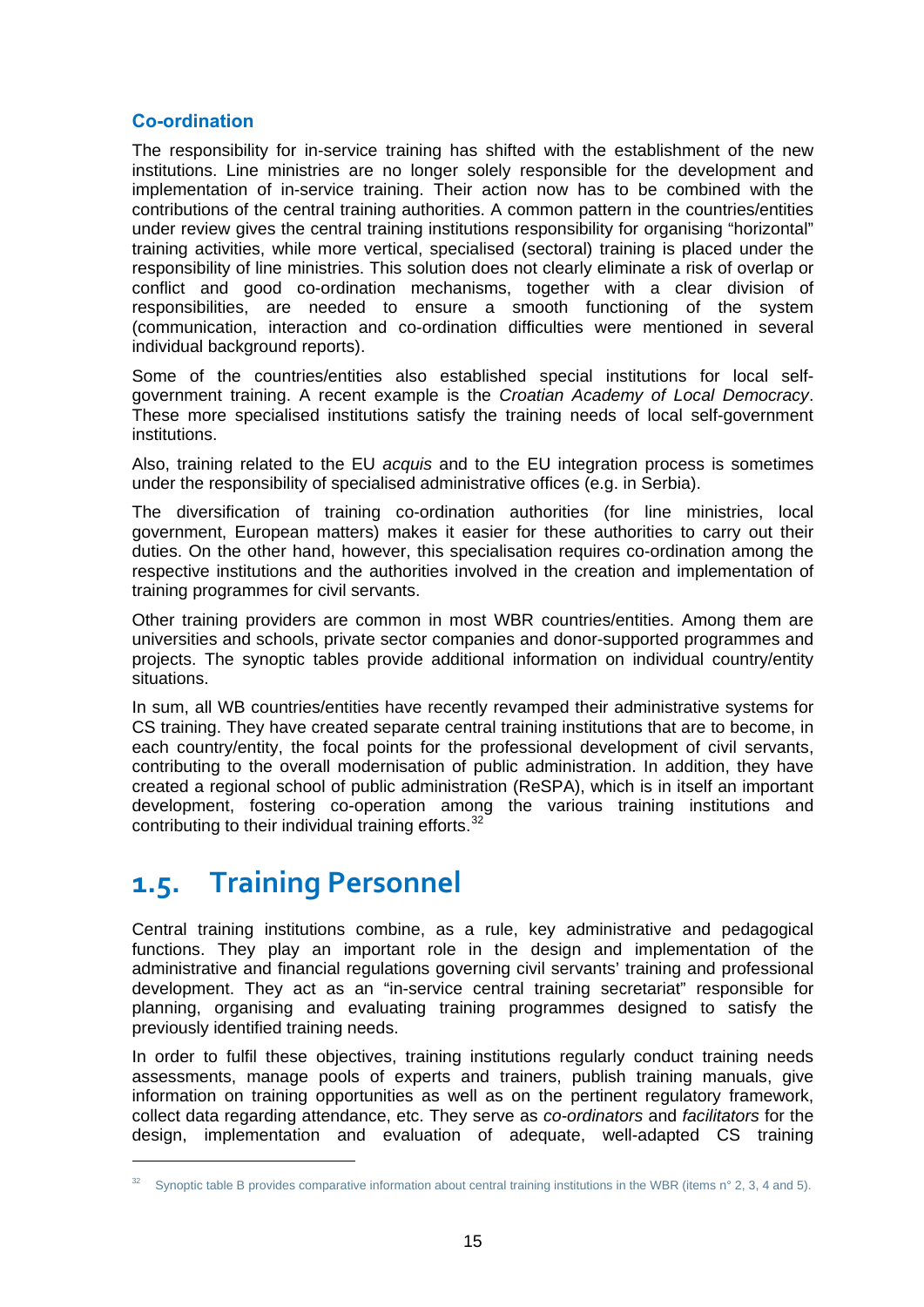### Co-ordination

The responsibility for in-service training has shifted with the establishment of the new institutions. Line ministries are no longer solely responsible for the development and implementation of in-service training. Their action now has to be combined with the contributions of the central training authorities. A common pattern in the countries/entities under review gives the central training institutions responsibility for organising "horizontal" training activities, while more vertical, specialised (sectoral) training is placed under the responsibility of line ministries. This solution does not clearly eliminate a risk of overlap or conflict and good co-ordination mechanisms, together with a clear division of responsibilities, are needed to ensure a smooth functioning of the system (communication, interaction and co-ordination difficulties were mentioned in several individual background reports).

Some of the countries/entities also established special institutions for local self-government training. A recent example is the *Croatian Academy of Local Democracy*. These more specialised institutions satisfy the training needs of local self-government institutions.

Also, training related to the EU *acquis* and to the EU integration process is sometimes under the responsibility of specialised administrative offices (e.g. in Serbia).

The diversification of training co-ordination authorities (for line ministries, local government, European matters) makes it easier for these authorities to carry out their duties. On the other hand, however, this specialisation requires co-ordination among the respective institutions and the authorities involved in the creation and implementation of training programmes for civil servants.

Other training providers are common in most WBR countries/entities. Among them are universities and schools, private sector companies and donor-supported programmes and projects. The synoptic tables provide additional information on individual country/entity situations.

In sum, all WB countries/entities have recently revamped their administrative systems for CS training. They have created separate central training institutions that are to become, in each country/entity, the focal points for the professional development of civil servants, contributing to the overall modernisation of public administration. In addition, they have created a regional school of public administration (ReSPA), which is in itself an important development, fostering co-operation among the various training institutions and contributing to their individual training efforts.[32]

## 1.5. Training Personnel

Central training institutions combine, as a rule, key administrative and pedagogical functions. They play an important role in the design and implementation of the administrative and financial regulations governing civil servants' training and professional development. They act as an "in-service central training secretariat" responsible for planning, organising and evaluating training programmes designed to satisfy the previously identified training needs.

In order to fulfil these objectives, training institutions regularly conduct training needs assessments, manage pools of experts and trainers, publish training manuals, give information on training opportunities as well as on the pertinent regulatory framework, collect data regarding attendance, etc. They serve as *co-ordinators* and *facilitators* for the design, implementation and evaluation of adequate, well-adapted CS training

---

[32] Synoptic table B provides comparative information about central training institutions in the WBR (items n° 2, 3, 4 and 5).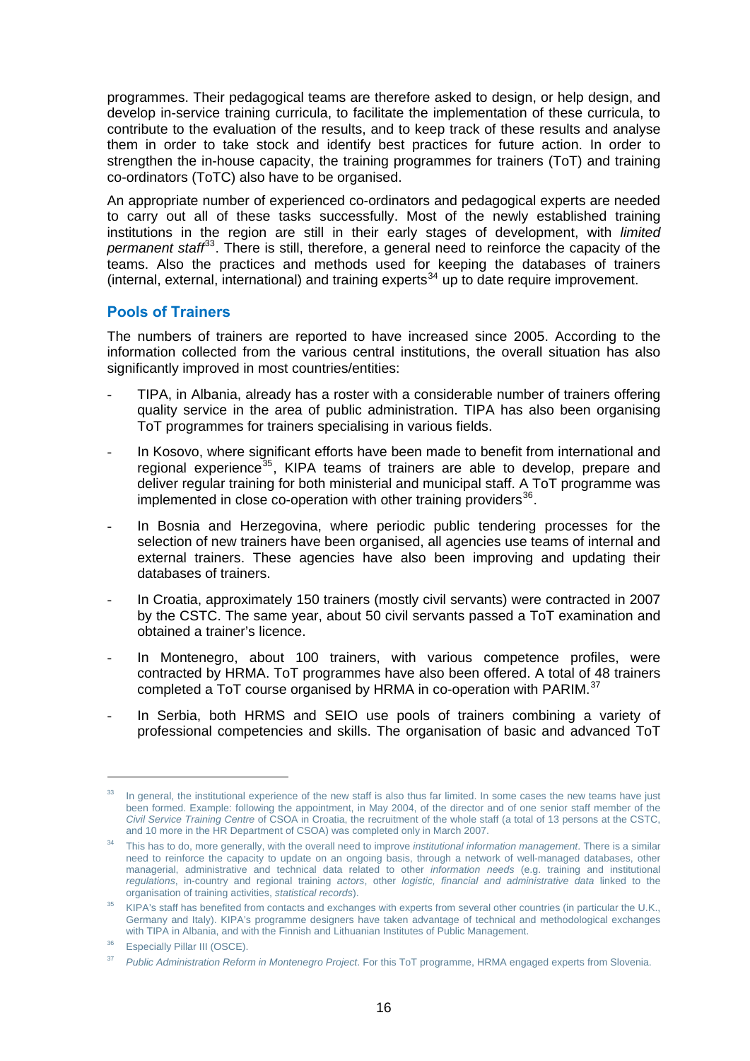programmes. Their pedagogical teams are therefore asked to design, or help design, and develop in-service training curricula, to facilitate the implementation of these curricula, to contribute to the evaluation of the results, and to keep track of these results and analyse them in order to take stock and identify best practices for future action. In order to strengthen the in-house capacity, the training programmes for trainers (ToT) and training co-ordinators (ToTC) also have to be organised.

An appropriate number of experienced co-ordinators and pedagogical experts are needed to carry out all of these tasks successfully. Most of the newly established training institutions in the region are still in their early stages of development, with *limited permanent staff*[33]. There is still, therefore, a general need to reinforce the capacity of the teams. Also the practices and methods used for keeping the databases of trainers (internal, external, international) and training experts[34] up to date require improvement.

### Pools of Trainers

The numbers of trainers are reported to have increased since 2005. According to the information collected from the various central institutions, the overall situation has also significantly improved in most countries/entities:

- TIPA, in Albania, already has a roster with a considerable number of trainers offering quality service in the area of public administration. TIPA has also been organising ToT programmes for trainers specialising in various fields.
- In Kosovo, where significant efforts have been made to benefit from international and regional experience[35], KIPA teams of trainers are able to develop, prepare and deliver regular training for both ministerial and municipal staff. A ToT programme was implemented in close co-operation with other training providers[36].
- In Bosnia and Herzegovina, where periodic public tendering processes for the selection of new trainers have been organised, all agencies use teams of internal and external trainers. These agencies have also been improving and updating their databases of trainers.
- In Croatia, approximately 150 trainers (mostly civil servants) were contracted in 2007 by the CSTC. The same year, about 50 civil servants passed a ToT examination and obtained a trainer's licence.
- In Montenegro, about 100 trainers, with various competence profiles, were contracted by HRMA. ToT programmes have also been offered. A total of 48 trainers completed a ToT course organised by HRMA in co-operation with PARIM.[37]
- In Serbia, both HRMS and SEIO use pools of trainers combining a variety of professional competencies and skills. The organisation of basic and advanced ToT

---

[33] In general, the institutional experience of the new staff is also thus far limited. In some cases the new teams have just been formed. Example: following the appointment, in May 2004, of the director and of one senior staff member of the *Civil Service Training Centre* of CSOA in Croatia, the recruitment of the whole staff (a total of 13 persons at the CSTC, and 10 more in the HR Department of CSOA) was completed only in March 2007.

[34] This has to do, more generally, with the overall need to improve *institutional information management*. There is a similar need to reinforce the capacity to update on an ongoing basis, through a network of well-managed databases, other managerial, administrative and technical data related to other *information needs* (e.g. training and institutional *regulations*, in-country and regional training *actors*, other *logistic, financial and administrative data* linked to the organisation of training activities, *statistical records*).

[35] KIPA's staff has benefited from contacts and exchanges with experts from several other countries (in particular the U.K., Germany and Italy). KIPA's programme designers have taken advantage of technical and methodological exchanges with TIPA in Albania, and with the Finnish and Lithuanian Institutes of Public Management.

[36] Especially Pillar III (OSCE).

[37] *Public Administration Reform in Montenegro Project*. For this ToT programme, HRMA engaged experts from Slovenia.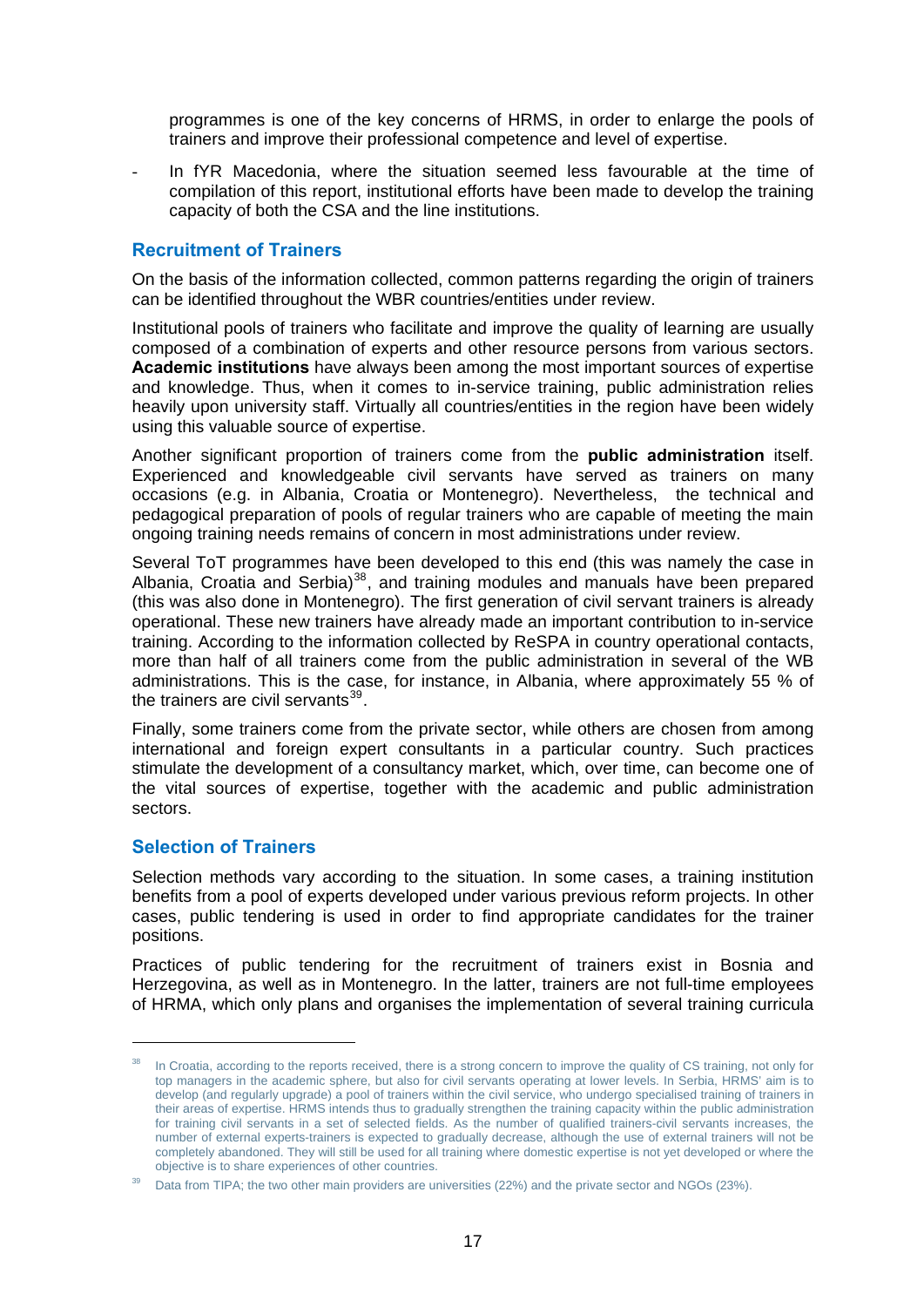programmes is one of the key concerns of HRMS, in order to enlarge the pools of trainers and improve their professional competence and level of expertise.

- In fYR Macedonia, where the situation seemed less favourable at the time of compilation of this report, institutional efforts have been made to develop the training capacity of both the CSA and the line institutions.

### Recruitment of Trainers

On the basis of the information collected, common patterns regarding the origin of trainers can be identified throughout the WBR countries/entities under review.

Institutional pools of trainers who facilitate and improve the quality of learning are usually composed of a combination of experts and other resource persons from various sectors. **Academic institutions** have always been among the most important sources of expertise and knowledge. Thus, when it comes to in-service training, public administration relies heavily upon university staff. Virtually all countries/entities in the region have been widely using this valuable source of expertise.

Another significant proportion of trainers come from the **public administration** itself. Experienced and knowledgeable civil servants have served as trainers on many occasions (e.g. in Albania, Croatia or Montenegro). Nevertheless, the technical and pedagogical preparation of pools of regular trainers who are capable of meeting the main ongoing training needs remains of concern in most administrations under review.

Several ToT programmes have been developed to this end (this was namely the case in Albania, Croatia and Serbia)[38], and training modules and manuals have been prepared (this was also done in Montenegro). The first generation of civil servant trainers is already operational. These new trainers have already made an important contribution to in-service training. According to the information collected by ReSPA in country operational contacts, more than half of all trainers come from the public administration in several of the WB administrations. This is the case, for instance, in Albania, where approximately 55 % of the trainers are civil servants[39].

Finally, some trainers come from the private sector, while others are chosen from among international and foreign expert consultants in a particular country. Such practices stimulate the development of a consultancy market, which, over time, can become one of the vital sources of expertise, together with the academic and public administration sectors.

### Selection of Trainers

Selection methods vary according to the situation. In some cases, a training institution benefits from a pool of experts developed under various previous reform projects. In other cases, public tendering is used in order to find appropriate candidates for the trainer positions.

Practices of public tendering for the recruitment of trainers exist in Bosnia and Herzegovina, as well as in Montenegro. In the latter, trainers are not full-time employees of HRMA, which only plans and organises the implementation of several training curricula

---

[38] In Croatia, according to the reports received, there is a strong concern to improve the quality of CS training, not only for top managers in the academic sphere, but also for civil servants operating at lower levels. In Serbia, HRMS' aim is to develop (and regularly upgrade) a pool of trainers within the civil service, who undergo specialised training of trainers in their areas of expertise. HRMS intends thus to gradually strengthen the training capacity within the public administration for training civil servants in a set of selected fields. As the number of qualified trainers-civil servants increases, the number of external experts-trainers is expected to gradually decrease, although the use of external trainers will not be completely abandoned. They will still be used for all training where domestic expertise is not yet developed or where the objective is to share experiences of other countries.

[39] Data from TIPA; the two other main providers are universities (22%) and the private sector and NGOs (23%).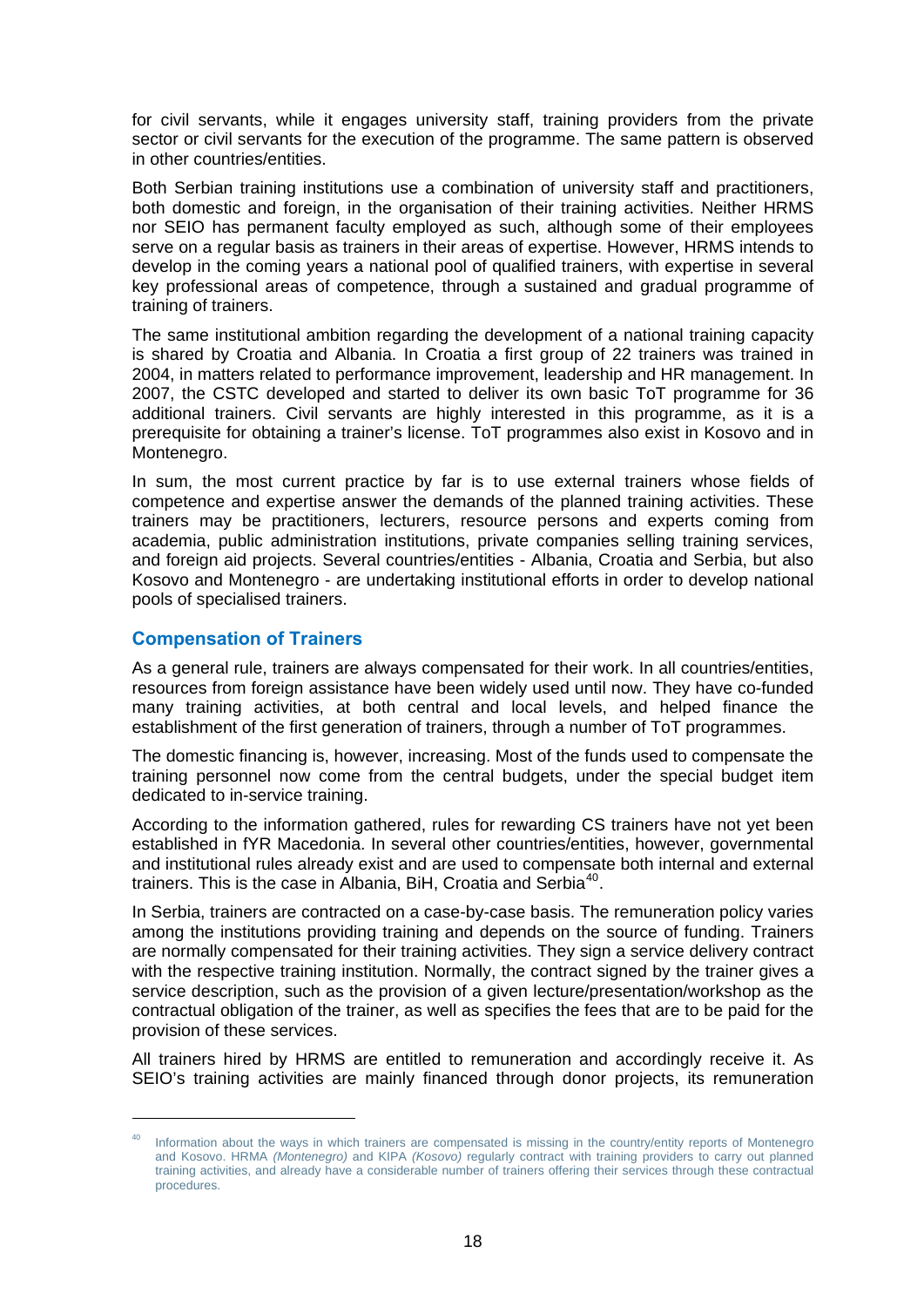for civil servants, while it engages university staff, training providers from the private sector or civil servants for the execution of the programme. The same pattern is observed in other countries/entities.

Both Serbian training institutions use a combination of university staff and practitioners, both domestic and foreign, in the organisation of their training activities. Neither HRMS nor SEIO has permanent faculty employed as such, although some of their employees serve on a regular basis as trainers in their areas of expertise. However, HRMS intends to develop in the coming years a national pool of qualified trainers, with expertise in several key professional areas of competence, through a sustained and gradual programme of training of trainers.

The same institutional ambition regarding the development of a national training capacity is shared by Croatia and Albania. In Croatia a first group of 22 trainers was trained in 2004, in matters related to performance improvement, leadership and HR management. In 2007, the CSTC developed and started to deliver its own basic ToT programme for 36 additional trainers. Civil servants are highly interested in this programme, as it is a prerequisite for obtaining a trainer's license. ToT programmes also exist in Kosovo and in Montenegro.

In sum, the most current practice by far is to use external trainers whose fields of competence and expertise answer the demands of the planned training activities. These trainers may be practitioners, lecturers, resource persons and experts coming from academia, public administration institutions, private companies selling training services, and foreign aid projects. Several countries/entities - Albania, Croatia and Serbia, but also Kosovo and Montenegro - are undertaking institutional efforts in order to develop national pools of specialised trainers.

### Compensation of Trainers

As a general rule, trainers are always compensated for their work. In all countries/entities, resources from foreign assistance have been widely used until now. They have co-funded many training activities, at both central and local levels, and helped finance the establishment of the first generation of trainers, through a number of ToT programmes.

The domestic financing is, however, increasing. Most of the funds used to compensate the training personnel now come from the central budgets, under the special budget item dedicated to in-service training.

According to the information gathered, rules for rewarding CS trainers have not yet been established in fYR Macedonia. In several other countries/entities, however, governmental and institutional rules already exist and are used to compensate both internal and external trainers. This is the case in Albania, BiH, Croatia and Serbia[40].

In Serbia, trainers are contracted on a case-by-case basis. The remuneration policy varies among the institutions providing training and depends on the source of funding. Trainers are normally compensated for their training activities. They sign a service delivery contract with the respective training institution. Normally, the contract signed by the trainer gives a service description, such as the provision of a given lecture/presentation/workshop as the contractual obligation of the trainer, as well as specifies the fees that are to be paid for the provision of these services.

All trainers hired by HRMS are entitled to remuneration and accordingly receive it. As SEIO's training activities are mainly financed through donor projects, its remuneration

---

[40] Information about the ways in which trainers are compensated is missing in the country/entity reports of Montenegro and Kosovo. HRMA *(Montenegro)* and KIPA *(Kosovo)* regularly contract with training providers to carry out planned training activities, and already have a considerable number of trainers offering their services through these contractual procedures.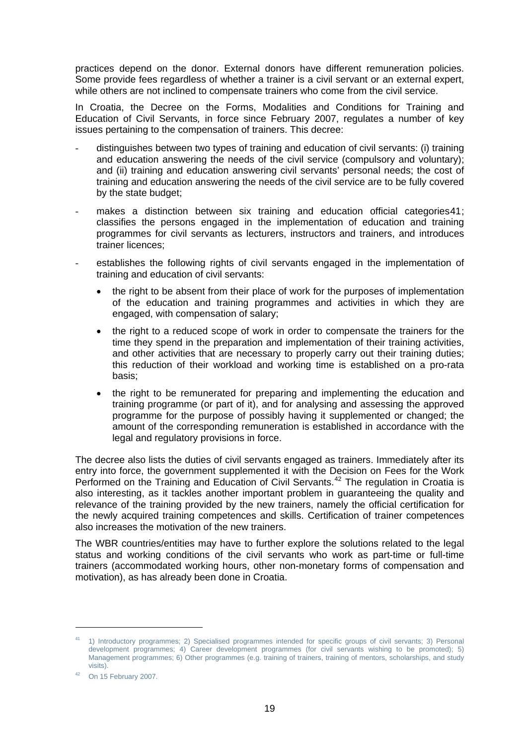practices depend on the donor. External donors have different remuneration policies. Some provide fees regardless of whether a trainer is a civil servant or an external expert, while others are not inclined to compensate trainers who come from the civil service.

In Croatia, the Decree on the Forms, Modalities and Conditions for Training and Education of Civil Servants*,* in force since February 2007, regulates a number of key issues pertaining to the compensation of trainers. This decree:

- distinguishes between two types of training and education of civil servants: (i) training and education answering the needs of the civil service (compulsory and voluntary); and (ii) training and education answering civil servants' personal needs; the cost of training and education answering the needs of the civil service are to be fully covered by the state budget;
- makes a distinction between six training and education official categories[41]; classifies the persons engaged in the implementation of education and training programmes for civil servants as lecturers, instructors and trainers, and introduces trainer licences;
- establishes the following rights of civil servants engaged in the implementation of training and education of civil servants:
  - the right to be absent from their place of work for the purposes of implementation of the education and training programmes and activities in which they are engaged, with compensation of salary;
  - the right to a reduced scope of work in order to compensate the trainers for the time they spend in the preparation and implementation of their training activities, and other activities that are necessary to properly carry out their training duties; this reduction of their workload and working time is established on a pro-rata basis;
  - the right to be remunerated for preparing and implementing the education and training programme (or part of it), and for analysing and assessing the approved programme for the purpose of possibly having it supplemented or changed; the amount of the corresponding remuneration is established in accordance with the legal and regulatory provisions in force.

The decree also lists the duties of civil servants engaged as trainers. Immediately after its entry into force, the government supplemented it with the Decision on Fees for the Work Performed on the Training and Education of Civil Servants.[42] The regulation in Croatia is also interesting, as it tackles another important problem in guaranteeing the quality and relevance of the training provided by the new trainers, namely the official certification for the newly acquired training competences and skills. Certification of trainer competences also increases the motivation of the new trainers.

The WBR countries/entities may have to further explore the solutions related to the legal status and working conditions of the civil servants who work as part-time or full-time trainers (accommodated working hours, other non-monetary forms of compensation and motivation), as has already been done in Croatia.

---

[41] 1) Introductory programmes; 2) Specialised programmes intended for specific groups of civil servants; 3) Personal development programmes; 4) Career development programmes (for civil servants wishing to be promoted); 5) Management programmes; 6) Other programmes (e.g. training of trainers, training of mentors, scholarships, and study visits).

[42] On 15 February 2007.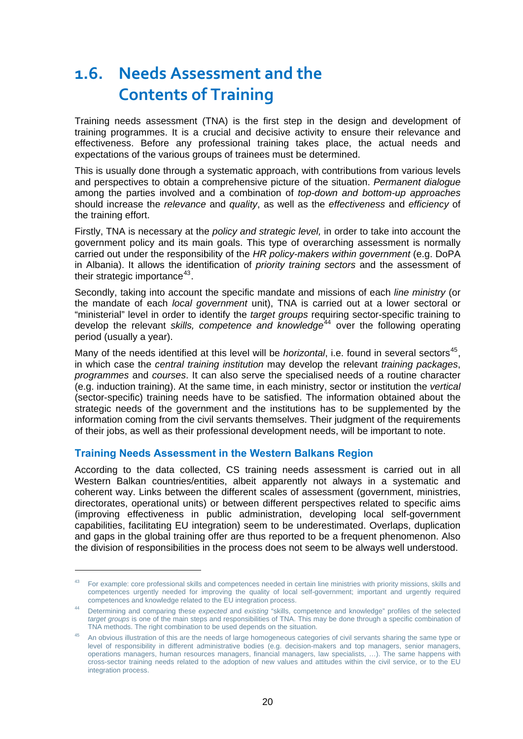## 1.6. Needs Assessment and the Contents of Training

Training needs assessment (TNA) is the first step in the design and development of training programmes. It is a crucial and decisive activity to ensure their relevance and effectiveness. Before any professional training takes place, the actual needs and expectations of the various groups of trainees must be determined.

This is usually done through a systematic approach, with contributions from various levels and perspectives to obtain a comprehensive picture of the situation. *Permanent dialogue* among the parties involved and a combination of *top-down and bottom-up approaches* should increase the *relevance* and *quality*, as well as the *effectiveness* and *efficiency* of the training effort.

Firstly, TNA is necessary at the *policy and strategic level,* in order to take into account the government policy and its main goals. This type of overarching assessment is normally carried out under the responsibility of the *HR policy-makers within government* (e.g. DoPA in Albania). It allows the identification of *priority training sectors* and the assessment of their strategic importance[43].

Secondly, taking into account the specific mandate and missions of each *line ministry* (or the mandate of each *local government* unit), TNA is carried out at a lower sectoral or "ministerial" level in order to identify the *target groups* requiring sector-specific training to develop the relevant *skills, competence and knowledge*[44] over the following operating period (usually a year).

Many of the needs identified at this level will be *horizontal*, i.e. found in several sectors[45], in which case the *central training institution* may develop the relevant *training packages*, *programmes* and *courses*. It can also serve the specialised needs of a routine character (e.g. induction training). At the same time, in each ministry, sector or institution the *vertical* (sector-specific) training needs have to be satisfied. The information obtained about the strategic needs of the government and the institutions has to be supplemented by the information coming from the civil servants themselves. Their judgment of the requirements of their jobs, as well as their professional development needs, will be important to note.

### Training Needs Assessment in the Western Balkans Region

According to the data collected, CS training needs assessment is carried out in all Western Balkan countries/entities, albeit apparently not always in a systematic and coherent way. Links between the different scales of assessment (government, ministries, directorates, operational units) or between different perspectives related to specific aims (improving effectiveness in public administration, developing local self-government capabilities, facilitating EU integration) seem to be underestimated. Overlaps, duplication and gaps in the global training offer are thus reported to be a frequent phenomenon. Also the division of responsibilities in the process does not seem to be always well understood.

---

[43] For example: core professional skills and competences needed in certain line ministries with priority missions, skills and competences urgently needed for improving the quality of local self-government; important and urgently required competences and knowledge related to the EU integration process.

[44] Determining and comparing these *expected* and *existing* "skills, competence and knowledge" profiles of the selected *target groups* is one of the main steps and responsibilities of TNA. This may be done through a specific combination of TNA methods. The right combination to be used depends on the situation.

[45] An obvious illustration of this are the needs of large homogeneous categories of civil servants sharing the same type or level of responsibility in different administrative bodies (e.g. decision-makers and top managers, senior managers, operations managers, human resources managers, financial managers, law specialists, …). The same happens with cross-sector training needs related to the adoption of new values and attitudes within the civil service, or to the EU integration process.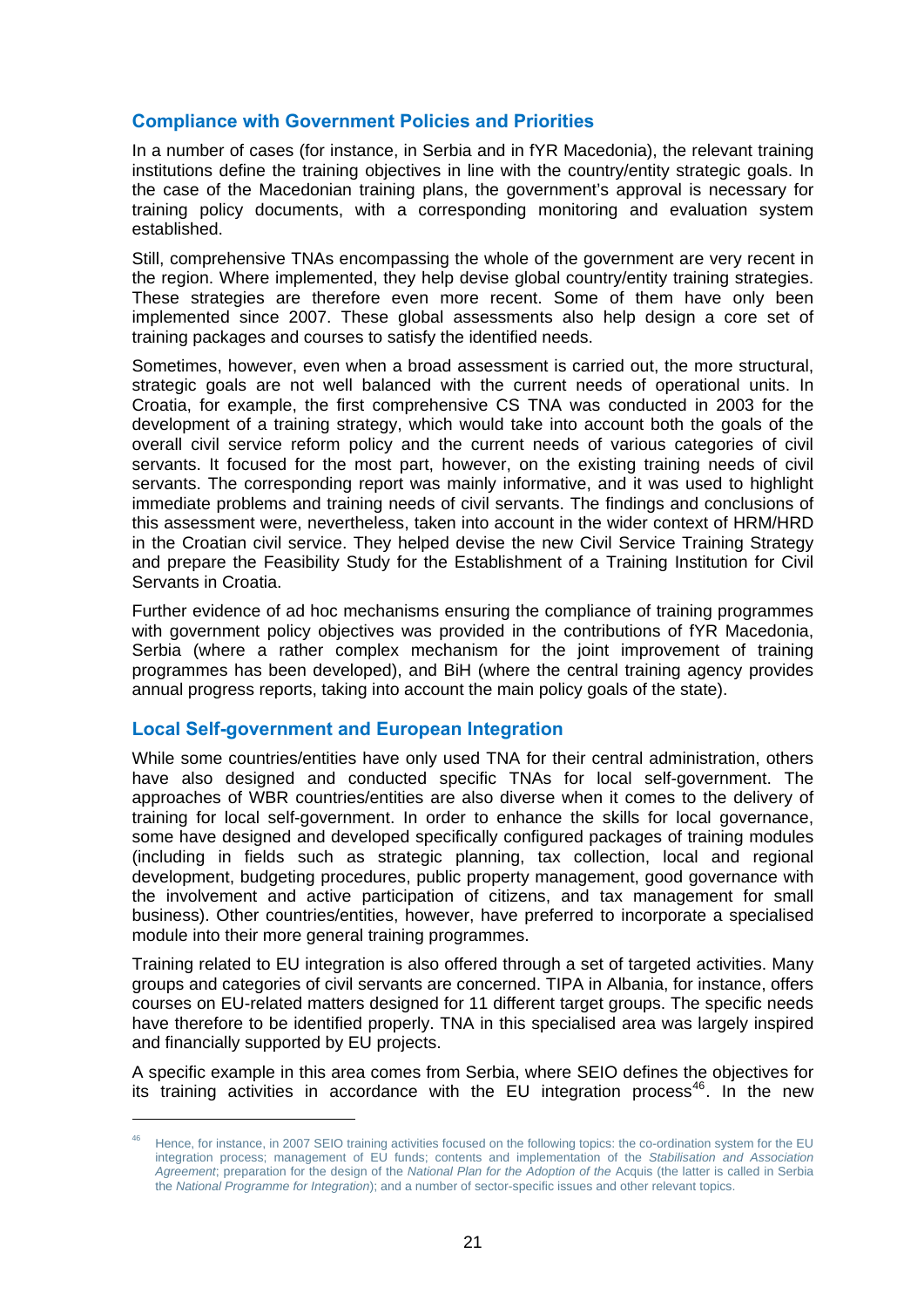### Compliance with Government Policies and Priorities

In a number of cases (for instance, in Serbia and in fYR Macedonia), the relevant training institutions define the training objectives in line with the country/entity strategic goals. In the case of the Macedonian training plans, the government's approval is necessary for training policy documents, with a corresponding monitoring and evaluation system established.

Still, comprehensive TNAs encompassing the whole of the government are very recent in the region. Where implemented, they help devise global country/entity training strategies. These strategies are therefore even more recent. Some of them have only been implemented since 2007. These global assessments also help design a core set of training packages and courses to satisfy the identified needs.

Sometimes, however, even when a broad assessment is carried out, the more structural, strategic goals are not well balanced with the current needs of operational units. In Croatia, for example, the first comprehensive CS TNA was conducted in 2003 for the development of a training strategy, which would take into account both the goals of the overall civil service reform policy and the current needs of various categories of civil servants. It focused for the most part, however, on the existing training needs of civil servants. The corresponding report was mainly informative, and it was used to highlight immediate problems and training needs of civil servants. The findings and conclusions of this assessment were, nevertheless, taken into account in the wider context of HRM/HRD in the Croatian civil service. They helped devise the new Civil Service Training Strategy and prepare the Feasibility Study for the Establishment of a Training Institution for Civil Servants in Croatia.

Further evidence of ad hoc mechanisms ensuring the compliance of training programmes with government policy objectives was provided in the contributions of fYR Macedonia, Serbia (where a rather complex mechanism for the joint improvement of training programmes has been developed), and BiH (where the central training agency provides annual progress reports, taking into account the main policy goals of the state).

### Local Self-government and European Integration

While some countries/entities have only used TNA for their central administration, others have also designed and conducted specific TNAs for local self-government. The approaches of WBR countries/entities are also diverse when it comes to the delivery of training for local self-government. In order to enhance the skills for local governance, some have designed and developed specifically configured packages of training modules (including in fields such as strategic planning, tax collection, local and regional development, budgeting procedures, public property management, good governance with the involvement and active participation of citizens, and tax management for small business). Other countries/entities, however, have preferred to incorporate a specialised module into their more general training programmes.

Training related to EU integration is also offered through a set of targeted activities. Many groups and categories of civil servants are concerned. TIPA in Albania, for instance, offers courses on EU-related matters designed for 11 different target groups. The specific needs have therefore to be identified properly. TNA in this specialised area was largely inspired and financially supported by EU projects.

A specific example in this area comes from Serbia, where SEIO defines the objectives for its training activities in accordance with the EU integration process[46]. In the new

---

[46] Hence, for instance, in 2007 SEIO training activities focused on the following topics: the co-ordination system for the EU integration process; management of EU funds; contents and implementation of the *Stabilisation and Association Agreement*; preparation for the design of the *National Plan for the Adoption of the* Acquis (the latter is called in Serbia the *National Programme for Integration*); and a number of sector-specific issues and other relevant topics.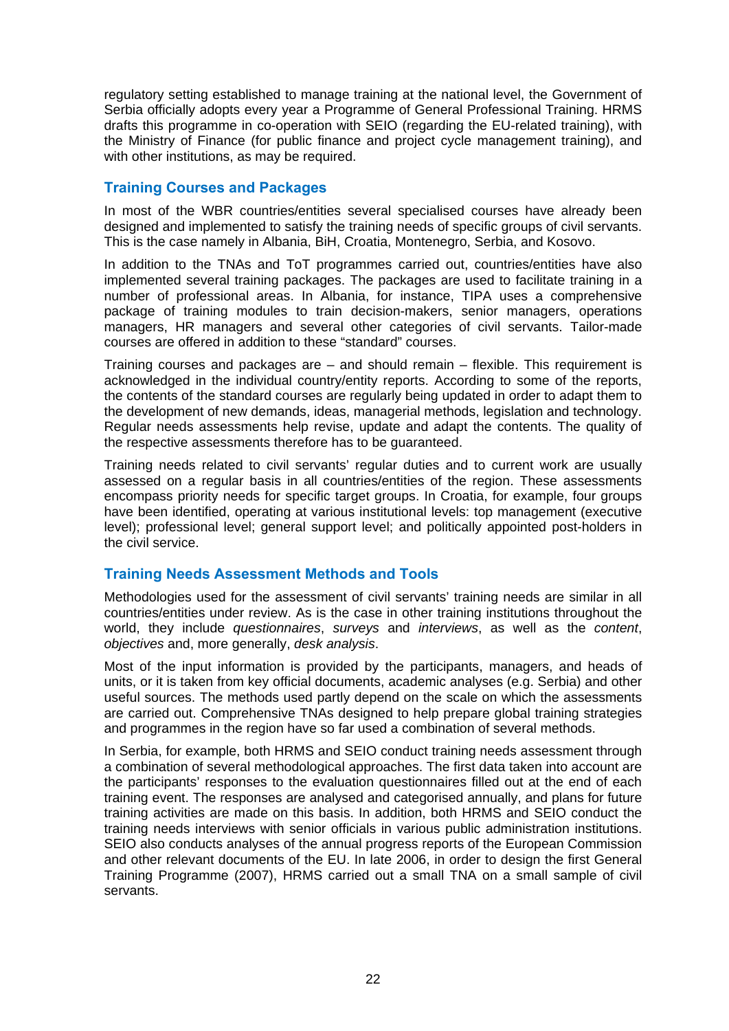regulatory setting established to manage training at the national level, the Government of Serbia officially adopts every year a Programme of General Professional Training. HRMS drafts this programme in co-operation with SEIO (regarding the EU-related training), with the Ministry of Finance (for public finance and project cycle management training), and with other institutions, as may be required.

### Training Courses and Packages

In most of the WBR countries/entities several specialised courses have already been designed and implemented to satisfy the training needs of specific groups of civil servants. This is the case namely in Albania, BiH, Croatia, Montenegro, Serbia, and Kosovo.

In addition to the TNAs and ToT programmes carried out, countries/entities have also implemented several training packages. The packages are used to facilitate training in a number of professional areas. In Albania, for instance, TIPA uses a comprehensive package of training modules to train decision-makers, senior managers, operations managers, HR managers and several other categories of civil servants. Tailor-made courses are offered in addition to these "standard" courses.

Training courses and packages are – and should remain – flexible. This requirement is acknowledged in the individual country/entity reports. According to some of the reports, the contents of the standard courses are regularly being updated in order to adapt them to the development of new demands, ideas, managerial methods, legislation and technology. Regular needs assessments help revise, update and adapt the contents. The quality of the respective assessments therefore has to be guaranteed.

Training needs related to civil servants' regular duties and to current work are usually assessed on a regular basis in all countries/entities of the region. These assessments encompass priority needs for specific target groups. In Croatia, for example, four groups have been identified, operating at various institutional levels: top management (executive level); professional level; general support level; and politically appointed post-holders in the civil service.

### Training Needs Assessment Methods and Tools

Methodologies used for the assessment of civil servants' training needs are similar in all countries/entities under review. As is the case in other training institutions throughout the world, they include *questionnaires*, *surveys* and *interviews*, as well as the *content*, *objectives* and, more generally, *desk analysis*.

Most of the input information is provided by the participants, managers, and heads of units, or it is taken from key official documents, academic analyses (e.g. Serbia) and other useful sources. The methods used partly depend on the scale on which the assessments are carried out. Comprehensive TNAs designed to help prepare global training strategies and programmes in the region have so far used a combination of several methods.

In Serbia, for example, both HRMS and SEIO conduct training needs assessment through a combination of several methodological approaches. The first data taken into account are the participants' responses to the evaluation questionnaires filled out at the end of each training event. The responses are analysed and categorised annually, and plans for future training activities are made on this basis. In addition, both HRMS and SEIO conduct the training needs interviews with senior officials in various public administration institutions. SEIO also conducts analyses of the annual progress reports of the European Commission and other relevant documents of the EU. In late 2006, in order to design the first General Training Programme (2007), HRMS carried out a small TNA on a small sample of civil servants.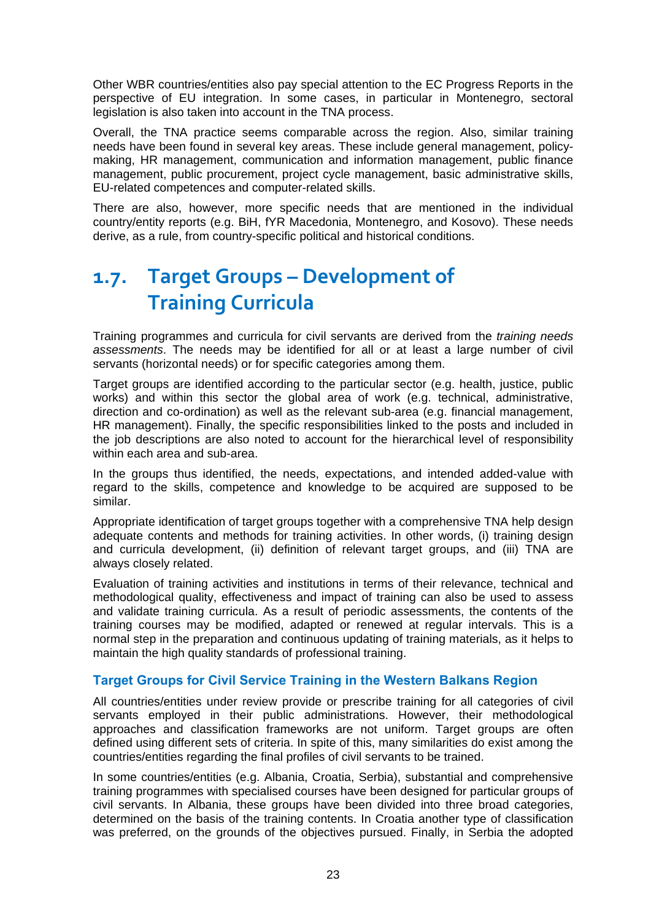Other WBR countries/entities also pay special attention to the EC Progress Reports in the perspective of EU integration. In some cases, in particular in Montenegro, sectoral legislation is also taken into account in the TNA process.

Overall, the TNA practice seems comparable across the region. Also, similar training needs have been found in several key areas. These include general management, policy-making, HR management, communication and information management, public finance management, public procurement, project cycle management, basic administrative skills, EU-related competences and computer-related skills.

There are also, however, more specific needs that are mentioned in the individual country/entity reports (e.g. BiH, fYR Macedonia, Montenegro, and Kosovo). These needs derive, as a rule, from country-specific political and historical conditions.

## 1.7. Target Groups – Development of Training Curricula

Training programmes and curricula for civil servants are derived from the *training needs assessments*. The needs may be identified for all or at least a large number of civil servants (horizontal needs) or for specific categories among them.

Target groups are identified according to the particular sector (e.g. health, justice, public works) and within this sector the global area of work (e.g. technical, administrative, direction and co-ordination) as well as the relevant sub-area (e.g. financial management, HR management). Finally, the specific responsibilities linked to the posts and included in the job descriptions are also noted to account for the hierarchical level of responsibility within each area and sub-area.

In the groups thus identified, the needs, expectations, and intended added-value with regard to the skills, competence and knowledge to be acquired are supposed to be similar.

Appropriate identification of target groups together with a comprehensive TNA help design adequate contents and methods for training activities. In other words, (i) training design and curricula development, (ii) definition of relevant target groups, and (iii) TNA are always closely related.

Evaluation of training activities and institutions in terms of their relevance, technical and methodological quality, effectiveness and impact of training can also be used to assess and validate training curricula. As a result of periodic assessments, the contents of the training courses may be modified, adapted or renewed at regular intervals. This is a normal step in the preparation and continuous updating of training materials, as it helps to maintain the high quality standards of professional training.

### Target Groups for Civil Service Training in the Western Balkans Region

All countries/entities under review provide or prescribe training for all categories of civil servants employed in their public administrations. However, their methodological approaches and classification frameworks are not uniform. Target groups are often defined using different sets of criteria. In spite of this, many similarities do exist among the countries/entities regarding the final profiles of civil servants to be trained.

In some countries/entities (e.g. Albania, Croatia, Serbia), substantial and comprehensive training programmes with specialised courses have been designed for particular groups of civil servants. In Albania, these groups have been divided into three broad categories, determined on the basis of the training contents. In Croatia another type of classification was preferred, on the grounds of the objectives pursued. Finally, in Serbia the adopted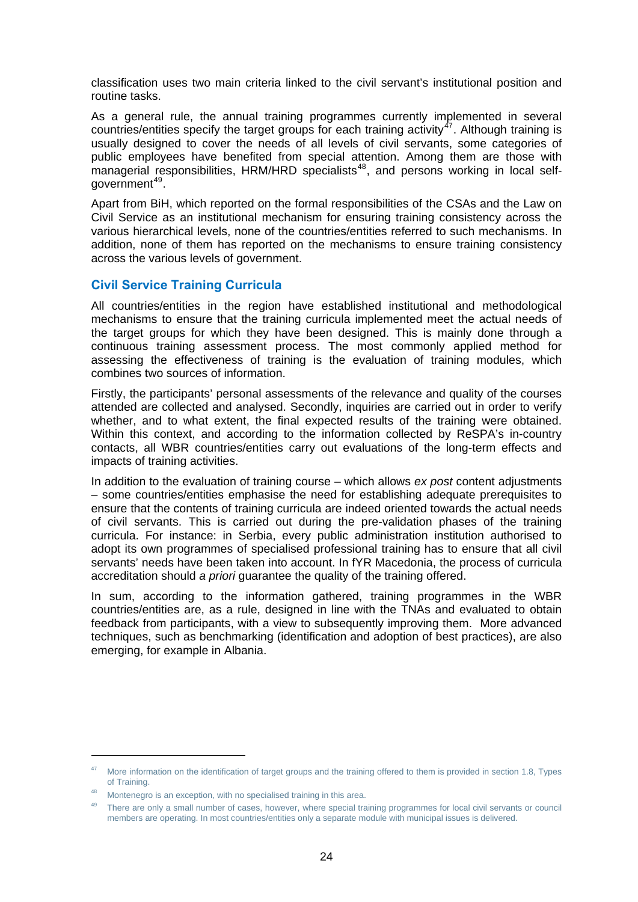classification uses two main criteria linked to the civil servant's institutional position and routine tasks.

As a general rule, the annual training programmes currently implemented in several countries/entities specify the target groups for each training activity[47]. Although training is usually designed to cover the needs of all levels of civil servants, some categories of public employees have benefited from special attention. Among them are those with managerial responsibilities, HRM/HRD specialists[48], and persons working in local self-government[49].

Apart from BiH, which reported on the formal responsibilities of the CSAs and the Law on Civil Service as an institutional mechanism for ensuring training consistency across the various hierarchical levels, none of the countries/entities referred to such mechanisms. In addition, none of them has reported on the mechanisms to ensure training consistency across the various levels of government.

## Civil Service Training Curricula

All countries/entities in the region have established institutional and methodological mechanisms to ensure that the training curricula implemented meet the actual needs of the target groups for which they have been designed. This is mainly done through a continuous training assessment process. The most commonly applied method for assessing the effectiveness of training is the evaluation of training modules, which combines two sources of information.

Firstly, the participants' personal assessments of the relevance and quality of the courses attended are collected and analysed. Secondly, inquiries are carried out in order to verify whether, and to what extent, the final expected results of the training were obtained. Within this context, and according to the information collected by ReSPA's in-country contacts, all WBR countries/entities carry out evaluations of the long-term effects and impacts of training activities.

In addition to the evaluation of training course – which allows *ex post* content adjustments – some countries/entities emphasise the need for establishing adequate prerequisites to ensure that the contents of training curricula are indeed oriented towards the actual needs of civil servants. This is carried out during the pre-validation phases of the training curricula. For instance: in Serbia, every public administration institution authorised to adopt its own programmes of specialised professional training has to ensure that all civil servants' needs have been taken into account. In fYR Macedonia, the process of curricula accreditation should *a priori* guarantee the quality of the training offered.

In sum, according to the information gathered, training programmes in the WBR countries/entities are, as a rule, designed in line with the TNAs and evaluated to obtain feedback from participants, with a view to subsequently improving them. More advanced techniques, such as benchmarking (identification and adoption of best practices), are also emerging, for example in Albania.

---

[47] More information on the identification of target groups and the training offered to them is provided in section 1.8, Types of Training.

[48] Montenegro is an exception, with no specialised training in this area.

[49] There are only a small number of cases, however, where special training programmes for local civil servants or council members are operating. In most countries/entities only a separate module with municipal issues is delivered.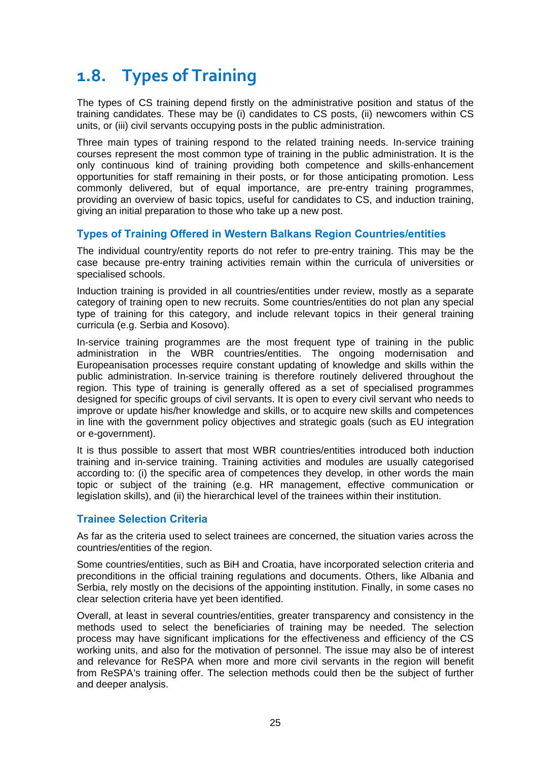## 1.8. Types of Training

The types of CS training depend firstly on the administrative position and status of the training candidates. These may be (i) candidates to CS posts, (ii) newcomers within CS units, or (iii) civil servants occupying posts in the public administration.

Three main types of training respond to the related training needs. In-service training courses represent the most common type of training in the public administration. It is the only continuous kind of training providing both competence and skills-enhancement opportunities for staff remaining in their posts, or for those anticipating promotion. Less commonly delivered, but of equal importance, are pre-entry training programmes, providing an overview of basic topics, useful for candidates to CS, and induction training, giving an initial preparation to those who take up a new post.

### Types of Training Offered in Western Balkans Region Countries/entities

The individual country/entity reports do not refer to pre-entry training. This may be the case because pre-entry training activities remain within the curricula of universities or specialised schools.

Induction training is provided in all countries/entities under review, mostly as a separate category of training open to new recruits. Some countries/entities do not plan any special type of training for this category, and include relevant topics in their general training curricula (e.g. Serbia and Kosovo).

In-service training programmes are the most frequent type of training in the public administration in the WBR countries/entities. The ongoing modernisation and Europeanisation processes require constant updating of knowledge and skills within the public administration. In-service training is therefore routinely delivered throughout the region. This type of training is generally offered as a set of specialised programmes designed for specific groups of civil servants. It is open to every civil servant who needs to improve or update his/her knowledge and skills, or to acquire new skills and competences in line with the government policy objectives and strategic goals (such as EU integration or e-government).

It is thus possible to assert that most WBR countries/entities introduced both induction training and in-service training. Training activities and modules are usually categorised according to: (i) the specific area of competences they develop, in other words the main topic or subject of the training (e.g. HR management, effective communication or legislation skills), and (ii) the hierarchical level of the trainees within their institution.

### Trainee Selection Criteria

As far as the criteria used to select trainees are concerned, the situation varies across the countries/entities of the region.

Some countries/entities, such as BiH and Croatia, have incorporated selection criteria and preconditions in the official training regulations and documents. Others, like Albania and Serbia, rely mostly on the decisions of the appointing institution. Finally, in some cases no clear selection criteria have yet been identified.

Overall, at least in several countries/entities, greater transparency and consistency in the methods used to select the beneficiaries of training may be needed. The selection process may have significant implications for the effectiveness and efficiency of the CS working units, and also for the motivation of personnel. The issue may also be of interest and relevance for ReSPA when more and more civil servants in the region will benefit from ReSPA's training offer. The selection methods could then be the subject of further and deeper analysis.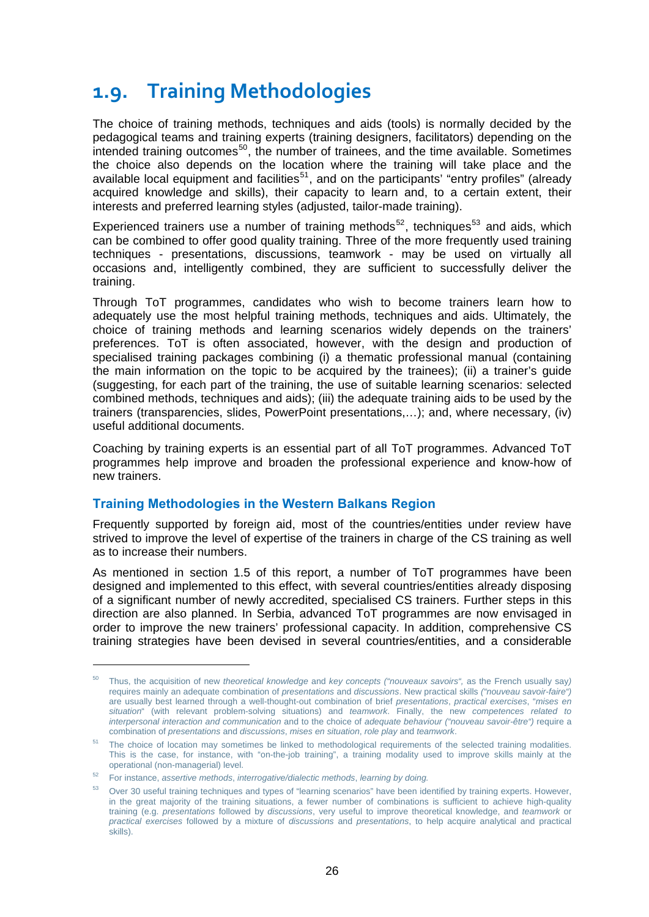## 1.9. Training Methodologies

The choice of training methods, techniques and aids (tools) is normally decided by the pedagogical teams and training experts (training designers, facilitators) depending on the intended training outcomes[50], the number of trainees, and the time available. Sometimes the choice also depends on the location where the training will take place and the available local equipment and facilities[51], and on the participants' "entry profiles" (already acquired knowledge and skills), their capacity to learn and, to a certain extent, their interests and preferred learning styles (adjusted, tailor-made training).

Experienced trainers use a number of training methods[52], techniques[53] and aids, which can be combined to offer good quality training. Three of the more frequently used training techniques - presentations, discussions, teamwork - may be used on virtually all occasions and, intelligently combined, they are sufficient to successfully deliver the training.

Through ToT programmes, candidates who wish to become trainers learn how to adequately use the most helpful training methods, techniques and aids. Ultimately, the choice of training methods and learning scenarios widely depends on the trainers' preferences. ToT is often associated, however, with the design and production of specialised training packages combining (i) a thematic professional manual (containing the main information on the topic to be acquired by the trainees); (ii) a trainer's guide (suggesting, for each part of the training, the use of suitable learning scenarios: selected combined methods, techniques and aids); (iii) the adequate training aids to be used by the trainers (transparencies, slides, PowerPoint presentations,…); and, where necessary, (iv) useful additional documents.

Coaching by training experts is an essential part of all ToT programmes. Advanced ToT programmes help improve and broaden the professional experience and know-how of new trainers.

### Training Methodologies in the Western Balkans Region

Frequently supported by foreign aid, most of the countries/entities under review have strived to improve the level of expertise of the trainers in charge of the CS training as well as to increase their numbers.

As mentioned in section 1.5 of this report, a number of ToT programmes have been designed and implemented to this effect, with several countries/entities already disposing of a significant number of newly accredited, specialised CS trainers. Further steps in this direction are also planned. In Serbia, advanced ToT programmes are now envisaged in order to improve the new trainers' professional capacity. In addition, comprehensive CS training strategies have been devised in several countries/entities, and a considerable

---

[50] Thus, the acquisition of new *theoretical knowledge* and *key concepts ("nouveaux savoirs",* as the French usually say*)* requires mainly an adequate combination of *presentations* and *discussions*. New practical skills *("nouveau savoir-faire")* are usually best learned through a well-thought-out combination of brief *presentations*, *practical exercises*, "*mises en situation*" (with relevant problem-solving situations) and *teamwork*. Finally, the new *competences related to interpersonal interaction and communication* and to the choice of *adequate behaviour ("nouveau savoir-être")* require a combination of *presentations* and *discussions*, *mises en situation*, *role play* and *teamwork*.

[51] The choice of location may sometimes be linked to methodological requirements of the selected training modalities. This is the case, for instance, with "on-the-job training", a training modality used to improve skills mainly at the operational (non-managerial) level.

[52] For instance, *assertive methods*, *interrogative/dialectic methods*, *learning by doing.*

[53] Over 30 useful training techniques and types of "learning scenarios" have been identified by training experts. However, in the great majority of the training situations, a fewer number of combinations is sufficient to achieve high-quality training (e.g. *presentations* followed by *discussions*, very useful to improve theoretical knowledge, and *teamwork* or *practical exercises* followed by a mixture of *discussions* and *presentations*, to help acquire analytical and practical skills).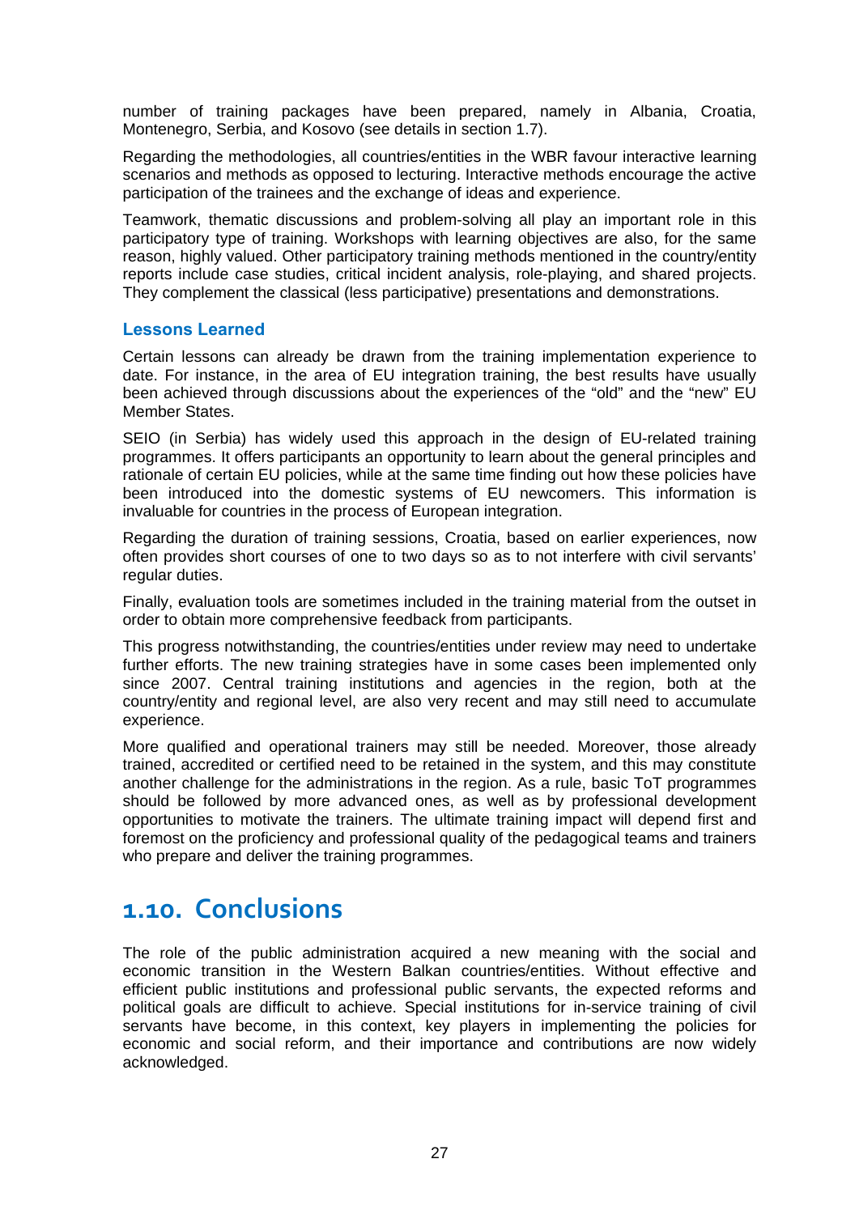number of training packages have been prepared, namely in Albania, Croatia, Montenegro, Serbia, and Kosovo (see details in section 1.7).

Regarding the methodologies, all countries/entities in the WBR favour interactive learning scenarios and methods as opposed to lecturing. Interactive methods encourage the active participation of the trainees and the exchange of ideas and experience.

Teamwork, thematic discussions and problem-solving all play an important role in this participatory type of training. Workshops with learning objectives are also, for the same reason, highly valued. Other participatory training methods mentioned in the country/entity reports include case studies, critical incident analysis, role-playing, and shared projects. They complement the classical (less participative) presentations and demonstrations.

### Lessons Learned

Certain lessons can already be drawn from the training implementation experience to date. For instance, in the area of EU integration training, the best results have usually been achieved through discussions about the experiences of the "old" and the "new" EU Member States.

SEIO (in Serbia) has widely used this approach in the design of EU-related training programmes. It offers participants an opportunity to learn about the general principles and rationale of certain EU policies, while at the same time finding out how these policies have been introduced into the domestic systems of EU newcomers. This information is invaluable for countries in the process of European integration.

Regarding the duration of training sessions, Croatia, based on earlier experiences, now often provides short courses of one to two days so as to not interfere with civil servants' regular duties.

Finally, evaluation tools are sometimes included in the training material from the outset in order to obtain more comprehensive feedback from participants.

This progress notwithstanding, the countries/entities under review may need to undertake further efforts. The new training strategies have in some cases been implemented only since 2007. Central training institutions and agencies in the region, both at the country/entity and regional level, are also very recent and may still need to accumulate experience.

More qualified and operational trainers may still be needed. Moreover, those already trained, accredited or certified need to be retained in the system, and this may constitute another challenge for the administrations in the region. As a rule, basic ToT programmes should be followed by more advanced ones, as well as by professional development opportunities to motivate the trainers. The ultimate training impact will depend first and foremost on the proficiency and professional quality of the pedagogical teams and trainers who prepare and deliver the training programmes.

## 1.10. Conclusions

The role of the public administration acquired a new meaning with the social and economic transition in the Western Balkan countries/entities. Without effective and efficient public institutions and professional public servants, the expected reforms and political goals are difficult to achieve. Special institutions for in-service training of civil servants have become, in this context, key players in implementing the policies for economic and social reform, and their importance and contributions are now widely acknowledged.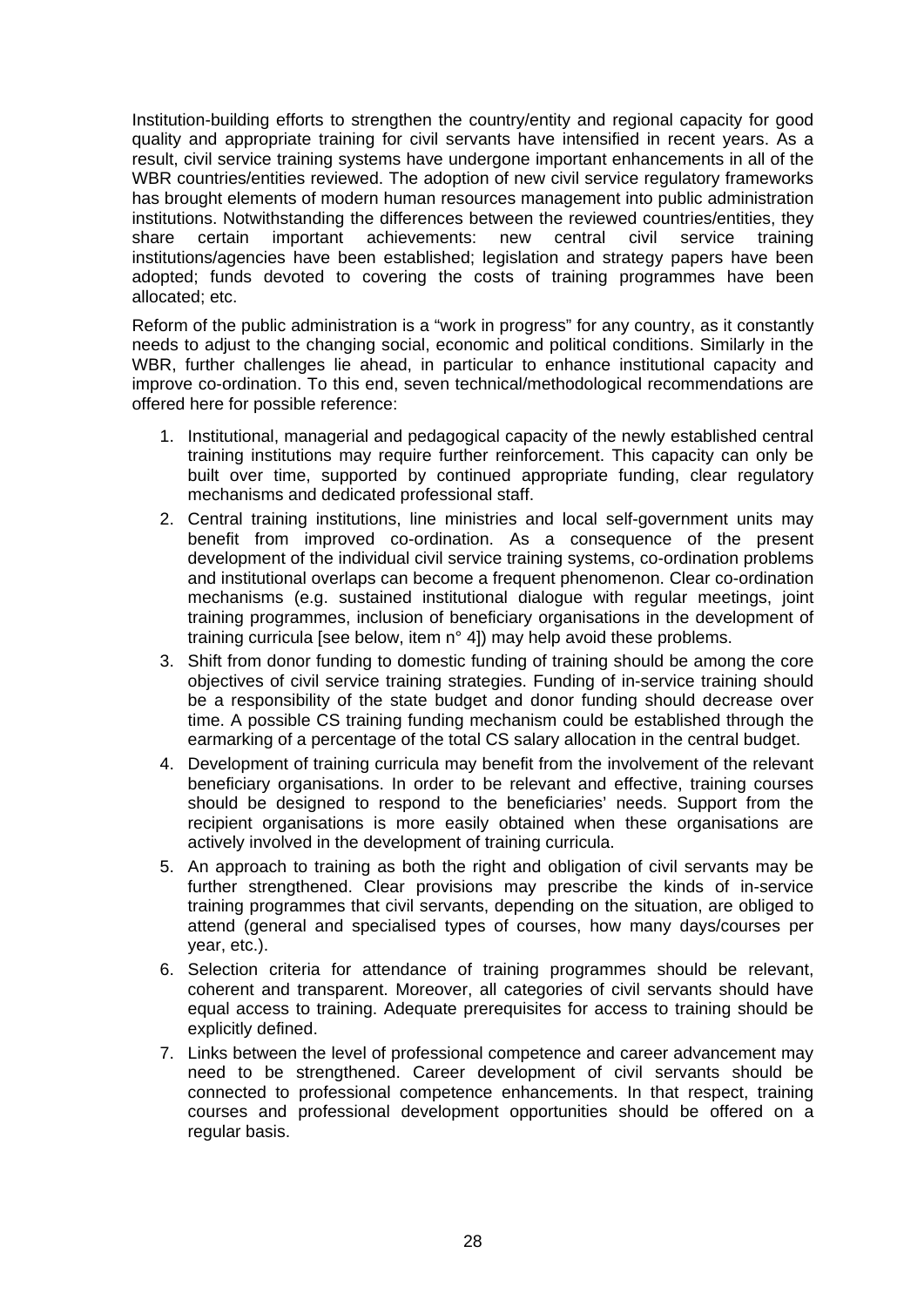Institution-building efforts to strengthen the country/entity and regional capacity for good quality and appropriate training for civil servants have intensified in recent years. As a result, civil service training systems have undergone important enhancements in all of the WBR countries/entities reviewed. The adoption of new civil service regulatory frameworks has brought elements of modern human resources management into public administration institutions. Notwithstanding the differences between the reviewed countries/entities, they share certain important achievements: new central civil service training institutions/agencies have been established; legislation and strategy papers have been adopted; funds devoted to covering the costs of training programmes have been allocated; etc.

Reform of the public administration is a "work in progress" for any country, as it constantly needs to adjust to the changing social, economic and political conditions. Similarly in the WBR, further challenges lie ahead, in particular to enhance institutional capacity and improve co-ordination. To this end, seven technical/methodological recommendations are offered here for possible reference:

1. Institutional, managerial and pedagogical capacity of the newly established central training institutions may require further reinforcement. This capacity can only be built over time, supported by continued appropriate funding, clear regulatory mechanisms and dedicated professional staff.
2. Central training institutions, line ministries and local self-government units may benefit from improved co-ordination. As a consequence of the present development of the individual civil service training systems, co-ordination problems and institutional overlaps can become a frequent phenomenon. Clear co-ordination mechanisms (e.g. sustained institutional dialogue with regular meetings, joint training programmes, inclusion of beneficiary organisations in the development of training curricula [see below, item n° 4]) may help avoid these problems.
3. Shift from donor funding to domestic funding of training should be among the core objectives of civil service training strategies. Funding of in-service training should be a responsibility of the state budget and donor funding should decrease over time. A possible CS training funding mechanism could be established through the earmarking of a percentage of the total CS salary allocation in the central budget.
4. Development of training curricula may benefit from the involvement of the relevant beneficiary organisations. In order to be relevant and effective, training courses should be designed to respond to the beneficiaries' needs. Support from the recipient organisations is more easily obtained when these organisations are actively involved in the development of training curricula.
5. An approach to training as both the right and obligation of civil servants may be further strengthened. Clear provisions may prescribe the kinds of in-service training programmes that civil servants, depending on the situation, are obliged to attend (general and specialised types of courses, how many days/courses per year, etc.).
6. Selection criteria for attendance of training programmes should be relevant, coherent and transparent. Moreover, all categories of civil servants should have equal access to training. Adequate prerequisites for access to training should be explicitly defined.
7. Links between the level of professional competence and career advancement may need to be strengthened. Career development of civil servants should be connected to professional competence enhancements. In that respect, training courses and professional development opportunities should be offered on a regular basis.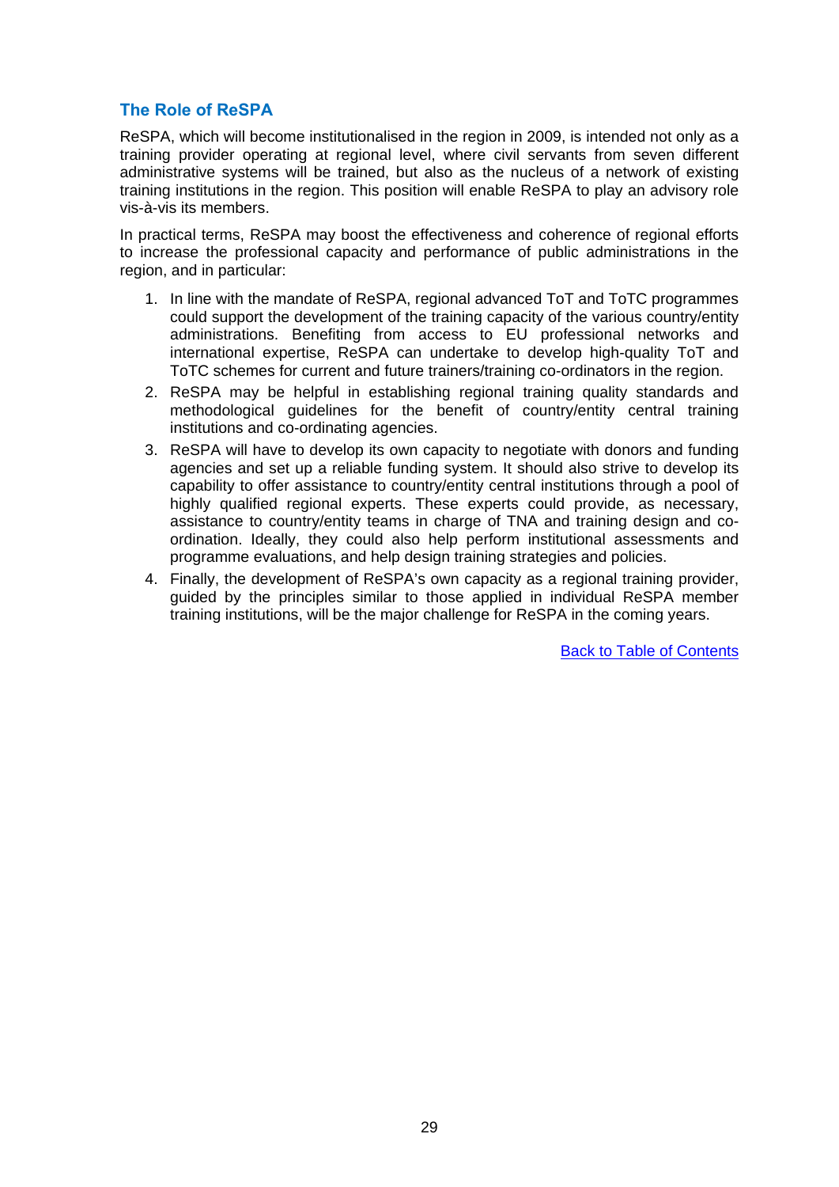### The Role of ReSPA

ReSPA, which will become institutionalised in the region in 2009, is intended not only as a training provider operating at regional level, where civil servants from seven different administrative systems will be trained, but also as the nucleus of a network of existing training institutions in the region. This position will enable ReSPA to play an advisory role vis-à-vis its members.

In practical terms, ReSPA may boost the effectiveness and coherence of regional efforts to increase the professional capacity and performance of public administrations in the region, and in particular:

1. In line with the mandate of ReSPA, regional advanced ToT and ToTC programmes could support the development of the training capacity of the various country/entity administrations. Benefiting from access to EU professional networks and international expertise, ReSPA can undertake to develop high-quality ToT and ToTC schemes for current and future trainers/training co-ordinators in the region.
2. ReSPA may be helpful in establishing regional training quality standards and methodological guidelines for the benefit of country/entity central training institutions and co-ordinating agencies.
3. ReSPA will have to develop its own capacity to negotiate with donors and funding agencies and set up a reliable funding system. It should also strive to develop its capability to offer assistance to country/entity central institutions through a pool of highly qualified regional experts. These experts could provide, as necessary, assistance to country/entity teams in charge of TNA and training design and co-ordination. Ideally, they could also help perform institutional assessments and programme evaluations, and help design training strategies and policies.
4. Finally, the development of ReSPA's own capacity as a regional training provider, guided by the principles similar to those applied in individual ReSPA member training institutions, will be the major challenge for ReSPA in the coming years.

Back to Table of Contents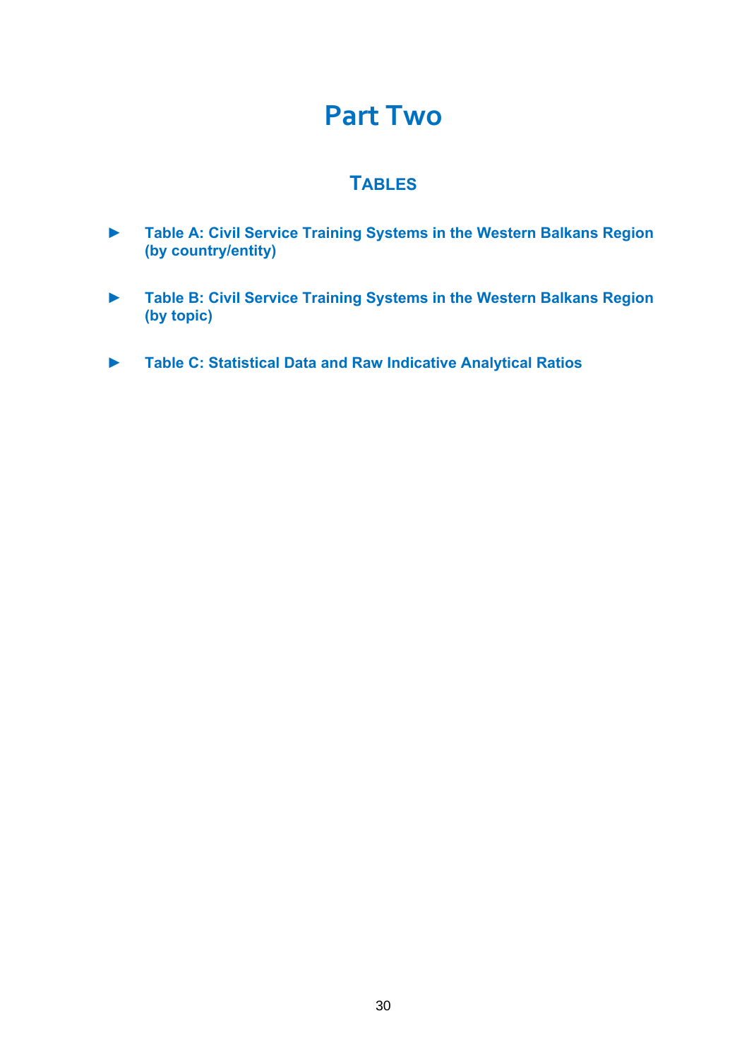# Part Two

## Tables

- **Table A: Civil Service Training Systems in the Western Balkans Region (by country/entity)**
- **Table B: Civil Service Training Systems in the Western Balkans Region (by topic)**
- **Table C: Statistical Data and Raw Indicative Analytical Ratios**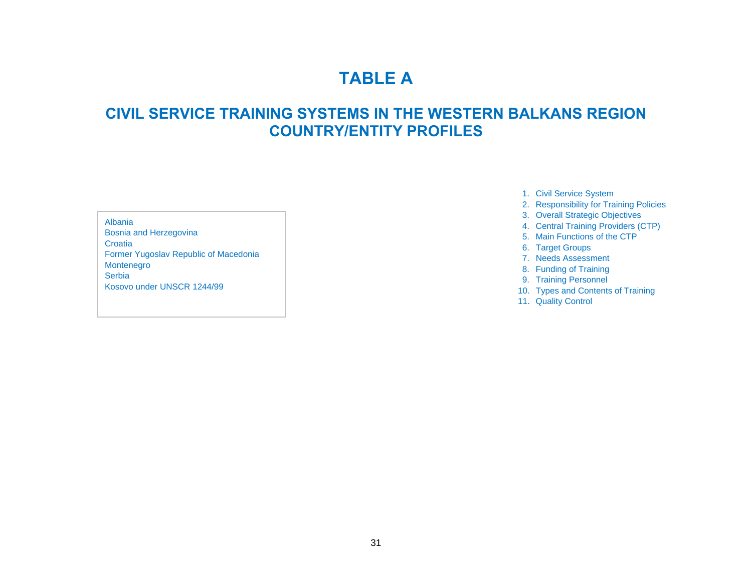# TABLE A

## CIVIL SERVICE TRAINING SYSTEMS IN THE WESTERN BALKANS REGION COUNTRY/ENTITY PROFILES

Albania
Bosnia and Herzegovina
Croatia
Former Yugoslav Republic of Macedonia
Montenegro
Serbia
Kosovo under UNSCR 1244/99

1. Civil Service System
2. Responsibility for Training Policies
3. Overall Strategic Objectives
4. Central Training Providers (CTP)
5. Main Functions of the CTP
6. Target Groups
7. Needs Assessment
8. Funding of Training
9. Training Personnel
10. Types and Contents of Training
11. Quality Control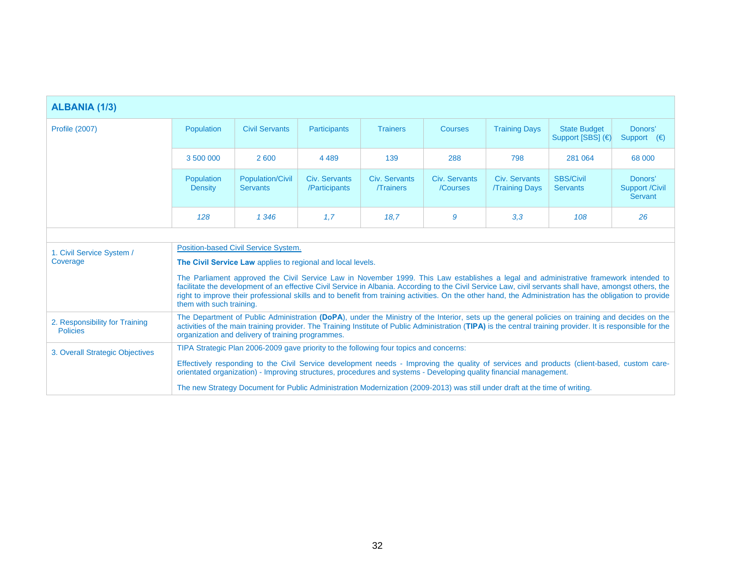## ALBANIA (1/3)

| Profile (2007) | Population | Civil Servants | Participants | Trainers | Courses | Training Days | State Budget Support [SBS] (€) | Donors' Support (€) |
|---|---|---|---|---|---|---|---|---|
| | 3 500 000 | 2 600 | 4 489 | 139 | 288 | 798 | 281 064 | 68 000 |
| | Population Density | Population/Civil Servants | Civ. Servants /Participants | Civ. Servants /Trainers | Civ. Servants /Courses | Civ. Servants /Training Days | SBS/Civil Servants | Donors' Support /Civil Servant |
| | *128* | *1 346* | *1,7* | *18,7* | *9* | *3,3* | *108* | *26* |

| | |
|---|---|
| 1. Civil Service System / Coverage | <u>Position-based Civil Service System.</u><br><br>**The Civil Service Law** applies to regional and local levels.<br><br>The Parliament approved the Civil Service Law in November 1999. This Law establishes a legal and administrative framework intended to facilitate the development of an effective Civil Service in Albania. According to the Civil Service Law, civil servants shall have, amongst others, the right to improve their professional skills and to benefit from training activities. On the other hand, the Administration has the obligation to provide them with such training. |
| 2. Responsibility for Training Policies | The Department of Public Administration **(DoPA)**, under the Ministry of the Interior, sets up the general policies on training and decides on the activities of the main training provider. The Training Institute of Public Administration (**TIPA)** is the central training provider. It is responsible for the organization and delivery of training programmes. |
| 3. Overall Strategic Objectives | TIPA Strategic Plan 2006-2009 gave priority to the following four topics and concerns:<br><br>Effectively responding to the Civil Service development needs - Improving the quality of services and products (client-based, custom care-orientated organization) - Improving structures, procedures and systems - Developing quality financial management.<br><br>The new Strategy Document for Public Administration Modernization (2009-2013) was still under draft at the time of writing. |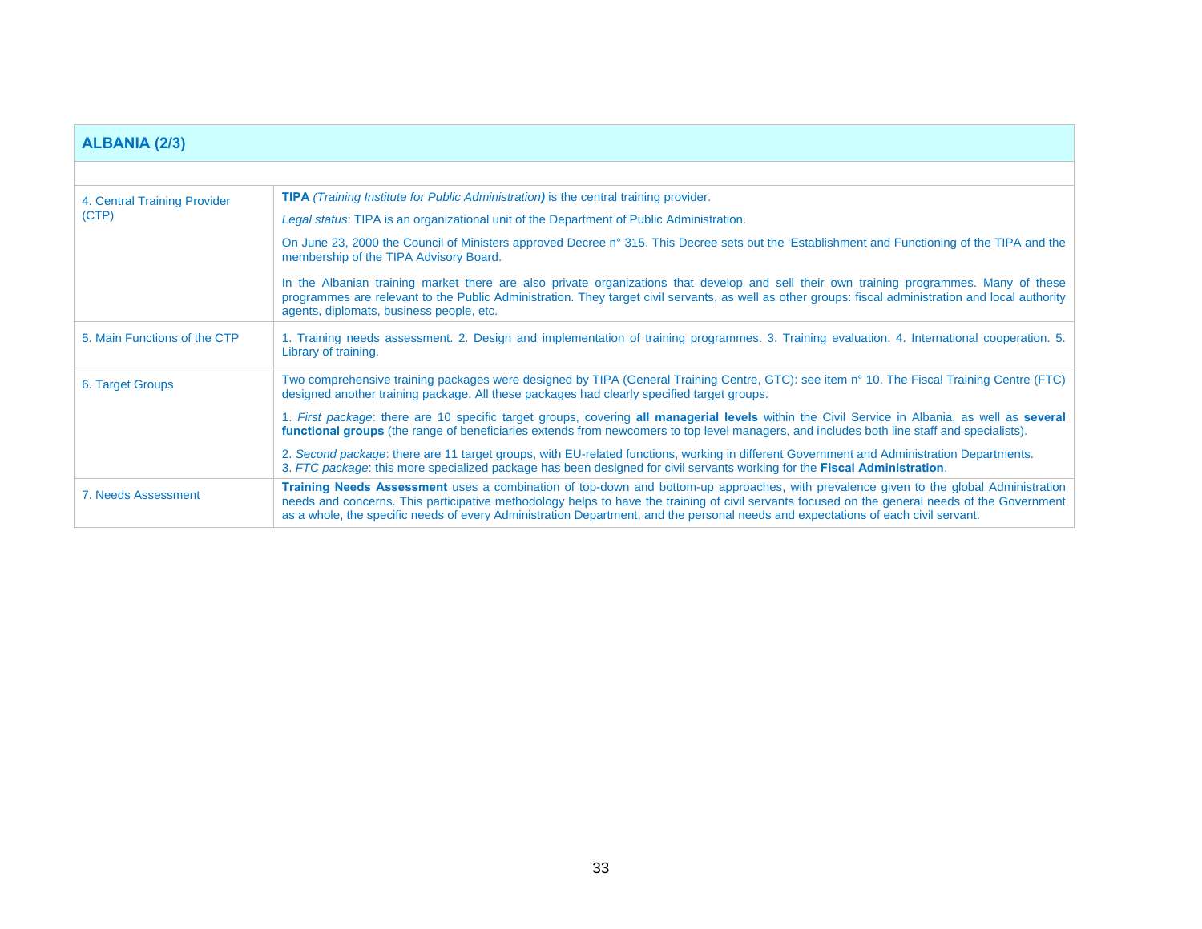| ALBANIA (2/3) | |
|---|---|
| | |
| 4. Central Training Provider (CTP) | **TIPA** *(Training Institute for Public Administration)* is the central training provider.<br><br>*Legal status*: TIPA is an organizational unit of the Department of Public Administration.<br><br>On June 23, 2000 the Council of Ministers approved Decree n° 315. This Decree sets out the 'Establishment and Functioning of the TIPA and the membership of the TIPA Advisory Board.<br><br>In the Albanian training market there are also private organizations that develop and sell their own training programmes. Many of these programmes are relevant to the Public Administration. They target civil servants, as well as other groups: fiscal administration and local authority agents, diplomats, business people, etc. |
| 5. Main Functions of the CTP | 1. Training needs assessment. 2. Design and implementation of training programmes. 3. Training evaluation. 4. International cooperation. 5. Library of training. |
| 6. Target Groups | Two comprehensive training packages were designed by TIPA (General Training Centre, GTC): see item n° 10. The Fiscal Training Centre (FTC) designed another training package. All these packages had clearly specified target groups.<br><br>1. *First package*: there are 10 specific target groups, covering **all managerial levels** within the Civil Service in Albania, as well as **several functional groups** (the range of beneficiaries extends from newcomers to top level managers, and includes both line staff and specialists).<br><br>2. *Second package*: there are 11 target groups, with EU-related functions, working in different Government and Administration Departments.<br>3. *FTC package*: this more specialized package has been designed for civil servants working for the **Fiscal Administration**. |
| 7. Needs Assessment | **Training Needs Assessment** uses a combination of top-down and bottom-up approaches, with prevalence given to the global Administration needs and concerns. This participative methodology helps to have the training of civil servants focused on the general needs of the Government as a whole, the specific needs of every Administration Department, and the personal needs and expectations of each civil servant. |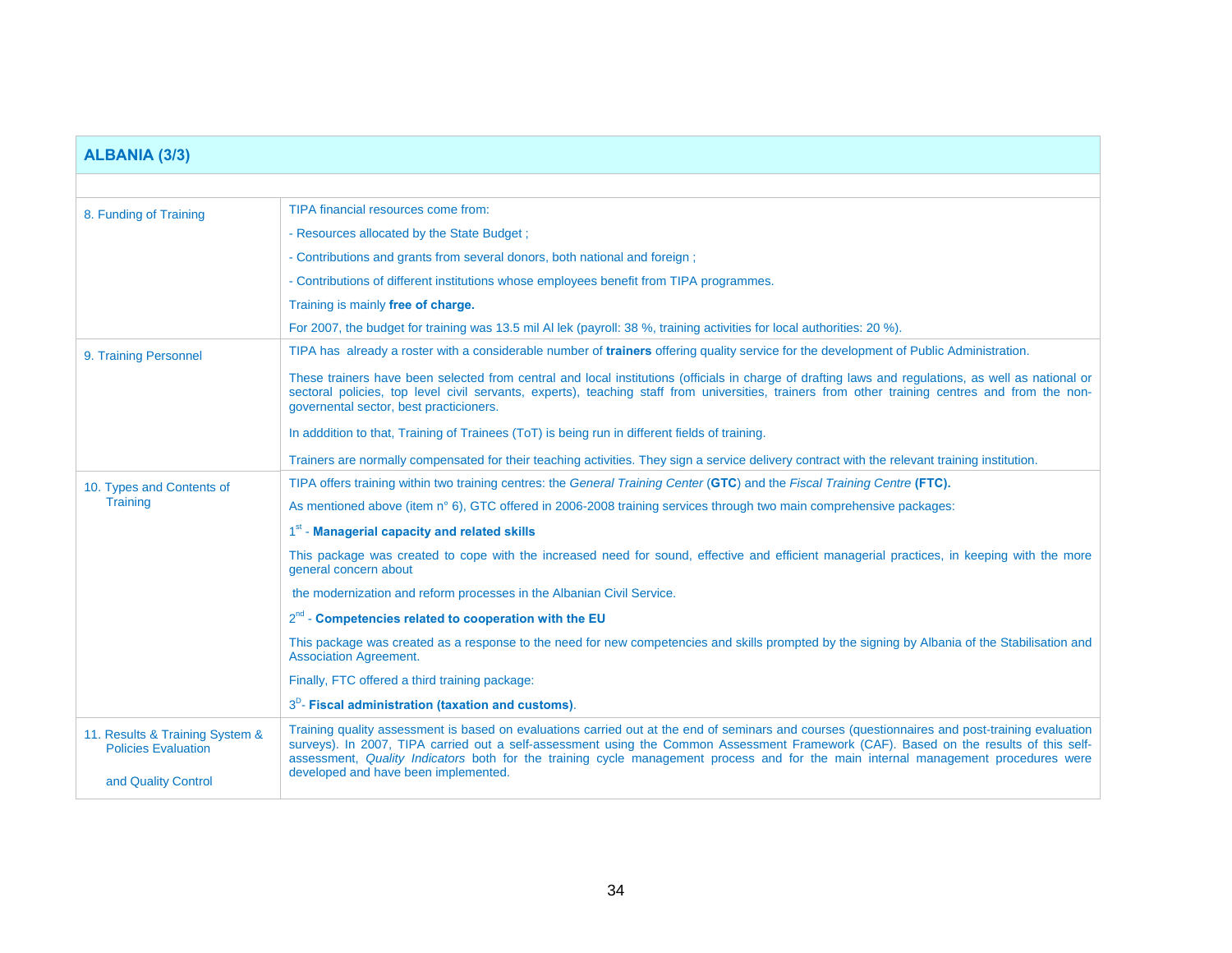## ALBANIA (3/3)

| | |
|---|---|
| 8. Funding of Training | TIPA financial resources come from:<br>- Resources allocated by the State Budget ;<br>- Contributions and grants from several donors, both national and foreign ;<br>- Contributions of different institutions whose employees benefit from TIPA programmes.<br>Training is mainly **free of charge.**<br>For 2007, the budget for training was 13.5 mil Al lek (payroll: 38 %, training activities for local authorities: 20 %). |
| 9. Training Personnel | TIPA has already a roster with a considerable number of **trainers** offering quality service for the development of Public Administration.<br>These trainers have been selected from central and local institutions (officials in charge of drafting laws and regulations, as well as national or sectoral policies, top level civil servants, experts), teaching staff from universities, trainers from other training centres and from the non-governental sector, best practicioners.<br>In adddition to that, Training of Trainees (ToT) is being run in different fields of training.<br>Trainers are normally compensated for their teaching activities. They sign a service delivery contract with the relevant training institution. |
| 10. Types and Contents of Training | TIPA offers training within two training centres: the *General Training Center* (**GTC**) and the *Fiscal Training Centre* **(FTC).**<br>As mentioned above (item n° 6), GTC offered in 2006-2008 training services through two main comprehensive packages:<br>1st - **Managerial capacity and related skills**<br>This package was created to cope with the increased need for sound, effective and efficient managerial practices, in keeping with the more general concern about<br>the modernization and reform processes in the Albanian Civil Service.<br>2nd - **Competencies related to cooperation with the EU**<br>This package was created as a response to the need for new competencies and skills prompted by the signing by Albania of the Stabilisation and Association Agreement.<br>Finally, FTC offered a third training package:<br>3D- **Fiscal administration (taxation and customs)**. |
| 11. Results & Training System & Policies Evaluation<br><br>and Quality Control | Training quality assessment is based on evaluations carried out at the end of seminars and courses (questionnaires and post-training evaluation surveys). In 2007, TIPA carried out a self-assessment using the Common Assessment Framework (CAF). Based on the results of this self-assessment, *Quality Indicators* both for the training cycle management process and for the main internal management procedures were developed and have been implemented. |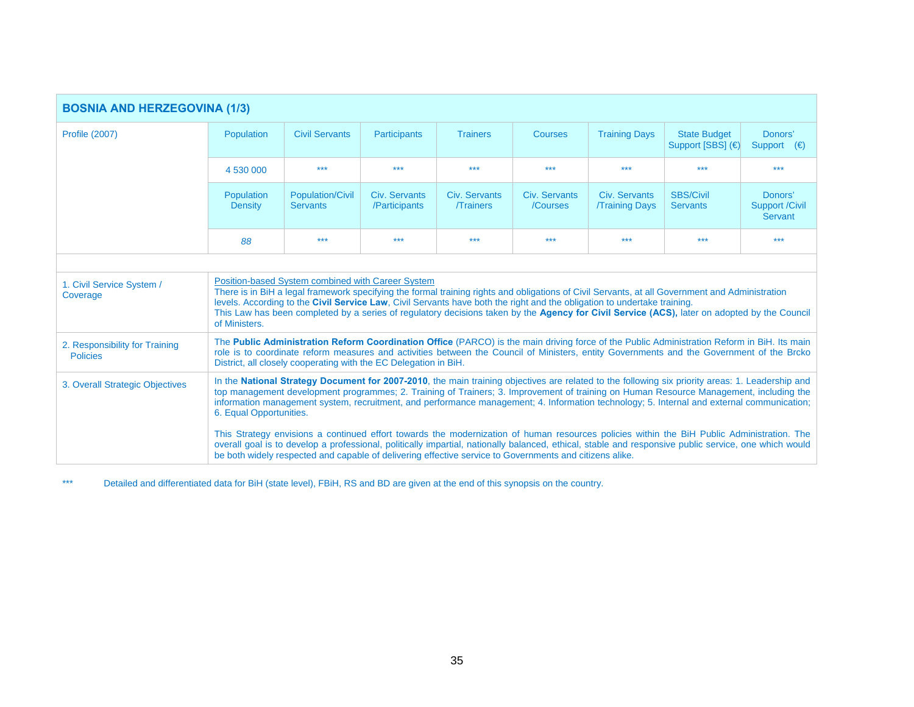## BOSNIA AND HERZEGOVINA (1/3)

| Profile (2007) | Population | Civil Servants | Participants | Trainers | Courses | Training Days | State Budget Support [SBS] (€) | Donors' Support (€) |
|---|---|---|---|---|---|---|---|---|
| | 4 530 000 | *** | *** | *** | *** | *** | *** | *** |
| | Population Density | Population/Civil Servants | Civ. Servants /Participants | Civ. Servants /Trainers | Civ. Servants /Courses | Civ. Servants /Training Days | SBS/Civil Servants | Donors' Support /Civil Servant |
| | *88* | *** | *** | *** | *** | *** | *** | *** |

| | |
|---|---|
| 1. Civil Service System / Coverage | Position-based System combined with Career System<br>There is in BiH a legal framework specifying the formal training rights and obligations of Civil Servants, at all Government and Administration levels. According to the **Civil Service Law**, Civil Servants have both the right and the obligation to undertake training.<br>This Law has been completed by a series of regulatory decisions taken by the **Agency for Civil Service (ACS),** later on adopted by the Council of Ministers. |
| 2. Responsibility for Training Policies | The **Public Administration Reform Coordination Office** (PARCO) is the main driving force of the Public Administration Reform in BiH. Its main role is to coordinate reform measures and activities between the Council of Ministers, entity Governments and the Government of the Brcko District, all closely cooperating with the EC Delegation in BiH. |
| 3. Overall Strategic Objectives | In the **National Strategy Document for 2007-2010**, the main training objectives are related to the following six priority areas: 1. Leadership and top management development programmes; 2. Training of Trainers; 3. Improvement of training on Human Resource Management, including the information management system, recruitment, and performance management; 4. Information technology; 5. Internal and external communication; 6. Equal Opportunities.<br><br>This Strategy envisions a continued effort towards the modernization of human resources policies within the BiH Public Administration. The overall goal is to develop a professional, politically impartial, nationally balanced, ethical, stable and responsive public service, one which would be both widely respected and capable of delivering effective service to Governments and citizens alike. |

*** Detailed and differentiated data for BiH (state level), FBiH, RS and BD are given at the end of this synopsis on the country.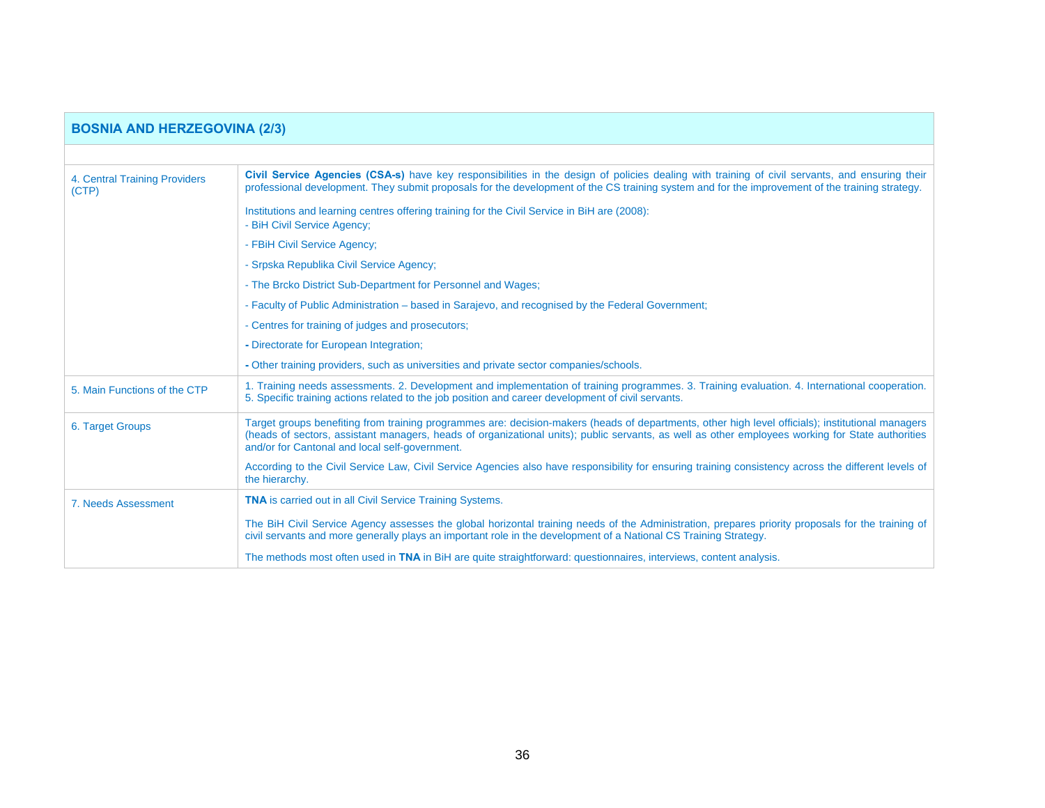| BOSNIA AND HERZEGOVINA (2/3) | |
|---|---|
| | |
| 4. Central Training Providers (CTP) | **Civil Service Agencies (CSA-s)** have key responsibilities in the design of policies dealing with training of civil servants, and ensuring their professional development. They submit proposals for the development of the CS training system and for the improvement of the training strategy.<br><br>Institutions and learning centres offering training for the Civil Service in BiH are (2008):<br>- BiH Civil Service Agency;<br>- FBiH Civil Service Agency;<br>- Srpska Republika Civil Service Agency;<br>- The Brcko District Sub-Department for Personnel and Wages;<br>- Faculty of Public Administration – based in Sarajevo, and recognised by the Federal Government;<br>- Centres for training of judges and prosecutors;<br>**-** Directorate for European Integration;<br>**-** Other training providers, such as universities and private sector companies/schools. |
| 5. Main Functions of the CTP | 1. Training needs assessments. 2. Development and implementation of training programmes. 3. Training evaluation. 4. International cooperation. 5. Specific training actions related to the job position and career development of civil servants. |
| 6. Target Groups | Target groups benefiting from training programmes are: decision-makers (heads of departments, other high level officials); institutional managers (heads of sectors, assistant managers, heads of organizational units); public servants, as well as other employees working for State authorities and/or for Cantonal and local self-government.<br><br>According to the Civil Service Law, Civil Service Agencies also have responsibility for ensuring training consistency across the different levels of the hierarchy. |
| 7. Needs Assessment | **TNA** is carried out in all Civil Service Training Systems.<br><br>The BiH Civil Service Agency assesses the global horizontal training needs of the Administration, prepares priority proposals for the training of civil servants and more generally plays an important role in the development of a National CS Training Strategy.<br><br>The methods most often used in **TNA** in BiH are quite straightforward: questionnaires, interviews, content analysis. |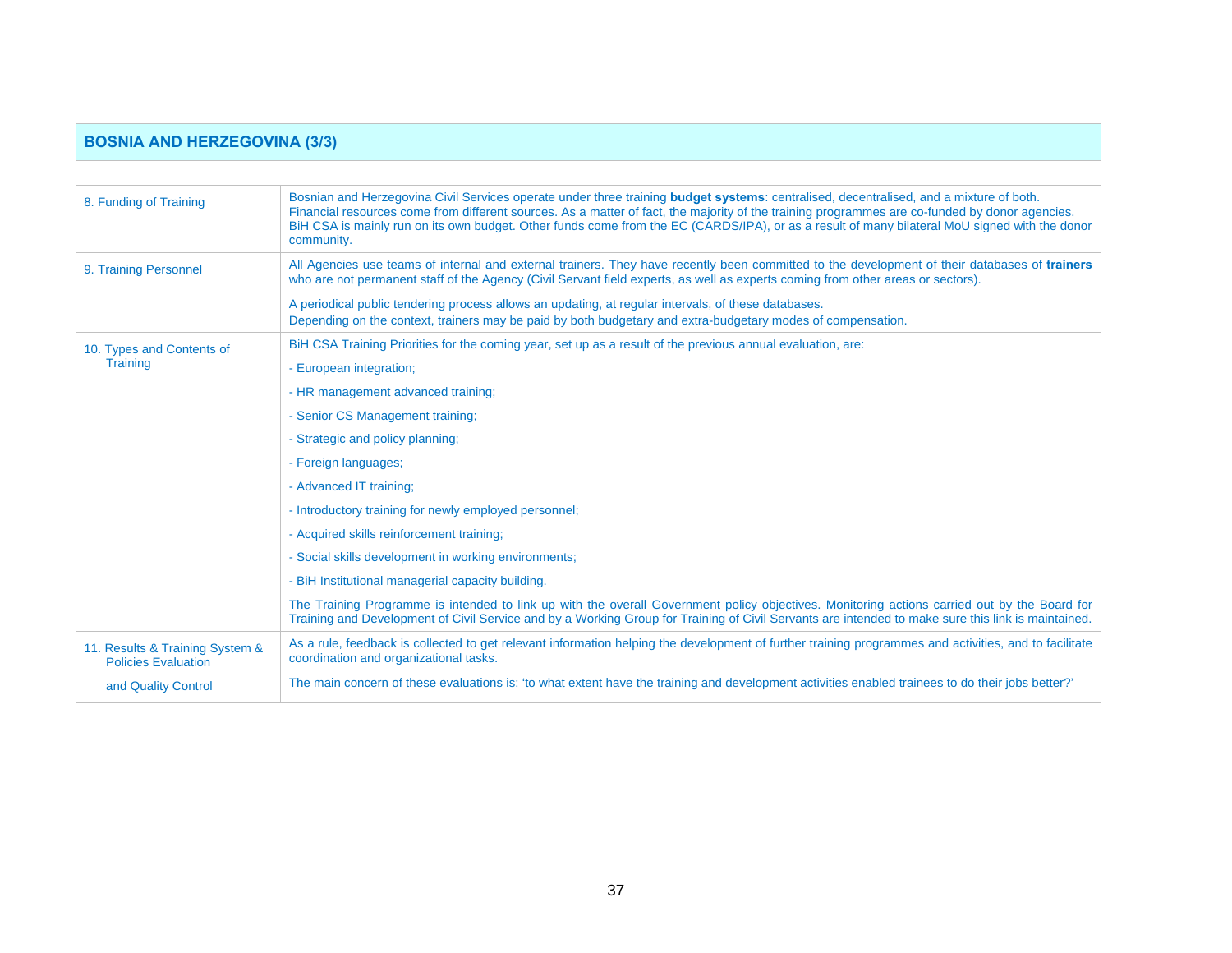| BOSNIA AND HERZEGOVINA (3/3) | |
|---|---|
| | |
| 8. Funding of Training | Bosnian and Herzegovina Civil Services operate under three training **budget systems**: centralised, decentralised, and a mixture of both. Financial resources come from different sources. As a matter of fact, the majority of the training programmes are co-funded by donor agencies. BiH CSA is mainly run on its own budget. Other funds come from the EC (CARDS/IPA), or as a result of many bilateral MoU signed with the donor community. |
| 9. Training Personnel | All Agencies use teams of internal and external trainers. They have recently been committed to the development of their databases of **trainers** who are not permanent staff of the Agency (Civil Servant field experts, as well as experts coming from other areas or sectors).<br><br>A periodical public tendering process allows an updating, at regular intervals, of these databases.<br>Depending on the context, trainers may be paid by both budgetary and extra-budgetary modes of compensation. |
| 10. Types and Contents of Training | BiH CSA Training Priorities for the coming year, set up as a result of the previous annual evaluation, are:<br><br>- European integration;<br>- HR management advanced training;<br>- Senior CS Management training;<br>- Strategic and policy planning;<br>- Foreign languages;<br>- Advanced IT training;<br>- Introductory training for newly employed personnel;<br>- Acquired skills reinforcement training;<br>- Social skills development in working environments;<br>- BiH Institutional managerial capacity building.<br><br>The Training Programme is intended to link up with the overall Government policy objectives. Monitoring actions carried out by the Board for Training and Development of Civil Service and by a Working Group for Training of Civil Servants are intended to make sure this link is maintained. |
| 11. Results & Training System & Policies Evaluation and Quality Control | As a rule, feedback is collected to get relevant information helping the development of further training programmes and activities, and to facilitate coordination and organizational tasks.<br><br>The main concern of these evaluations is: 'to what extent have the training and development activities enabled trainees to do their jobs better?' |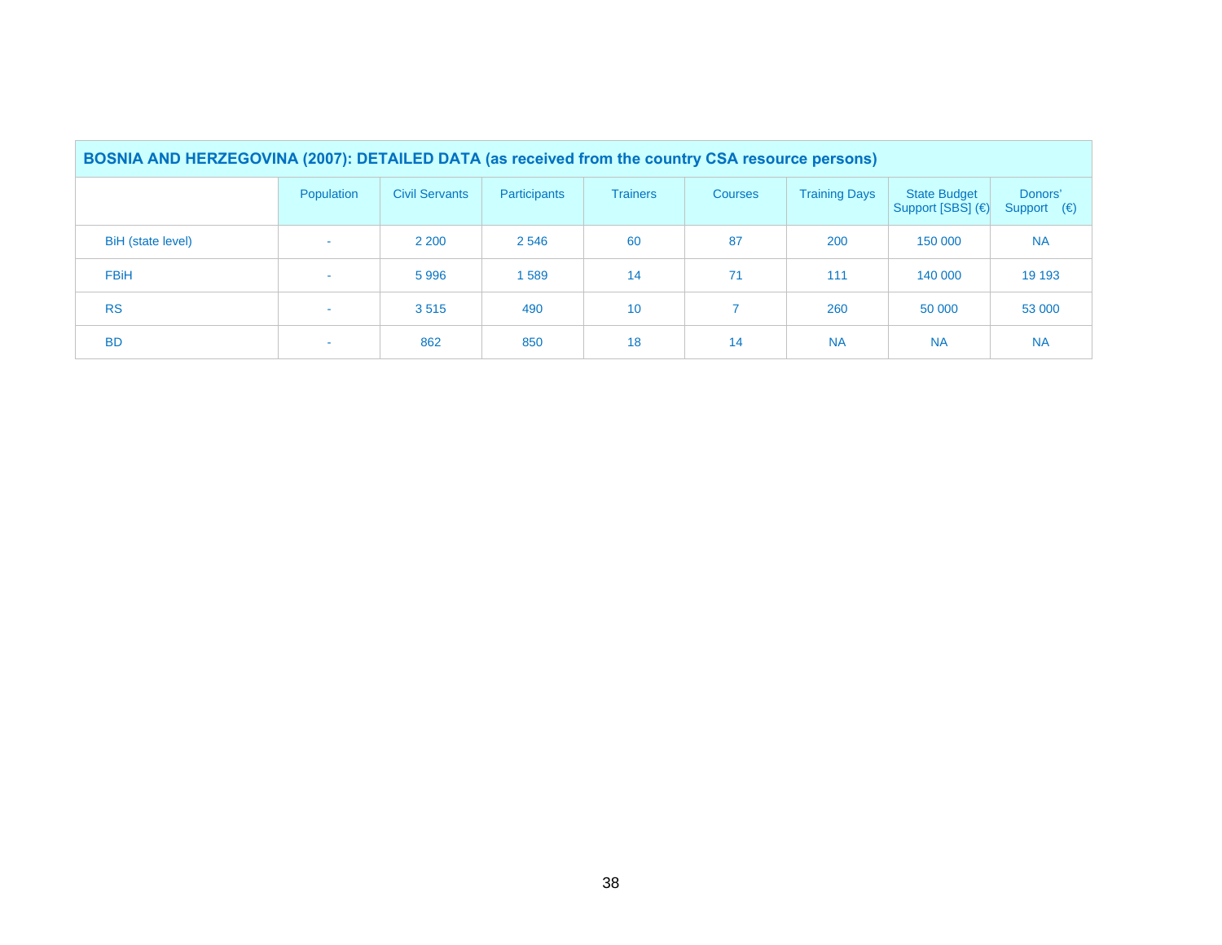| BOSNIA AND HERZEGOVINA (2007): DETAILED DATA (as received from the country CSA resource persons) | | | | | | | | |
|---|---|---|---|---|---|---|---|---|
| | Population | Civil Servants | Participants | Trainers | Courses | Training Days | State Budget Support [SBS] (€) | Donors' Support (€) |
| BiH (state level) | - | 2 200 | 2 546 | 60 | 87 | 200 | 150 000 | NA |
| FBiH | - | 5 996 | 1 589 | 14 | 71 | 111 | 140 000 | 19 193 |
| RS | - | 3 515 | 490 | 10 | 7 | 260 | 50 000 | 53 000 |
| BD | - | 862 | 850 | 18 | 14 | NA | NA | NA |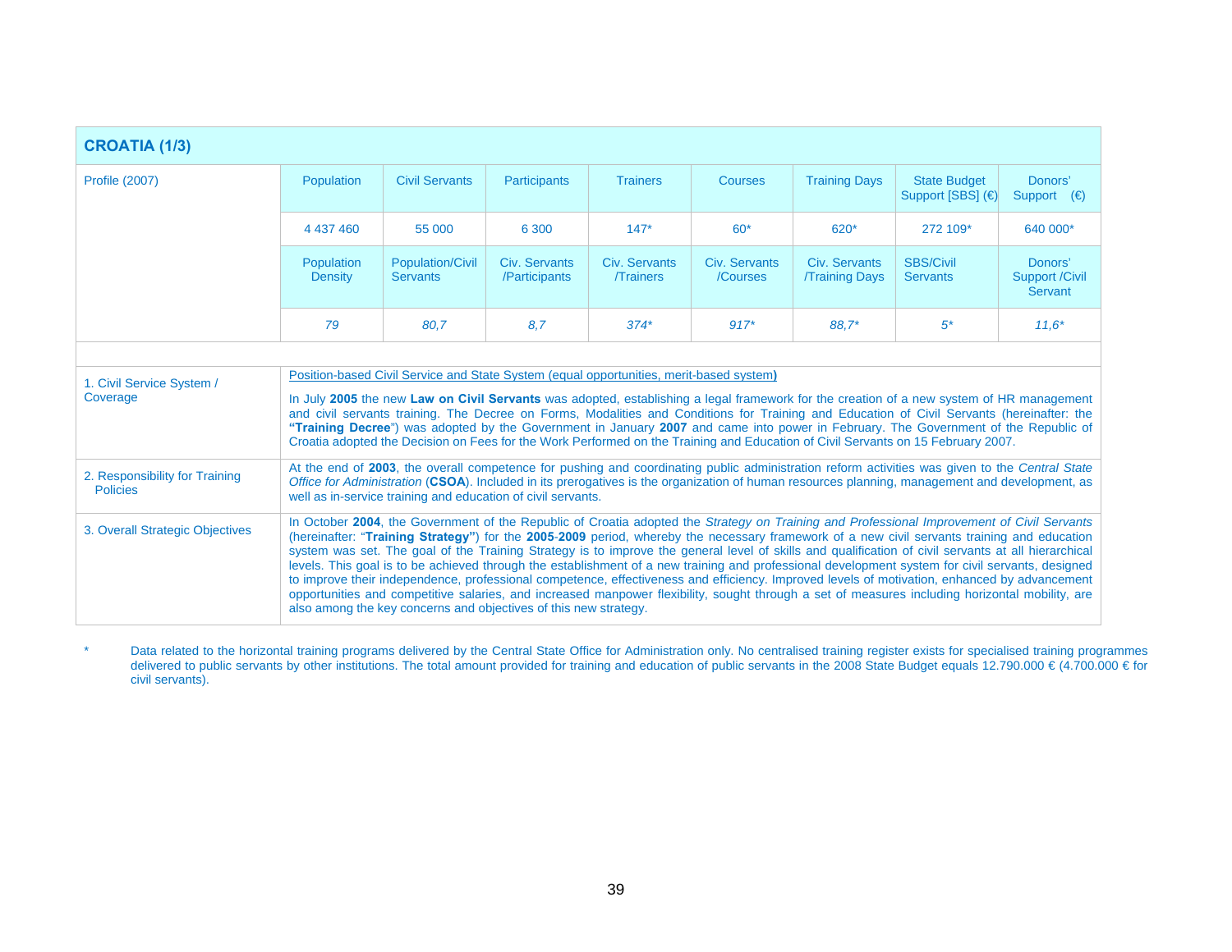| **CROATIA (1/3)** | | | | | | | | |
|---|---|---|---|---|---|---|---|---|
| Profile (2007) | Population | Civil Servants | Participants | Trainers | Courses | Training Days | State Budget Support [SBS] (€) | Donors' Support (€) |
| | 4 437 460 | 55 000 | 6 300 | 147* | 60* | 620* | 272 109* | 640 000* |
| | Population Density | Population/Civil Servants | Civ. Servants /Participants | Civ. Servants /Trainers | Civ. Servants /Courses | Civ. Servants /Training Days | SBS/Civil Servants | Donors' Support /Civil Servant |
| | *79* | *80,7* | *8,7* | *374** | *917** | *88,7** | *5** | *11,6** |
| | | | | | | | | |
| 1. Civil Service System / Coverage | Position-based Civil Service and State System (equal opportunities, merit-based system) <br><br> In July **2005** the new **Law on Civil Servants** was adopted, establishing a legal framework for the creation of a new system of HR management and civil servants training. The Decree on Forms, Modalities and Conditions for Training and Education of Civil Servants (hereinafter: the **"Training Decree"**) was adopted by the Government in January **2007** and came into power in February. The Government of the Republic of Croatia adopted the Decision on Fees for the Work Performed on the Training and Education of Civil Servants on 15 February 2007. | | | | | | | |
| 2. Responsibility for Training Policies | At the end of **2003**, the overall competence for pushing and coordinating public administration reform activities was given to the *Central State Office for Administration* (**CSOA**). Included in its prerogatives is the organization of human resources planning, management and development, as well as in-service training and education of civil servants. | | | | | | | |
| 3. Overall Strategic Objectives | In October **2004**, the Government of the Republic of Croatia adopted the *Strategy on Training and Professional Improvement of Civil Servants* (hereinafter: "**Training Strategy"**) for the **2005**-**2009** period, whereby the necessary framework of a new civil servants training and education system was set. The goal of the Training Strategy is to improve the general level of skills and qualification of civil servants at all hierarchical levels. This goal is to be achieved through the establishment of a new training and professional development system for civil servants, designed to improve their independence, professional competence, effectiveness and efficiency. Improved levels of motivation, enhanced by advancement opportunities and competitive salaries, and increased manpower flexibility, sought through a set of measures including horizontal mobility, are also among the key concerns and objectives of this new strategy. | | | | | | | |

\* Data related to the horizontal training programs delivered by the Central State Office for Administration only. No centralised training register exists for specialised training programmes delivered to public servants by other institutions. The total amount provided for training and education of public servants in the 2008 State Budget equals 12.790.000 € (4.700.000 € for civil servants).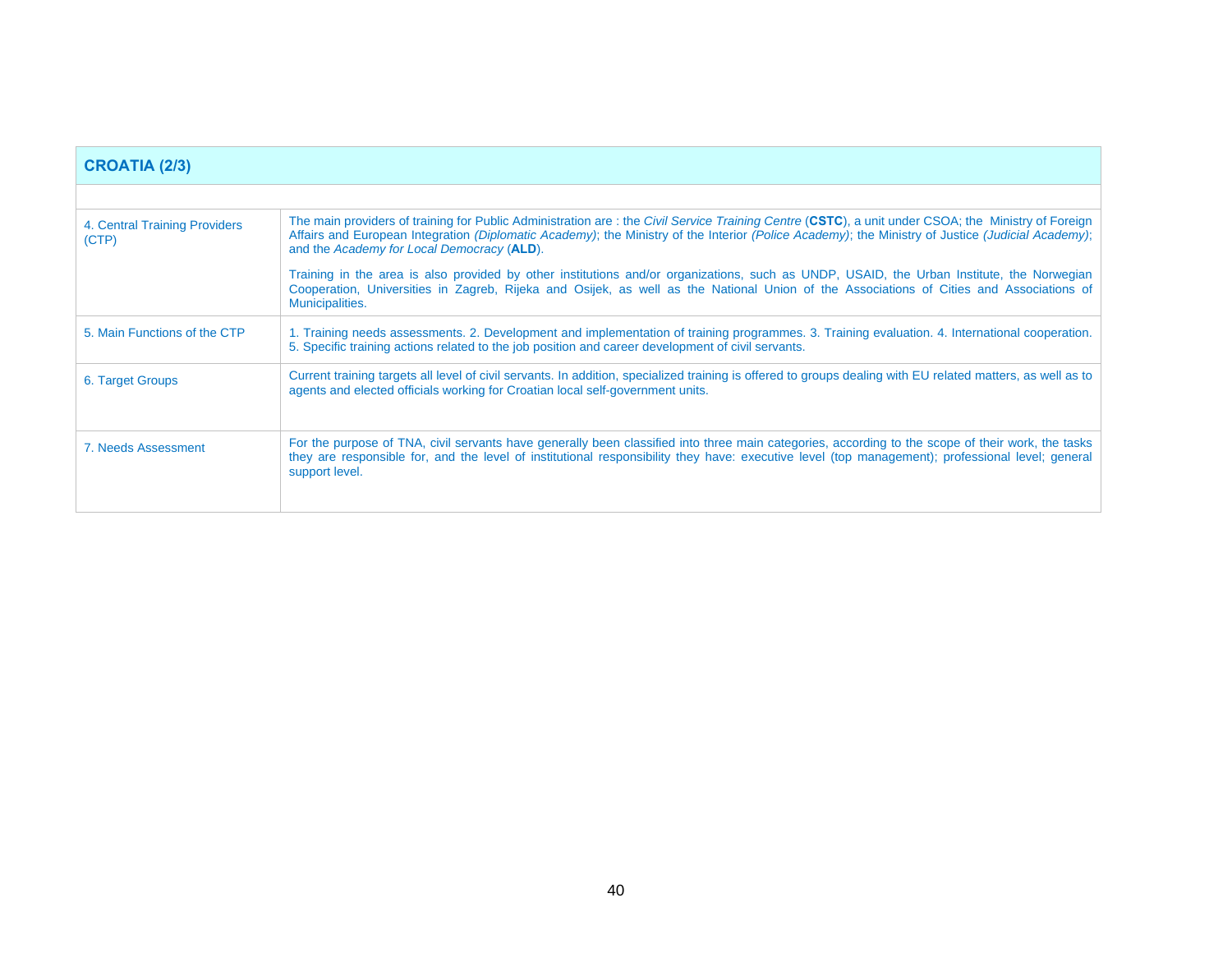| CROATIA (2/3) | |
|---|---|
| | |
| 4. Central Training Providers (CTP) | The main providers of training for Public Administration are : the *Civil Service Training Centre* (**CSTC**), a unit under CSOA; the Ministry of Foreign Affairs and European Integration *(Diplomatic Academy)*; the Ministry of the Interior *(Police Academy)*; the Ministry of Justice *(Judicial Academy)*; and the *Academy for Local Democracy* (**ALD**).<br><br>Training in the area is also provided by other institutions and/or organizations, such as UNDP, USAID, the Urban Institute, the Norwegian Cooperation, Universities in Zagreb, Rijeka and Osijek, as well as the National Union of the Associations of Cities and Associations of Municipalities. |
| 5. Main Functions of the CTP | 1. Training needs assessments. 2. Development and implementation of training programmes. 3. Training evaluation. 4. International cooperation. 5. Specific training actions related to the job position and career development of civil servants. |
| 6. Target Groups | Current training targets all level of civil servants. In addition, specialized training is offered to groups dealing with EU related matters, as well as to agents and elected officials working for Croatian local self-government units. |
| 7. Needs Assessment | For the purpose of TNA, civil servants have generally been classified into three main categories, according to the scope of their work, the tasks they are responsible for, and the level of institutional responsibility they have: executive level (top management); professional level; general support level. |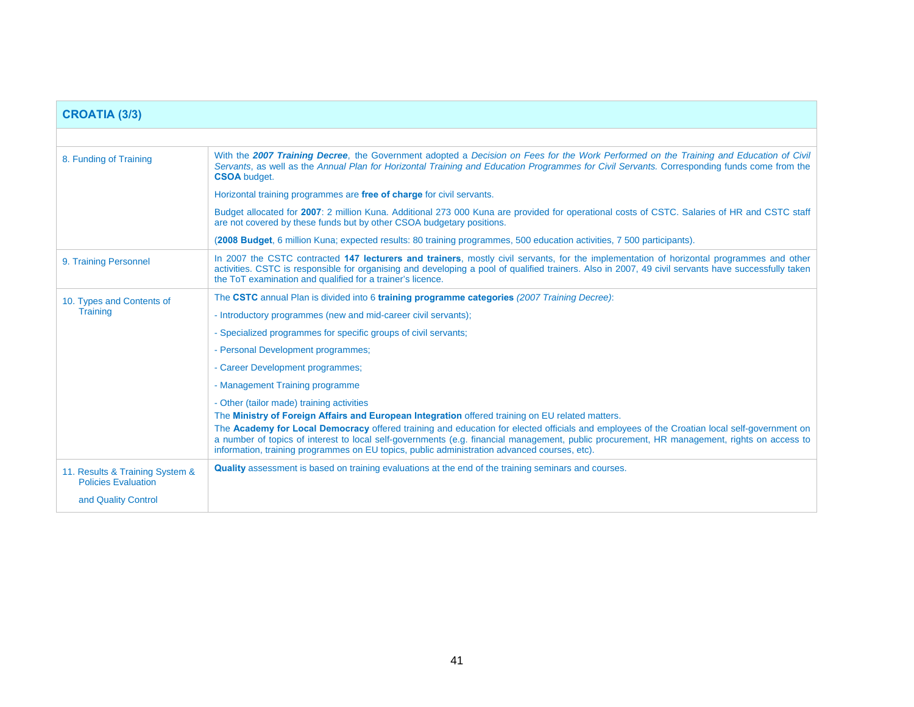| CROATIA (3/3) | |
|---|---|
| | |
| 8. Funding of Training | With the ***2007 Training Decree***, the Government adopted a *Decision on Fees for the Work Performed on the Training and Education of Civil Servants*, as well as the *Annual Plan for Horizontal Training and Education Programmes for Civil Servants.* Corresponding funds come from the **CSOA** budget.<br><br>Horizontal training programmes are **free of charge** for civil servants.<br><br>Budget allocated for **2007**: 2 million Kuna. Additional 273 000 Kuna are provided for operational costs of CSTC. Salaries of HR and CSTC staff are not covered by these funds but by other CSOA budgetary positions.<br><br>(**2008 Budget**, 6 million Kuna; expected results: 80 training programmes, 500 education activities, 7 500 participants). |
| 9. Training Personnel | In 2007 the CSTC contracted **147 lecturers and trainers**, mostly civil servants, for the implementation of horizontal programmes and other activities. CSTC is responsible for organising and developing a pool of qualified trainers. Also in 2007, 49 civil servants have successfully taken the ToT examination and qualified for a trainer's licence. |
| 10. Types and Contents of Training | The **CSTC** annual Plan is divided into 6 **training programme categories** *(2007 Training Decree)*:<br><br>- Introductory programmes (new and mid-career civil servants);<br><br>- Specialized programmes for specific groups of civil servants;<br><br>- Personal Development programmes;<br><br>- Career Development programmes;<br><br>- Management Training programme<br><br>- Other (tailor made) training activities<br>The **Ministry of Foreign Affairs and European Integration** offered training on EU related matters.<br>The **Academy for Local Democracy** offered training and education for elected officials and employees of the Croatian local self-government on a number of topics of interest to local self-governments (e.g. financial management, public procurement, HR management, rights on access to information, training programmes on EU topics, public administration advanced courses, etc). |
| 11. Results & Training System & Policies Evaluation<br><br>and Quality Control | **Quality** assessment is based on training evaluations at the end of the training seminars and courses. |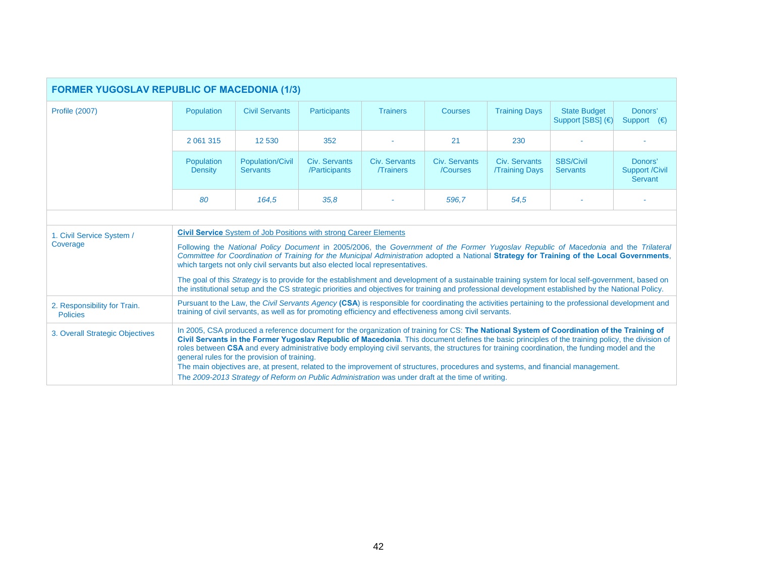## FORMER YUGOSLAV REPUBLIC OF MACEDONIA (1/3)

| Profile (2007) | Population | Civil Servants | Participants | Trainers | Courses | Training Days | State Budget Support [SBS] (€) | Donors' Support (€) |
|---|---|---|---|---|---|---|---|---|
| | 2 061 315 | 12 530 | 352 | - | 21 | 230 | - | - |
| | Population Density | Population/Civil Servants | Civ. Servants /Participants | Civ. Servants /Trainers | Civ. Servants /Courses | Civ. Servants /Training Days | SBS/Civil Servants | Donors' Support /Civil Servant |
| | *80* | *164,5* | *35,8* | - | *596,7* | *54,5* | - | - |

| | |
|---|---|
| 1. Civil Service System / Coverage | **Civil Service** System of Job Positions with strong Career Elements<br><br>Following the *National Policy Document* in 2005/2006, the *Government of the Former Yugoslav Republic of Macedonia* and the *Trilateral Committee for Coordination of Training for the Municipal Administration* adopted a National **Strategy for Training of the Local Governments**, which targets not only civil servants but also elected local representatives.<br><br>The goal of this *Strategy* is to provide for the establishment and development of a sustainable training system for local self-government, based on the institutional setup and the CS strategic priorities and objectives for training and professional development established by the National Policy. |
| 2. Responsibility for Train. Policies | Pursuant to the Law, the *Civil Servants Agency* **(CSA)** is responsible for coordinating the activities pertaining to the professional development and training of civil servants, as well as for promoting efficiency and effectiveness among civil servants. |
| 3. Overall Strategic Objectives | In 2005, CSA produced a reference document for the organization of training for CS: **The National System of Coordination of the Training of Civil Servants in the Former Yugoslav Republic of Macedonia**. This document defines the basic principles of the training policy, the division of roles between **CSA** and every administrative body employing civil servants, the structures for training coordination, the funding model and the general rules for the provision of training.<br>The main objectives are, at present, related to the improvement of structures, procedures and systems, and financial management.<br>The *2009-2013 Strategy of Reform on Public Administration* was under draft at the time of writing. |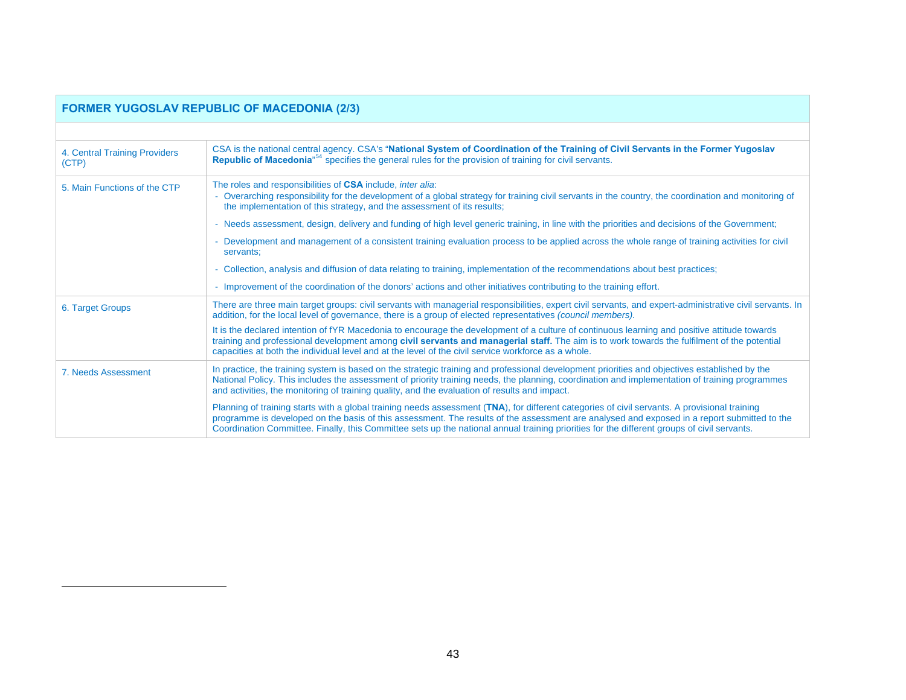| FORMER YUGOSLAV REPUBLIC OF MACEDONIA (2/3) | |
|---|---|
| 4. Central Training Providers (CTP) | CSA is the national central agency. CSA's "**National System of Coordination of the Training of Civil Servants in the Former Yugoslav Republic of Macedonia**"[54] specifies the general rules for the provision of training for civil servants. |
| 5. Main Functions of the CTP | The roles and responsibilities of **CSA** include, *inter alia*:<br>- Overarching responsibility for the development of a global strategy for training civil servants in the country, the coordination and monitoring of the implementation of this strategy, and the assessment of its results;<br>- Needs assessment, design, delivery and funding of high level generic training, in line with the priorities and decisions of the Government;<br>- Development and management of a consistent training evaluation process to be applied across the whole range of training activities for civil servants;<br>- Collection, analysis and diffusion of data relating to training, implementation of the recommendations about best practices;<br>- Improvement of the coordination of the donors' actions and other initiatives contributing to the training effort. |
| 6. Target Groups | There are three main target groups: civil servants with managerial responsibilities, expert civil servants, and expert-administrative civil servants. In addition, for the local level of governance, there is a group of elected representatives *(council members)*.<br><br>It is the declared intention of fYR Macedonia to encourage the development of a culture of continuous learning and positive attitude towards training and professional development among **civil servants and managerial staff.** The aim is to work towards the fulfilment of the potential capacities at both the individual level and at the level of the civil service workforce as a whole. |
| 7. Needs Assessment | In practice, the training system is based on the strategic training and professional development priorities and objectives established by the National Policy. This includes the assessment of priority training needs, the planning, coordination and implementation of training programmes and activities, the monitoring of training quality, and the evaluation of results and impact.<br><br>Planning of training starts with a global training needs assessment (**TNA**), for different categories of civil servants. A provisional training programme is developed on the basis of this assessment. The results of the assessment are analysed and exposed in a report submitted to the Coordination Committee. Finally, this Committee sets up the national annual training priorities for the different groups of civil servants. |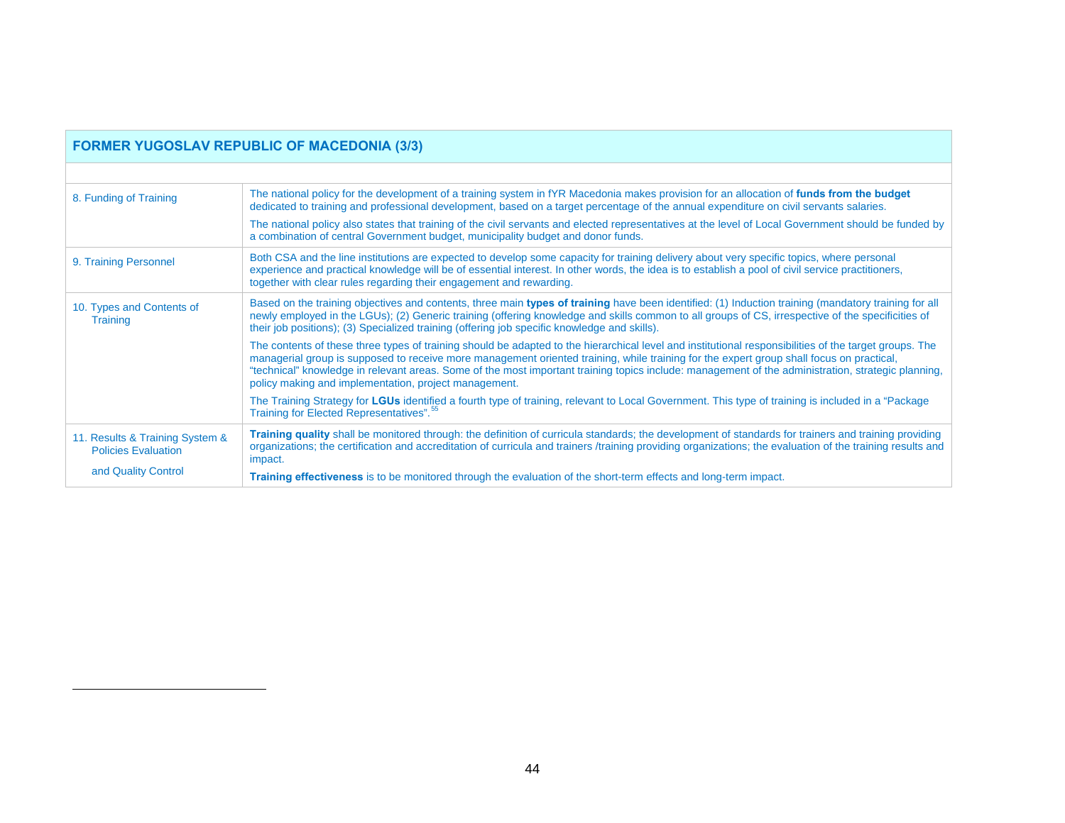| FORMER YUGOSLAV REPUBLIC OF MACEDONIA (3/3) | |
|---|---|
| | |
| 8. Funding of Training | The national policy for the development of a training system in fYR Macedonia makes provision for an allocation of **funds from the budget** dedicated to training and professional development, based on a target percentage of the annual expenditure on civil servants salaries.<br><br>The national policy also states that training of the civil servants and elected representatives at the level of Local Government should be funded by a combination of central Government budget, municipality budget and donor funds. |
| 9. Training Personnel | Both CSA and the line institutions are expected to develop some capacity for training delivery about very specific topics, where personal experience and practical knowledge will be of essential interest. In other words, the idea is to establish a pool of civil service practitioners, together with clear rules regarding their engagement and rewarding. |
| 10. Types and Contents of Training | Based on the training objectives and contents, three main **types of training** have been identified: (1) Induction training (mandatory training for all newly employed in the LGUs); (2) Generic training (offering knowledge and skills common to all groups of CS, irrespective of the specificities of their job positions); (3) Specialized training (offering job specific knowledge and skills).<br><br>The contents of these three types of training should be adapted to the hierarchical level and institutional responsibilities of the target groups. The managerial group is supposed to receive more management oriented training, while training for the expert group shall focus on practical, "technical" knowledge in relevant areas. Some of the most important training topics include: management of the administration, strategic planning, policy making and implementation, project management.<br><br>The Training Strategy for **LGUs** identified a fourth type of training, relevant to Local Government. This type of training is included in a "Package Training for Elected Representatives".[55] |
| 11. Results & Training System & Policies Evaluation and Quality Control | **Training quality** shall be monitored through: the definition of curricula standards; the development of standards for trainers and training providing organizations; the certification and accreditation of curricula and trainers /training providing organizations; the evaluation of the training results and impact.<br><br>**Training effectiveness** is to be monitored through the evaluation of the short-term effects and long-term impact. |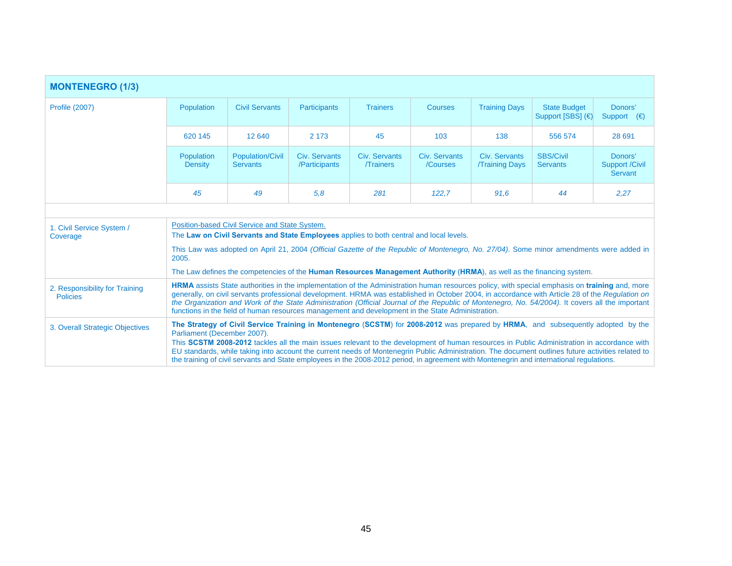## MONTENEGRO (1/3)

| Profile (2007) | Population | Civil Servants | Participants | Trainers | Courses | Training Days | State Budget Support [SBS] (€) | Donors' Support (€) |
|---|---|---|---|---|---|---|---|---|
| | 620 145 | 12 640 | 2 173 | 45 | 103 | 138 | 556 574 | 28 691 |
| | Population Density | Population/Civil Servants | Civ. Servants /Participants | Civ. Servants /Trainers | Civ. Servants /Courses | Civ. Servants /Training Days | SBS/Civil Servants | Donors' Support /Civil Servant |
| | *45* | *49* | *5,8* | *281* | *122,7* | *91,6* | *44* | *2,27* |

| | |
|---|---|
| 1. Civil Service System / Coverage | Position-based Civil Service and State System.<br>The **Law on Civil Servants and State Employees** applies to both central and local levels.<br>This Law was adopted on April 21, 2004 *(Official Gazette of the Republic of Montenegro, No. 27/04)*. Some minor amendments were added in 2005.<br>The Law defines the competencies of the **Human Resources Management Authority** (**HRMA**), as well as the financing system. |
| 2. Responsibility for Training Policies | **HRMA** assists State authorities in the implementation of the Administration human resources policy, with special emphasis on **training** and, more generally, on civil servants professional development. HRMA was established in October 2004, in accordance with Article 28 of the *Regulation on the Organization and Work of the State Administration (Official Journal of the Republic of Montenegro, No. 54/2004).* It covers all the important functions in the field of human resources management and development in the State Administration. |
| 3. Overall Strategic Objectives | **The Strategy of Civil Service Training in Montenegro** (**SCSTM**) for **2008-2012** was prepared by **HRMA**, and subsequently adopted by the Parliament (December 2007).<br>This **SCSTM 2008-2012** tackles all the main issues relevant to the development of human resources in Public Administration in accordance with EU standards, while taking into account the current needs of Montenegrin Public Administration. The document outlines future activities related to the training of civil servants and State employees in the 2008-2012 period, in agreement with Montenegrin and international regulations. |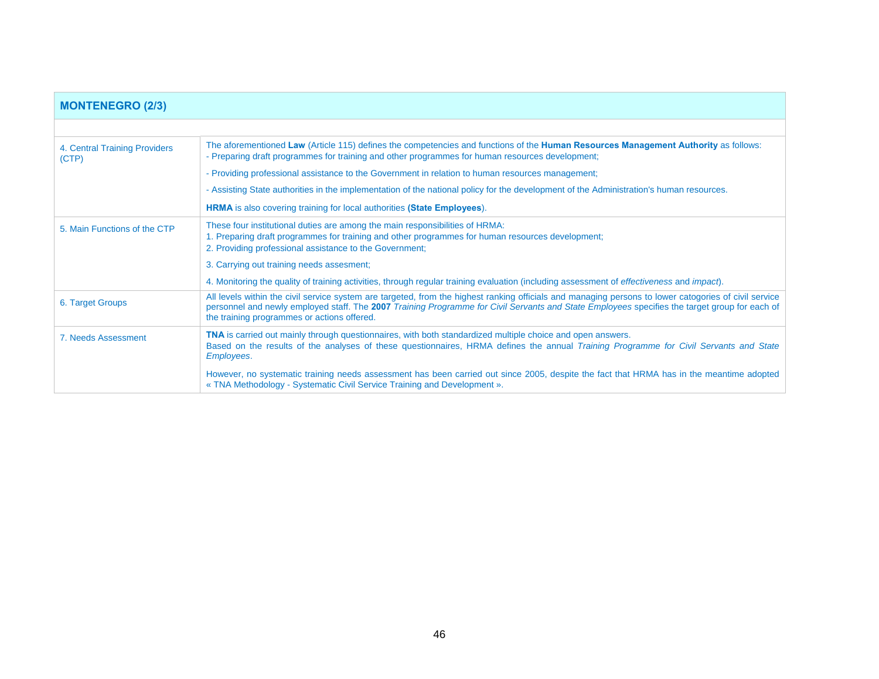| MONTENEGRO (2/3) | |
|---|---|
| 4. Central Training Providers (CTP) | The aforementioned **Law** (Article 115) defines the competencies and functions of the **Human Resources Management Authority** as follows:<br>- Preparing draft programmes for training and other programmes for human resources development;<br>- Providing professional assistance to the Government in relation to human resources management;<br>- Assisting State authorities in the implementation of the national policy for the development of the Administration's human resources.<br>**HRMA** is also covering training for local authorities **(State Employees**). |
| 5. Main Functions of the CTP | These four institutional duties are among the main responsibilities of HRMA:<br>1. Preparing draft programmes for training and other programmes for human resources development;<br>2. Providing professional assistance to the Government;<br>3. Carrying out training needs assesment;<br>4. Monitoring the quality of training activities, through regular training evaluation (including assessment of *effectiveness* and *impact*). |
| 6. Target Groups | All levels within the civil service system are targeted, from the highest ranking officials and managing persons to lower catogories of civil service personnel and newly employed staff. The **2007** *Training Programme for Civil Servants and State Employees* specifies the target group for each of the training programmes or actions offered. |
| 7. Needs Assessment | **TNA** is carried out mainly through questionnaires, with both standardized multiple choice and open answers.<br>Based on the results of the analyses of these questionnaires, HRMA defines the annual *Training Programme for Civil Servants and State Employees*.<br>However, no systematic training needs assessment has been carried out since 2005, despite the fact that HRMA has in the meantime adopted « TNA Methodology - Systematic Civil Service Training and Development ». |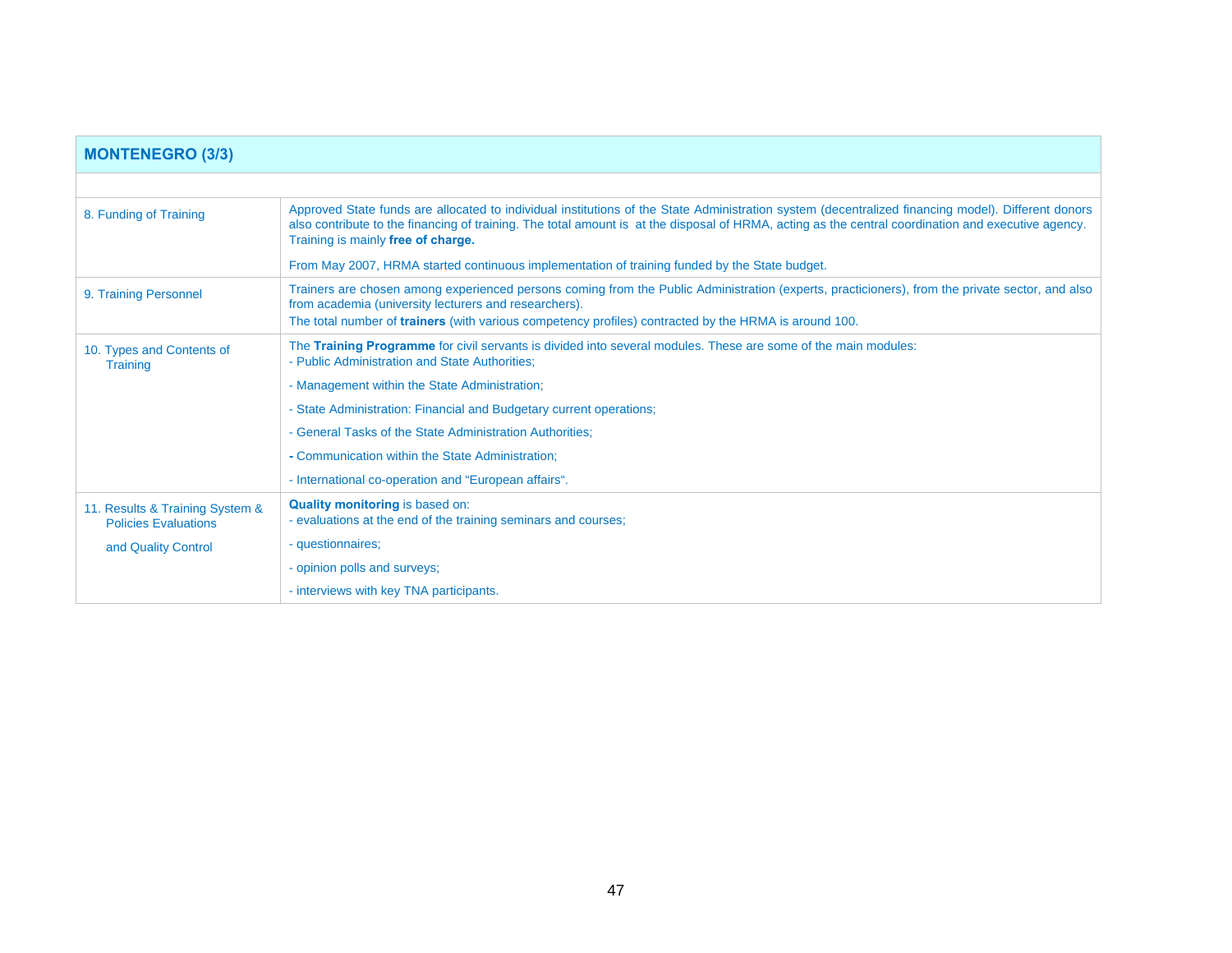| MONTENEGRO (3/3) | |
|---|---|
| | |
| 8. Funding of Training | Approved State funds are allocated to individual institutions of the State Administration system (decentralized financing model). Different donors also contribute to the financing of training. The total amount is at the disposal of HRMA, acting as the central coordination and executive agency. Training is mainly **free of charge.**<br><br>From May 2007, HRMA started continuous implementation of training funded by the State budget. |
| 9. Training Personnel | Trainers are chosen among experienced persons coming from the Public Administration (experts, practicioners), from the private sector, and also from academia (university lecturers and researchers).<br>The total number of **trainers** (with various competency profiles) contracted by the HRMA is around 100. |
| 10. Types and Contents of Training | The **Training Programme** for civil servants is divided into several modules. These are some of the main modules:<br>- Public Administration and State Authorities;<br>- Management within the State Administration;<br>- State Administration: Financial and Budgetary current operations;<br>- General Tasks of the State Administration Authorities;<br>- Communication within the State Administration;<br>- International co-operation and "European affairs". |
| 11. Results & Training System & Policies Evaluations and Quality Control | **Quality monitoring** is based on:<br>- evaluations at the end of the training seminars and courses;<br>- questionnaires;<br>- opinion polls and surveys;<br>- interviews with key TNA participants. |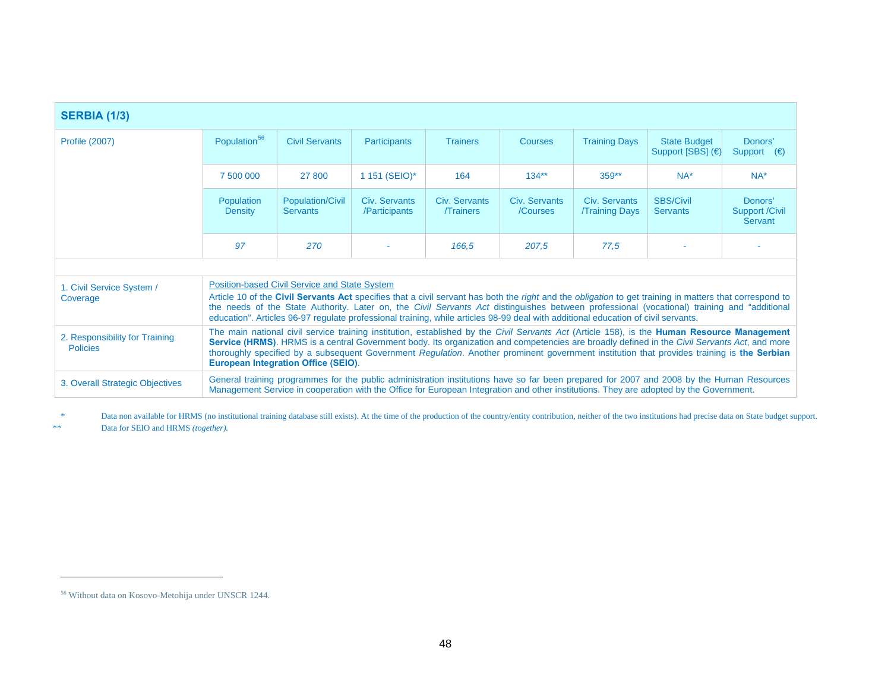| SERBIA (1/3) | | | | | | | | |
|---|---|---|---|---|---|---|---|---|
| Profile (2007) | Population[56] | Civil Servants | Participants | Trainers | Courses | Training Days | State Budget Support [SBS] (€) | Donors' Support (€) |
| | 7 500 000 | 27 800 | 1 151 (SEIO)* | 164 | 134** | 359** | NA* | NA* |
| | Population Density | Population/Civil Servants | Civ. Servants /Participants | Civ. Servants /Trainers | Civ. Servants /Courses | Civ. Servants /Training Days | SBS/Civil Servants | Donors' Support /Civil Servant |
| | *97* | *270* | - | *166,5* | *207,5* | *77,5* | - | - |
| | | | | | | | | |
| 1. Civil Service System / Coverage | Position-based Civil Service and State System<br>Article 10 of the **Civil Servants Act** specifies that a civil servant has both the *right* and the *obligation* to get training in matters that correspond to the needs of the State Authority. Later on, the *Civil Servants Act* distinguishes between professional (vocational) training and "additional education". Articles 96-97 regulate professional training, while articles 98-99 deal with additional education of civil servants. | | | | | | | |
| 2. Responsibility for Training Policies | The main national civil service training institution, established by the *Civil Servants Act* (Article 158), is the **Human Resource Management Service (HRMS)**. HRMS is a central Government body. Its organization and competencies are broadly defined in the *Civil Servants Act*, and more thoroughly specified by a subsequent Government *Regulation*. Another prominent government institution that provides training is **the Serbian European Integration Office (SEIO)**. | | | | | | | |
| 3. Overall Strategic Objectives | General training programmes for the public administration institutions have so far been prepared for 2007 and 2008 by the Human Resources Management Service in cooperation with the Office for European Integration and other institutions. They are adopted by the Government. | | | | | | | |

\* Data non available for HRMS (no institutional training database still exists). At the time of the production of the country/entity contribution, neither of the two institutions had precise data on State budget support.

\*\* Data for SEIO and HRMS *(together).*

[56] Without data on Kosovo-Metohija under UNSCR 1244.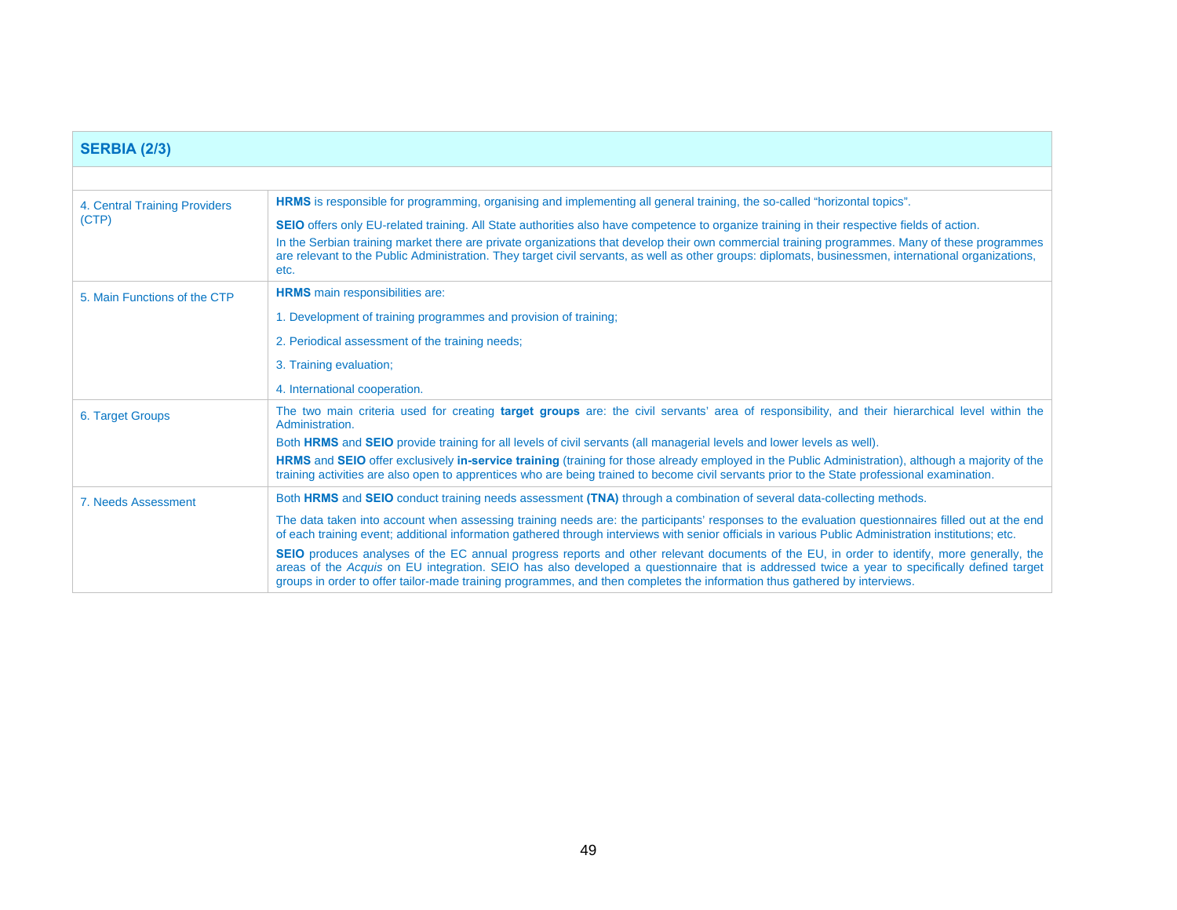| SERBIA (2/3) | |
|---|---|
| | |
| 4. Central Training Providers (CTP) | **HRMS** is responsible for programming, organising and implementing all general training, the so-called "horizontal topics".<br><br>**SEIO** offers only EU-related training. All State authorities also have competence to organize training in their respective fields of action.<br><br>In the Serbian training market there are private organizations that develop their own commercial training programmes. Many of these programmes are relevant to the Public Administration. They target civil servants, as well as other groups: diplomats, businessmen, international organizations, etc. |
| 5. Main Functions of the CTP | **HRMS** main responsibilities are:<br><br>1. Development of training programmes and provision of training;<br><br>2. Periodical assessment of the training needs;<br><br>3. Training evaluation;<br><br>4. International cooperation. |
| 6. Target Groups | The two main criteria used for creating **target groups** are: the civil servants' area of responsibility, and their hierarchical level within the Administration.<br><br>Both **HRMS** and **SEIO** provide training for all levels of civil servants (all managerial levels and lower levels as well).<br><br>**HRMS** and **SEIO** offer exclusively **in-service training** (training for those already employed in the Public Administration), although a majority of the training activities are also open to apprentices who are being trained to become civil servants prior to the State professional examination. |
| 7. Needs Assessment | Both **HRMS** and **SEIO** conduct training needs assessment **(TNA)** through a combination of several data-collecting methods.<br><br>The data taken into account when assessing training needs are: the participants' responses to the evaluation questionnaires filled out at the end of each training event; additional information gathered through interviews with senior officials in various Public Administration institutions; etc.<br><br>**SEIO** produces analyses of the EC annual progress reports and other relevant documents of the EU, in order to identify, more generally, the areas of the *Acquis* on EU integration. SEIO has also developed a questionnaire that is addressed twice a year to specifically defined target groups in order to offer tailor-made training programmes, and then completes the information thus gathered by interviews. |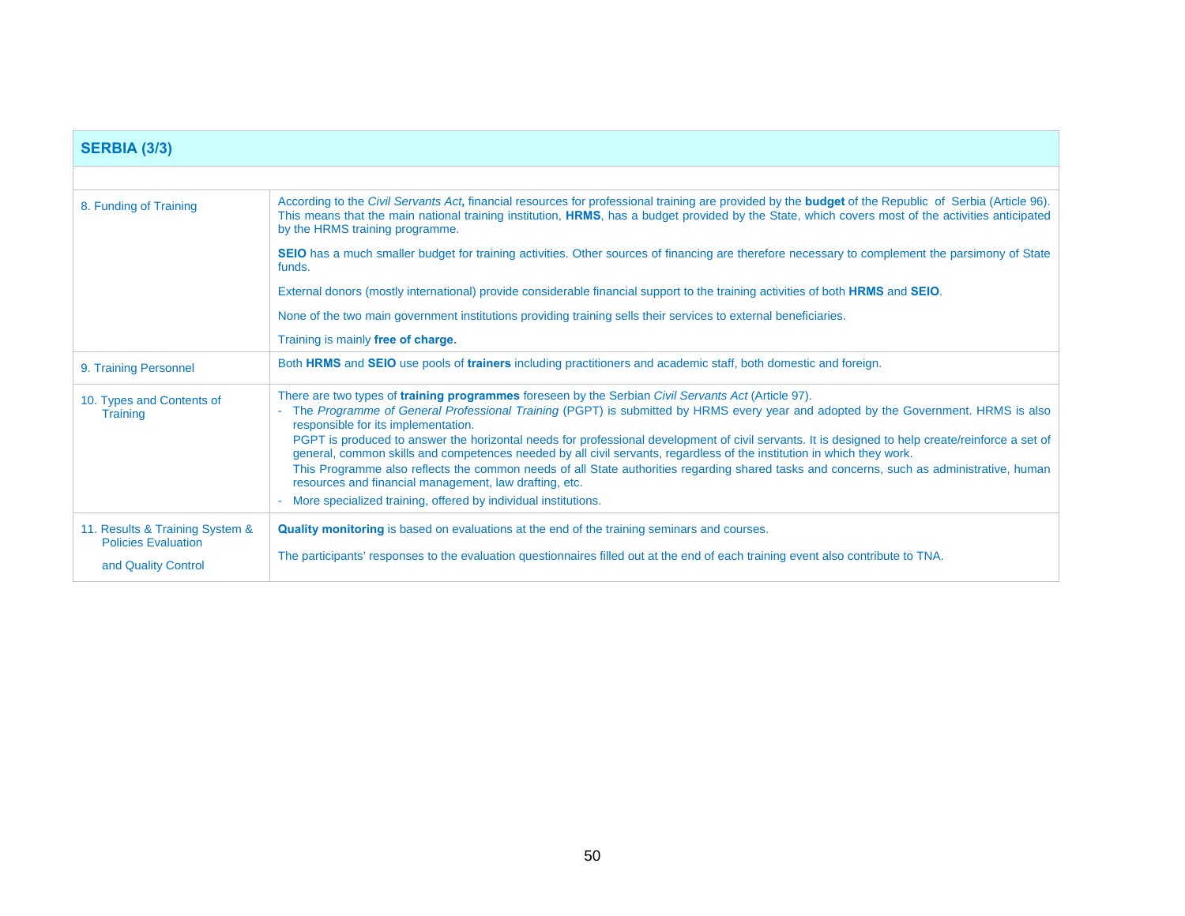| **SERBIA (3/3)** | |
|---|---|
| | |
| 8. Funding of Training | According to the *Civil Servants Act*, financial resources for professional training are provided by the **budget** of the Republic of Serbia (Article 96). This means that the main national training institution, **HRMS**, has a budget provided by the State, which covers most of the activities anticipated by the HRMS training programme.<br><br>**SEIO** has a much smaller budget for training activities. Other sources of financing are therefore necessary to complement the parsimony of State funds.<br><br>External donors (mostly international) provide considerable financial support to the training activities of both **HRMS** and **SEIO**.<br><br>None of the two main government institutions providing training sells their services to external beneficiaries.<br><br>Training is mainly **free of charge.** |
| 9. Training Personnel | Both **HRMS** and **SEIO** use pools of **trainers** including practitioners and academic staff, both domestic and foreign. |
| 10. Types and Contents of Training | There are two types of **training programmes** foreseen by the Serbian *Civil Servants Act* (Article 97).<br>- The *Programme of General Professional Training* (PGPT) is submitted by HRMS every year and adopted by the Government. HRMS is also responsible for its implementation.<br>PGPT is produced to answer the horizontal needs for professional development of civil servants. It is designed to help create/reinforce a set of general, common skills and competences needed by all civil servants, regardless of the institution in which they work.<br>This Programme also reflects the common needs of all State authorities regarding shared tasks and concerns, such as administrative, human resources and financial management, law drafting, etc.<br>- More specialized training, offered by individual institutions. |
| 11. Results & Training System & Policies Evaluation and Quality Control | **Quality monitoring** is based on evaluations at the end of the training seminars and courses.<br><br>The participants' responses to the evaluation questionnaires filled out at the end of each training event also contribute to TNA. |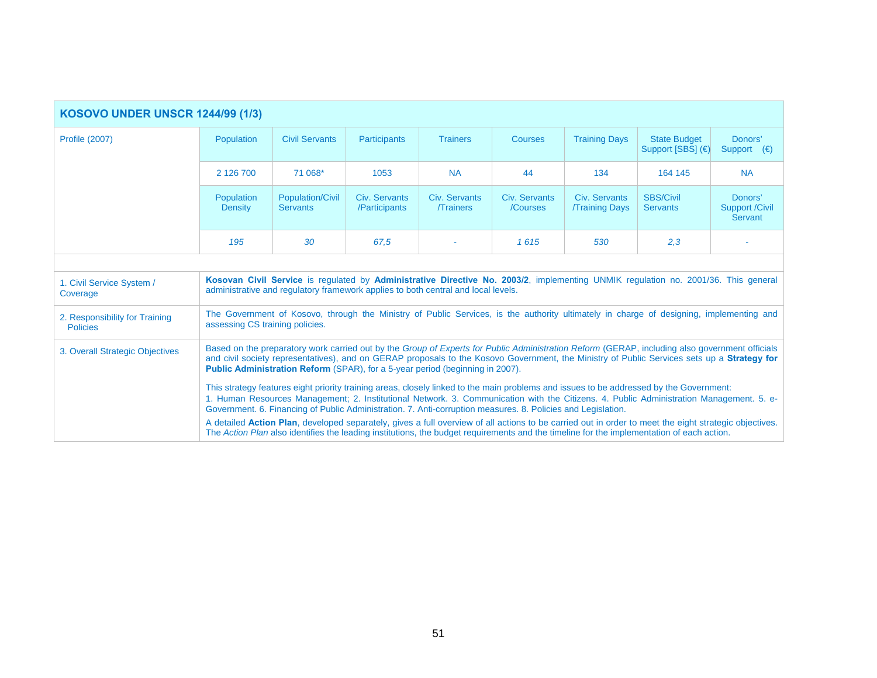## KOSOVO UNDER UNSCR 1244/99 (1/3)

| Profile (2007) | Population | Civil Servants | Participants | Trainers | Courses | Training Days | State Budget Support [SBS] (€) | Donors' Support (€) |
|---|---|---|---|---|---|---|---|---|
| | 2 126 700 | 71 068* | 1053 | NA | 44 | 134 | 164 145 | NA |
| | Population Density | Population/Civil Servants | Civ. Servants /Participants | Civ. Servants /Trainers | Civ. Servants /Courses | Civ. Servants /Training Days | SBS/Civil Servants | Donors' Support /Civil Servant |
| | *195* | *30* | *67,5* | - | *1 615* | *530* | *2,3* | - |

| | |
|---|---|
| 1. Civil Service System / Coverage | **Kosovan Civil Service** is regulated by **Administrative Directive No. 2003/2**, implementing UNMIK regulation no. 2001/36. This general administrative and regulatory framework applies to both central and local levels. |
| 2. Responsibility for Training Policies | The Government of Kosovo, through the Ministry of Public Services, is the authority ultimately in charge of designing, implementing and assessing CS training policies. |
| 3. Overall Strategic Objectives | Based on the preparatory work carried out by the *Group of Experts for Public Administration Reform* (GERAP, including also government officials and civil society representatives), and on GERAP proposals to the Kosovo Government, the Ministry of Public Services sets up a **Strategy for Public Administration Reform** (SPAR), for a 5-year period (beginning in 2007).<br><br>This strategy features eight priority training areas, closely linked to the main problems and issues to be addressed by the Government:<br>1. Human Resources Management; 2. Institutional Network. 3. Communication with the Citizens. 4. Public Administration Management. 5. e-Government. 6. Financing of Public Administration. 7. Anti-corruption measures. 8. Policies and Legislation.<br><br>A detailed **Action Plan**, developed separately, gives a full overview of all actions to be carried out in order to meet the eight strategic objectives. The *Action Plan* also identifies the leading institutions, the budget requirements and the timeline for the implementation of each action. |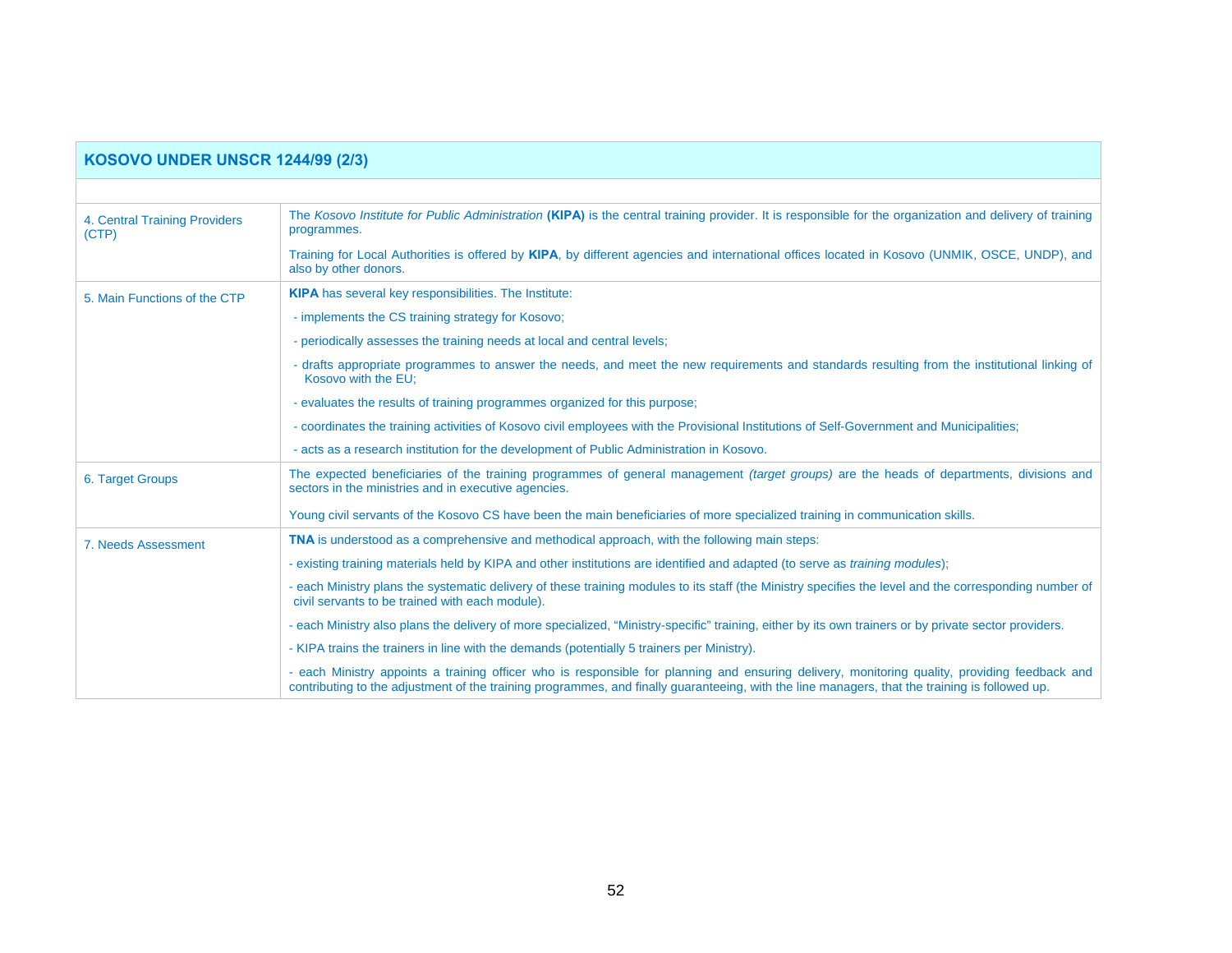| KOSOVO UNDER UNSCR 1244/99 (2/3) | |
|---|---|
| | |
| 4. Central Training Providers (CTP) | The *Kosovo Institute for Public Administration* **(KIPA)** is the central training provider. It is responsible for the organization and delivery of training programmes.<br><br>Training for Local Authorities is offered by **KIPA**, by different agencies and international offices located in Kosovo (UNMIK, OSCE, UNDP), and also by other donors. |
| 5. Main Functions of the CTP | **KIPA** has several key responsibilities. The Institute:<br><br>- implements the CS training strategy for Kosovo;<br><br>- periodically assesses the training needs at local and central levels;<br><br>- drafts appropriate programmes to answer the needs, and meet the new requirements and standards resulting from the institutional linking of Kosovo with the EU;<br><br>- evaluates the results of training programmes organized for this purpose;<br><br>- coordinates the training activities of Kosovo civil employees with the Provisional Institutions of Self-Government and Municipalities;<br><br>- acts as a research institution for the development of Public Administration in Kosovo. |
| 6. Target Groups | The expected beneficiaries of the training programmes of general management *(target groups)* are the heads of departments, divisions and sectors in the ministries and in executive agencies.<br><br>Young civil servants of the Kosovo CS have been the main beneficiaries of more specialized training in communication skills. |
| 7. Needs Assessment | **TNA** is understood as a comprehensive and methodical approach, with the following main steps:<br><br>- existing training materials held by KIPA and other institutions are identified and adapted (to serve as *training modules*);<br><br>- each Ministry plans the systematic delivery of these training modules to its staff (the Ministry specifies the level and the corresponding number of civil servants to be trained with each module).<br><br>- each Ministry also plans the delivery of more specialized, "Ministry-specific" training, either by its own trainers or by private sector providers.<br><br>- KIPA trains the trainers in line with the demands (potentially 5 trainers per Ministry).<br><br>- each Ministry appoints a training officer who is responsible for planning and ensuring delivery, monitoring quality, providing feedback and contributing to the adjustment of the training programmes, and finally guaranteeing, with the line managers, that the training is followed up. |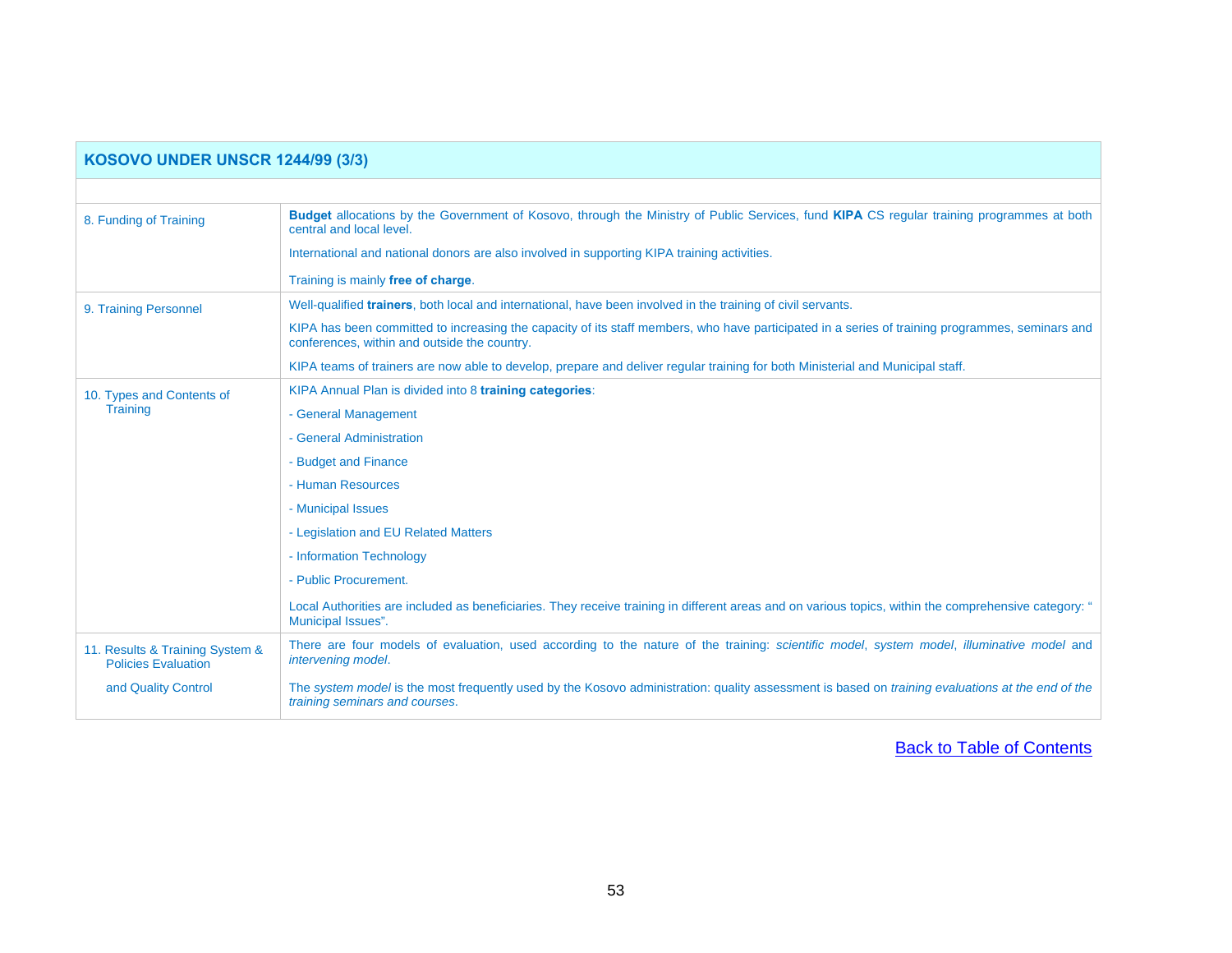## KOSOVO UNDER UNSCR 1244/99 (3/3)

| | |
|---|---|
| 8. Funding of Training | **Budget** allocations by the Government of Kosovo, through the Ministry of Public Services, fund **KIPA** CS regular training programmes at both central and local level.<br><br>International and national donors are also involved in supporting KIPA training activities.<br><br>Training is mainly **free of charge**. |
| 9. Training Personnel | Well-qualified **trainers**, both local and international, have been involved in the training of civil servants.<br><br>KIPA has been committed to increasing the capacity of its staff members, who have participated in a series of training programmes, seminars and conferences, within and outside the country.<br><br>KIPA teams of trainers are now able to develop, prepare and deliver regular training for both Ministerial and Municipal staff. |
| 10. Types and Contents of Training | KIPA Annual Plan is divided into 8 **training categories**:<br><br>- General Management<br>- General Administration<br>- Budget and Finance<br>- Human Resources<br>- Municipal Issues<br>- Legislation and EU Related Matters<br>- Information Technology<br>- Public Procurement.<br><br>Local Authorities are included as beneficiaries. They receive training in different areas and on various topics, within the comprehensive category: " Municipal Issues". |
| 11. Results & Training System & Policies Evaluation and Quality Control | There are four models of evaluation, used according to the nature of the training: *scientific model*, *system model*, *illuminative model* and *intervening model*.<br><br>The *system model* is the most frequently used by the Kosovo administration: quality assessment is based on *training evaluations at the end of the training seminars and courses*. |

Back to Table of Contents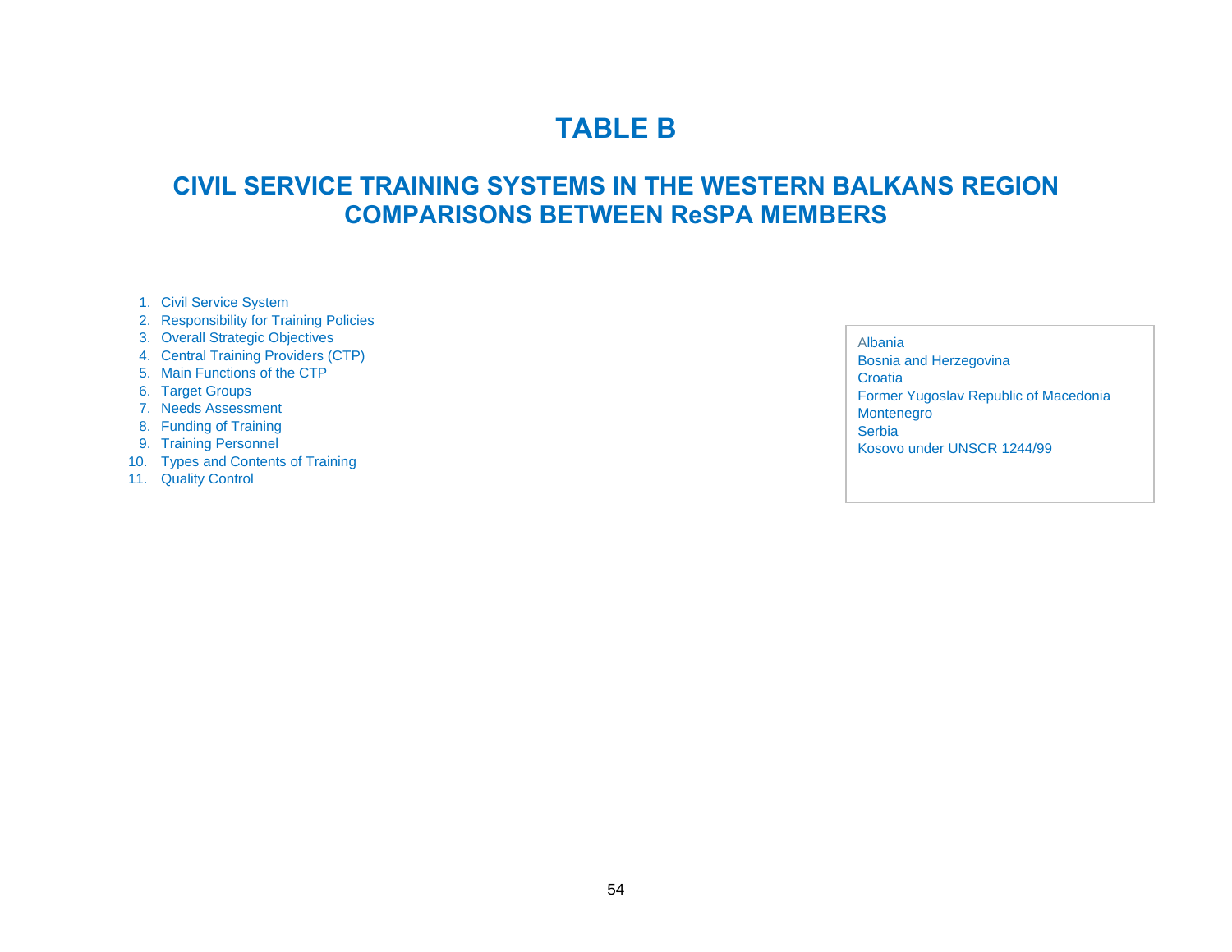# TABLE B

## CIVIL SERVICE TRAINING SYSTEMS IN THE WESTERN BALKANS REGION COMPARISONS BETWEEN ReSPA MEMBERS

1. Civil Service System
2. Responsibility for Training Policies
3. Overall Strategic Objectives
4. Central Training Providers (CTP)
5. Main Functions of the CTP
6. Target Groups
7. Needs Assessment
8. Funding of Training
9. Training Personnel
10. Types and Contents of Training
11. Quality Control

Albania
Bosnia and Herzegovina
Croatia
Former Yugoslav Republic of Macedonia
Montenegro
Serbia
Kosovo under UNSCR 1244/99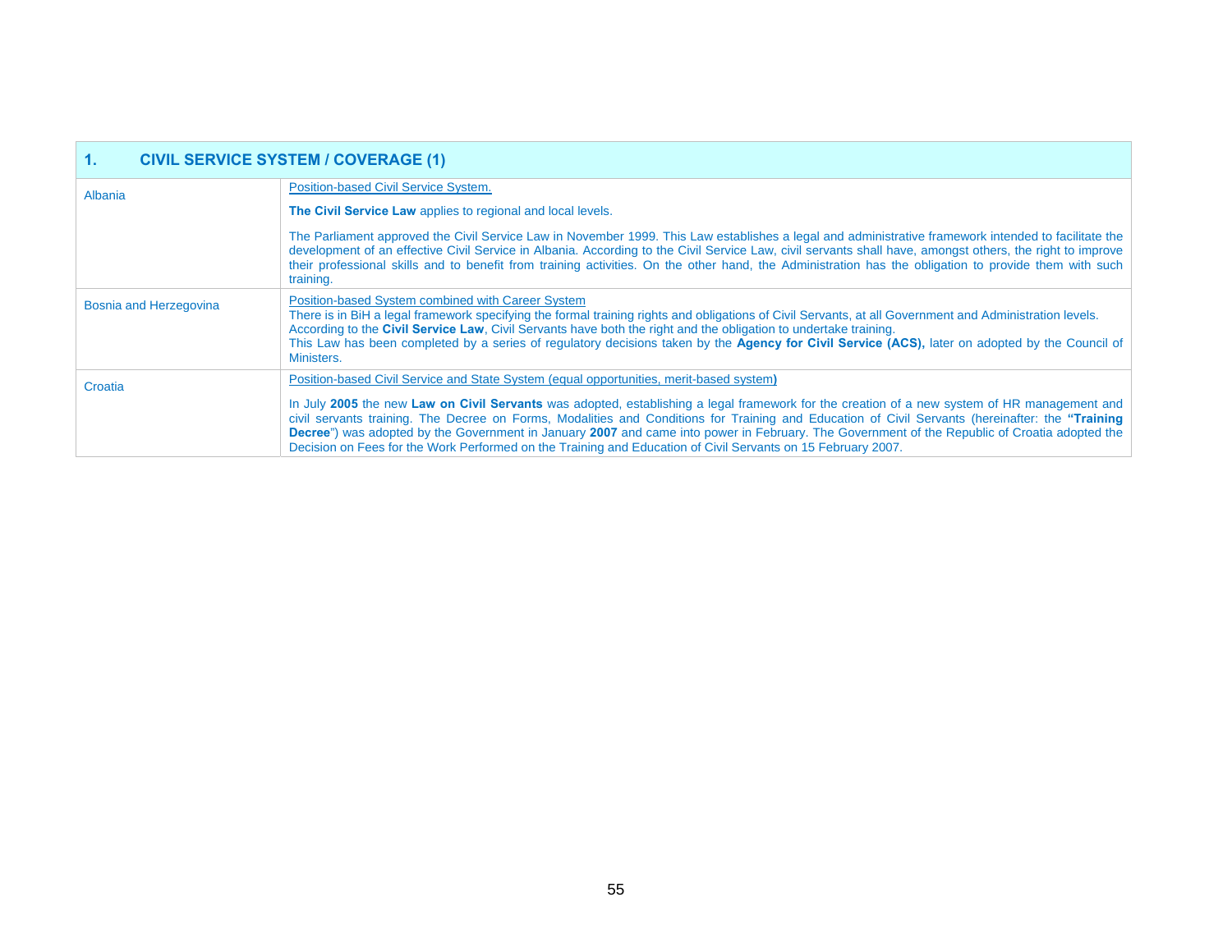| 1. CIVIL SERVICE SYSTEM / COVERAGE (1) | |
|---|---|
| Albania | Position-based Civil Service System.<br><br>**The Civil Service Law** applies to regional and local levels.<br><br>The Parliament approved the Civil Service Law in November 1999. This Law establishes a legal and administrative framework intended to facilitate the development of an effective Civil Service in Albania. According to the Civil Service Law, civil servants shall have, amongst others, the right to improve their professional skills and to benefit from training activities. On the other hand, the Administration has the obligation to provide them with such training. |
| Bosnia and Herzegovina | Position-based System combined with Career System<br>There is in BiH a legal framework specifying the formal training rights and obligations of Civil Servants, at all Government and Administration levels.<br>According to the **Civil Service Law**, Civil Servants have both the right and the obligation to undertake training.<br>This Law has been completed by a series of regulatory decisions taken by the **Agency for Civil Service (ACS),** later on adopted by the Council of Ministers. |
| Croatia | Position-based Civil Service and State System (equal opportunities, merit-based system**)**<br><br>In July **2005** the new **Law on Civil Servants** was adopted, establishing a legal framework for the creation of a new system of HR management and civil servants training. The Decree on Forms, Modalities and Conditions for Training and Education of Civil Servants (hereinafter: the **"Training Decree**") was adopted by the Government in January **2007** and came into power in February. The Government of the Republic of Croatia adopted the Decision on Fees for the Work Performed on the Training and Education of Civil Servants on 15 February 2007. |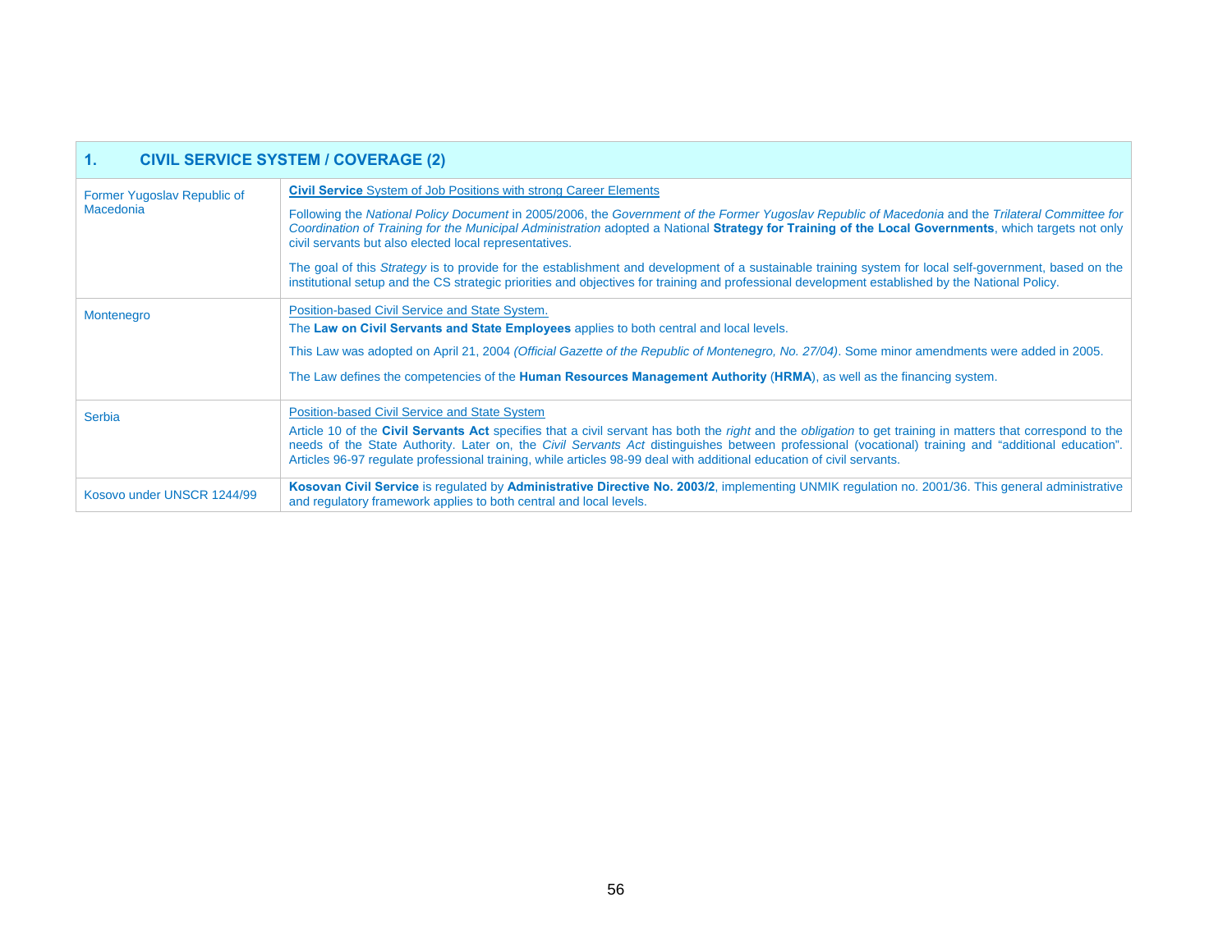| 1. CIVIL SERVICE SYSTEM / COVERAGE (2) | |
|---|---|
| Former Yugoslav Republic of Macedonia | **Civil Service** System of Job Positions with strong Career Elements<br><br>Following the *National Policy Document* in 2005/2006, the *Government of the Former Yugoslav Republic of Macedonia* and the *Trilateral Committee for Coordination of Training for the Municipal Administration* adopted a National **Strategy for Training of the Local Governments**, which targets not only civil servants but also elected local representatives.<br><br>The goal of this *Strategy* is to provide for the establishment and development of a sustainable training system for local self-government, based on the institutional setup and the CS strategic priorities and objectives for training and professional development established by the National Policy. |
| Montenegro | Position-based Civil Service and State System.<br>The **Law on Civil Servants and State Employees** applies to both central and local levels.<br><br>This Law was adopted on April 21, 2004 *(Official Gazette of the Republic of Montenegro, No. 27/04)*. Some minor amendments were added in 2005.<br><br>The Law defines the competencies of the **Human Resources Management Authority** (**HRMA**), as well as the financing system. |
| Serbia | Position-based Civil Service and State System<br>Article 10 of the **Civil Servants Act** specifies that a civil servant has both the *right* and the *obligation* to get training in matters that correspond to the needs of the State Authority. Later on, the *Civil Servants Act* distinguishes between professional (vocational) training and "additional education". Articles 96-97 regulate professional training, while articles 98-99 deal with additional education of civil servants. |
| Kosovo under UNSCR 1244/99 | **Kosovan Civil Service** is regulated by **Administrative Directive No. 2003/2**, implementing UNMIK regulation no. 2001/36. This general administrative and regulatory framework applies to both central and local levels. |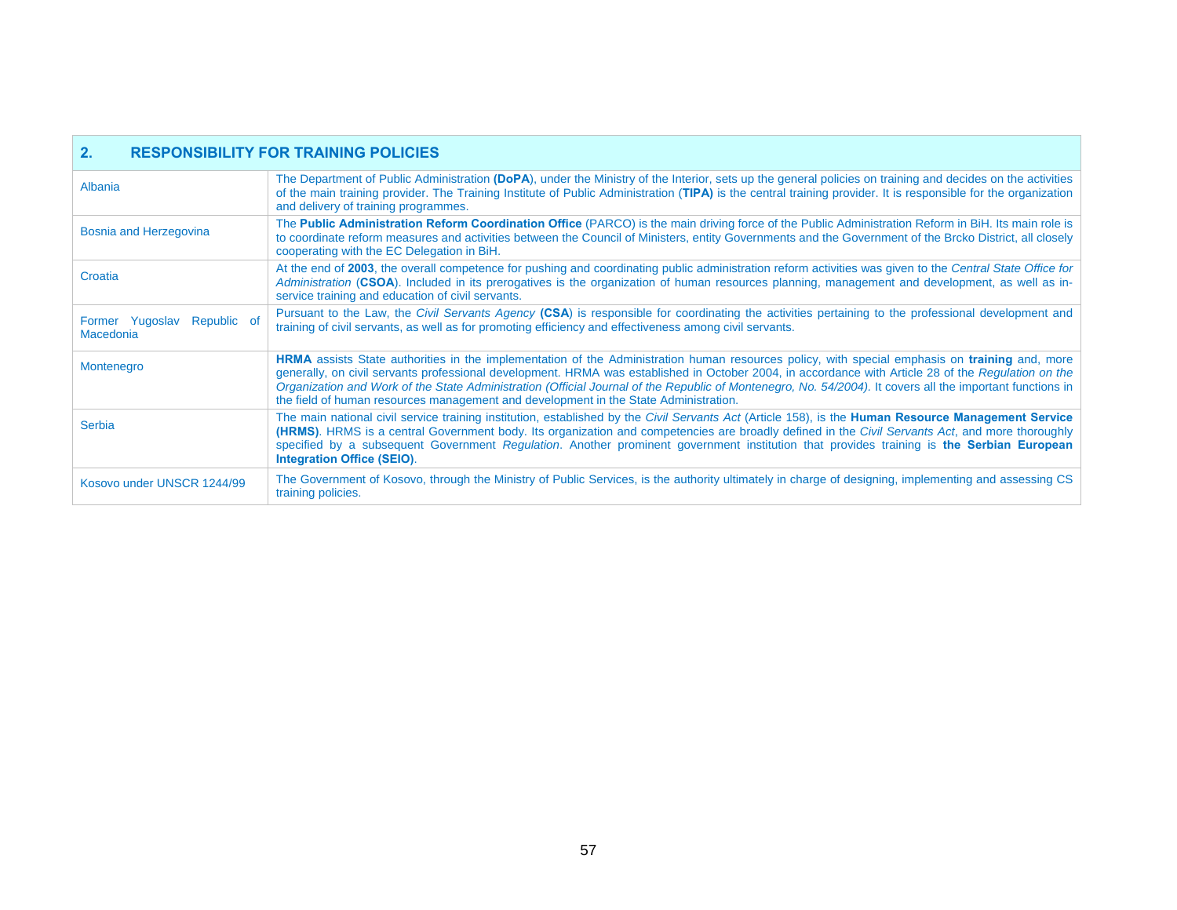| 2. **RESPONSIBILITY FOR TRAINING POLICIES** | |
|---|---|
| Albania | The Department of Public Administration **(DoPA**), under the Ministry of the Interior, sets up the general policies on training and decides on the activities of the main training provider. The Training Institute of Public Administration (**TIPA)** is the central training provider. It is responsible for the organization and delivery of training programmes. |
| Bosnia and Herzegovina | The **Public Administration Reform Coordination Office** (PARCO) is the main driving force of the Public Administration Reform in BiH. Its main role is to coordinate reform measures and activities between the Council of Ministers, entity Governments and the Government of the Brcko District, all closely cooperating with the EC Delegation in BiH. |
| Croatia | At the end of **2003**, the overall competence for pushing and coordinating public administration reform activities was given to the *Central State Office for Administration* (**CSOA**). Included in its prerogatives is the organization of human resources planning, management and development, as well as in-service training and education of civil servants. |
| Former Yugoslav Republic of Macedonia | Pursuant to the Law, the *Civil Servants Agency* **(CSA**) is responsible for coordinating the activities pertaining to the professional development and training of civil servants, as well as for promoting efficiency and effectiveness among civil servants. |
| Montenegro | **HRMA** assists State authorities in the implementation of the Administration human resources policy, with special emphasis on **training** and, more generally, on civil servants professional development. HRMA was established in October 2004, in accordance with Article 28 of the *Regulation on the Organization and Work of the State Administration (Official Journal of the Republic of Montenegro, No. 54/2004)*. It covers all the important functions in the field of human resources management and development in the State Administration. |
| Serbia | The main national civil service training institution, established by the *Civil Servants Act* (Article 158), is the **Human Resource Management Service (HRMS)**. HRMS is a central Government body. Its organization and competencies are broadly defined in the *Civil Servants Act*, and more thoroughly specified by a subsequent Government *Regulation*. Another prominent government institution that provides training is **the Serbian European Integration Office (SEIO)**. |
| Kosovo under UNSCR 1244/99 | The Government of Kosovo, through the Ministry of Public Services, is the authority ultimately in charge of designing, implementing and assessing CS training policies. |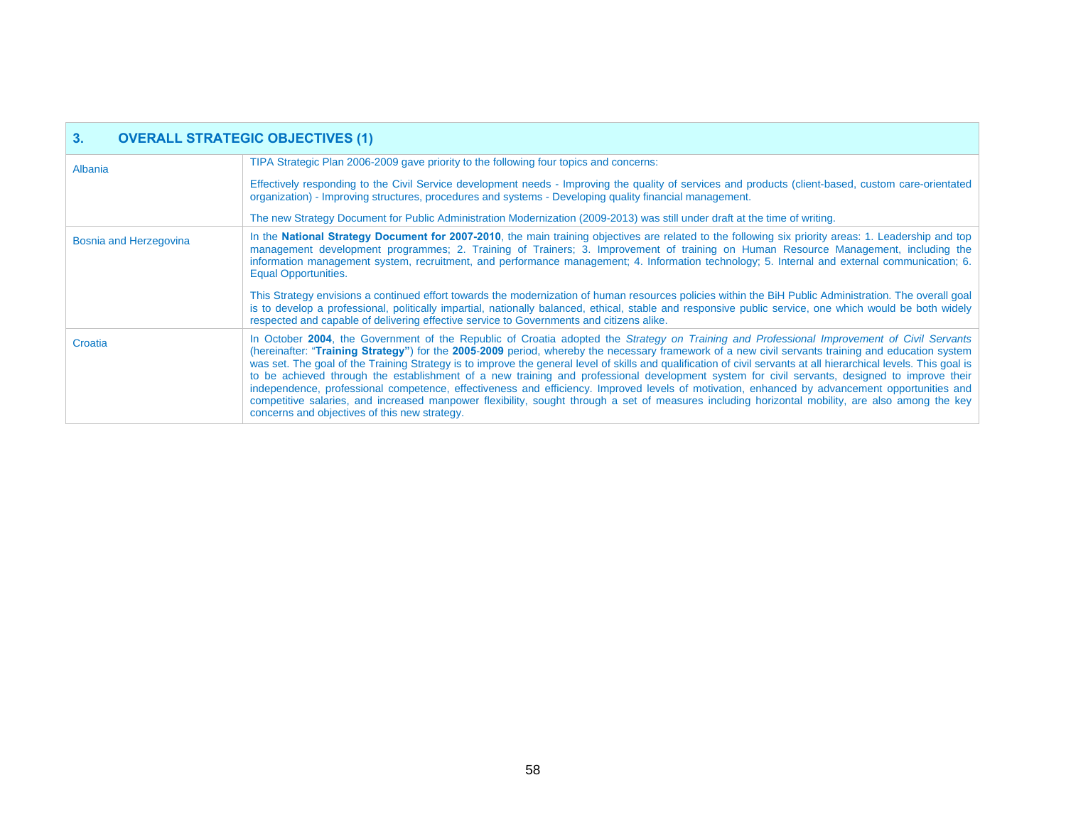| 3. OVERALL STRATEGIC OBJECTIVES (1) | |
|---|---|
| Albania | TIPA Strategic Plan 2006-2009 gave priority to the following four topics and concerns:<br><br>Effectively responding to the Civil Service development needs - Improving the quality of services and products (client-based, custom care-orientated organization) - Improving structures, procedures and systems - Developing quality financial management.<br><br>The new Strategy Document for Public Administration Modernization (2009-2013) was still under draft at the time of writing. |
| Bosnia and Herzegovina | In the **National Strategy Document for 2007-2010**, the main training objectives are related to the following six priority areas: 1. Leadership and top management development programmes; 2. Training of Trainers; 3. Improvement of training on Human Resource Management, including the information management system, recruitment, and performance management; 4. Information technology; 5. Internal and external communication; 6. Equal Opportunities.<br><br>This Strategy envisions a continued effort towards the modernization of human resources policies within the BiH Public Administration. The overall goal is to develop a professional, politically impartial, nationally balanced, ethical, stable and responsive public service, one which would be both widely respected and capable of delivering effective service to Governments and citizens alike. |
| Croatia | In October **2004**, the Government of the Republic of Croatia adopted the *Strategy on Training and Professional Improvement of Civil Servants* (hereinafter: "**Training Strategy"**) for the **2005**-**2009** period, whereby the necessary framework of a new civil servants training and education system was set. The goal of the Training Strategy is to improve the general level of skills and qualification of civil servants at all hierarchical levels. This goal is to be achieved through the establishment of a new training and professional development system for civil servants, designed to improve their independence, professional competence, effectiveness and efficiency. Improved levels of motivation, enhanced by advancement opportunities and competitive salaries, and increased manpower flexibility, sought through a set of measures including horizontal mobility, are also among the key concerns and objectives of this new strategy. |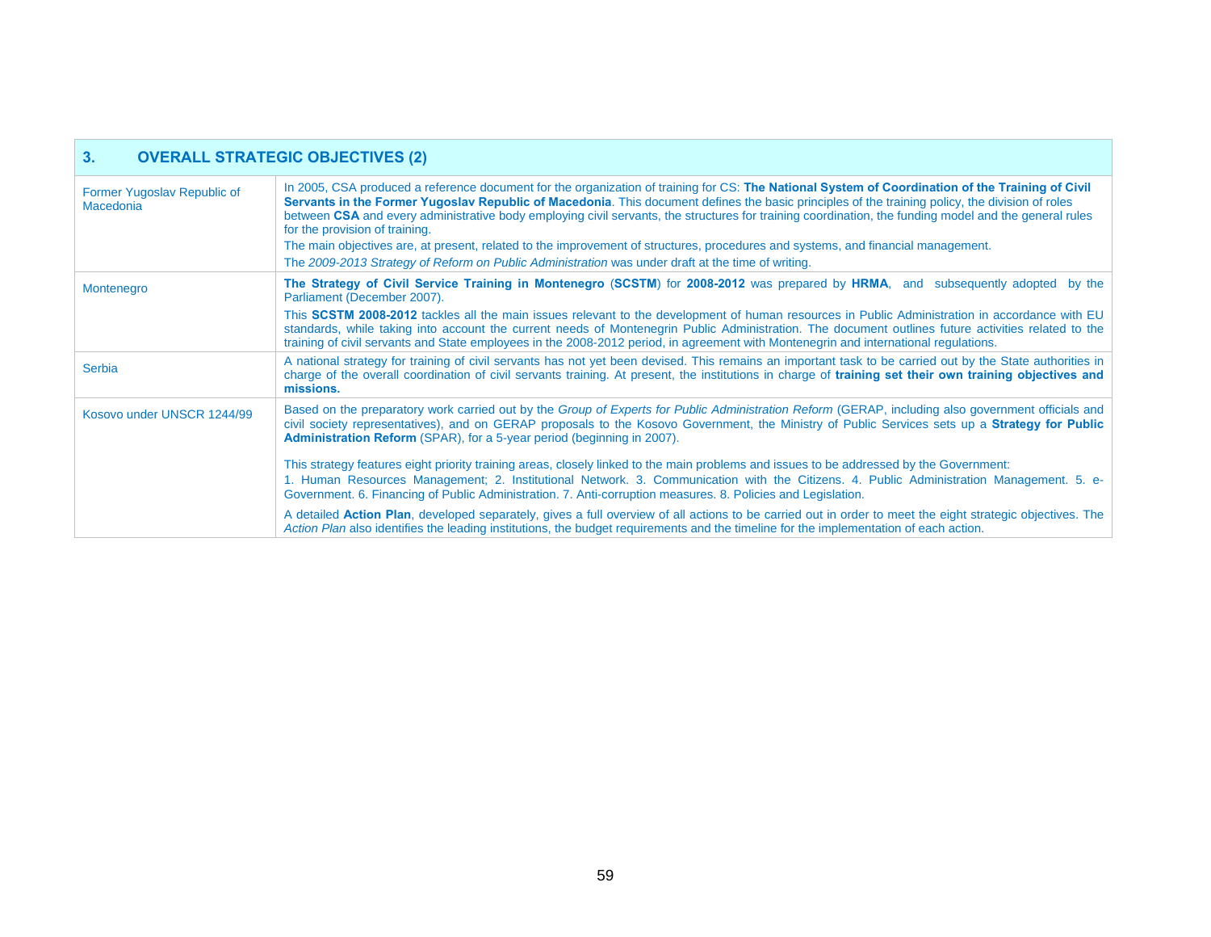| 3. **OVERALL STRATEGIC OBJECTIVES (2)** | |
|---|---|
| Former Yugoslav Republic of Macedonia | In 2005, CSA produced a reference document for the organization of training for CS: **The National System of Coordination of the Training of Civil Servants in the Former Yugoslav Republic of Macedonia**. This document defines the basic principles of the training policy, the division of roles between **CSA** and every administrative body employing civil servants, the structures for training coordination, the funding model and the general rules for the provision of training.<br>The main objectives are, at present, related to the improvement of structures, procedures and systems, and financial management.<br>The *2009-2013 Strategy of Reform on Public Administration* was under draft at the time of writing. |
| Montenegro | **The Strategy of Civil Service Training in Montenegro** (**SCSTM**) for **2008-2012** was prepared by **HRMA**, and subsequently adopted by the Parliament (December 2007).<br>This **SCSTM 2008-2012** tackles all the main issues relevant to the development of human resources in Public Administration in accordance with EU standards, while taking into account the current needs of Montenegrin Public Administration. The document outlines future activities related to the training of civil servants and State employees in the 2008-2012 period, in agreement with Montenegrin and international regulations. |
| Serbia | A national strategy for training of civil servants has not yet been devised. This remains an important task to be carried out by the State authorities in charge of the overall coordination of civil servants training. At present, the institutions in charge of **training set their own training objectives and missions.** |
| Kosovo under UNSCR 1244/99 | Based on the preparatory work carried out by the *Group of Experts for Public Administration Reform* (GERAP, including also government officials and civil society representatives), and on GERAP proposals to the Kosovo Government, the Ministry of Public Services sets up a **Strategy for Public Administration Reform** (SPAR), for a 5-year period (beginning in 2007).<br>This strategy features eight priority training areas, closely linked to the main problems and issues to be addressed by the Government:<br>1. Human Resources Management; 2. Institutional Network. 3. Communication with the Citizens. 4. Public Administration Management. 5. e-Government. 6. Financing of Public Administration. 7. Anti-corruption measures. 8. Policies and Legislation.<br>A detailed **Action Plan**, developed separately, gives a full overview of all actions to be carried out in order to meet the eight strategic objectives. The *Action Plan* also identifies the leading institutions, the budget requirements and the timeline for the implementation of each action. |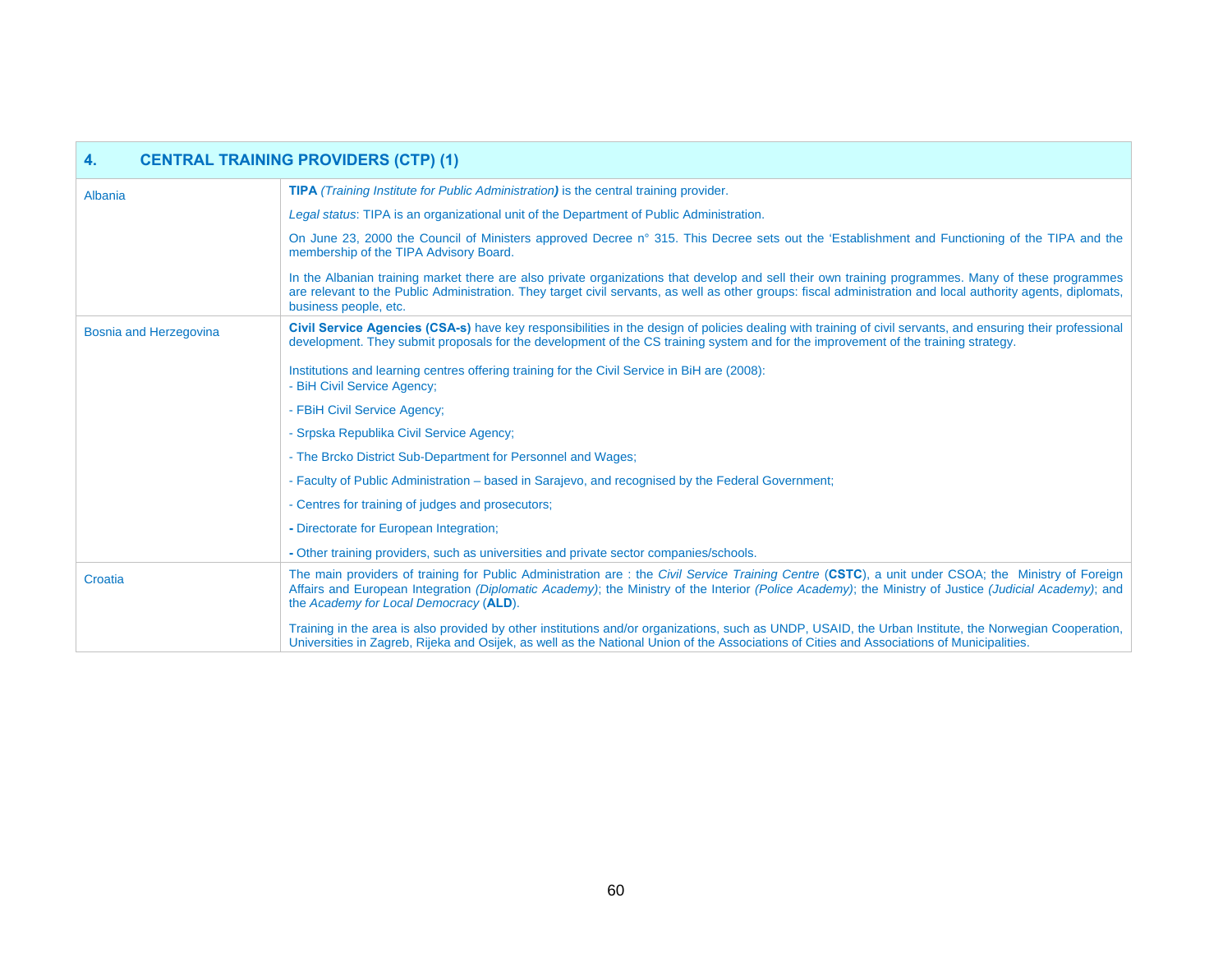| 4. CENTRAL TRAINING PROVIDERS (CTP) (1) | |
|---|---|
| Albania | **TIPA** *(Training Institute for Public Administration)* is the central training provider.<br><br>*Legal status*: TIPA is an organizational unit of the Department of Public Administration.<br><br>On June 23, 2000 the Council of Ministers approved Decree n° 315. This Decree sets out the 'Establishment and Functioning of the TIPA and the membership of the TIPA Advisory Board.<br><br>In the Albanian training market there are also private organizations that develop and sell their own training programmes. Many of these programmes are relevant to the Public Administration. They target civil servants, as well as other groups: fiscal administration and local authority agents, diplomats, business people, etc. |
| Bosnia and Herzegovina | **Civil Service Agencies (CSA-s)** have key responsibilities in the design of policies dealing with training of civil servants, and ensuring their professional development. They submit proposals for the development of the CS training system and for the improvement of the training strategy.<br><br>Institutions and learning centres offering training for the Civil Service in BiH are (2008):<br>- BiH Civil Service Agency;<br>- FBiH Civil Service Agency;<br>- Srpska Republika Civil Service Agency;<br>- The Brcko District Sub-Department for Personnel and Wages;<br>- Faculty of Public Administration – based in Sarajevo, and recognised by the Federal Government;<br>- Centres for training of judges and prosecutors;<br>**-** Directorate for European Integration;<br>**-** Other training providers, such as universities and private sector companies/schools. |
| Croatia | The main providers of training for Public Administration are : the *Civil Service Training Centre* (**CSTC**), a unit under CSOA; the Ministry of Foreign Affairs and European Integration *(Diplomatic Academy)*; the Ministry of the Interior *(Police Academy)*; the Ministry of Justice *(Judicial Academy)*; and the *Academy for Local Democracy* (**ALD**).<br><br>Training in the area is also provided by other institutions and/or organizations, such as UNDP, USAID, the Urban Institute, the Norwegian Cooperation, Universities in Zagreb, Rijeka and Osijek, as well as the National Union of the Associations of Cities and Associations of Municipalities. |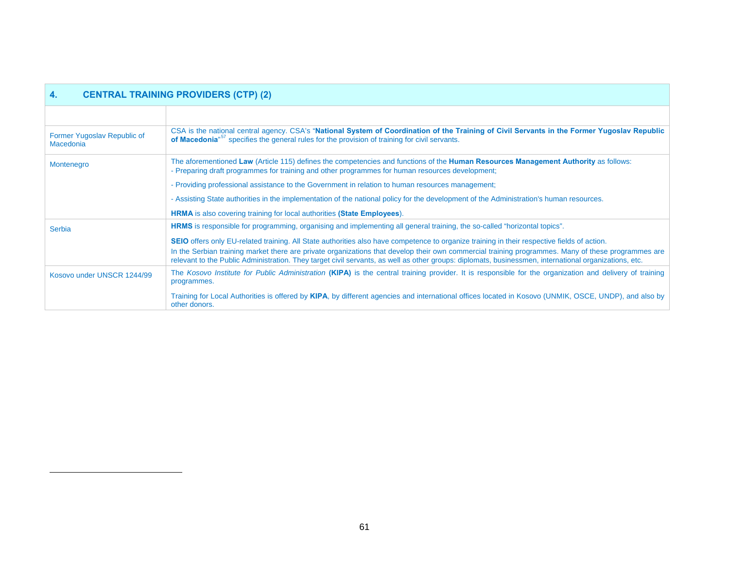## 4. CENTRAL TRAINING PROVIDERS (CTP) (2)

| | |
|---|---|
| Former Yugoslav Republic of Macedonia | CSA is the national central agency. CSA's "**National System of Coordination of the Training of Civil Servants in the Former Yugoslav Republic of Macedonia**"[57] specifies the general rules for the provision of training for civil servants. |
| Montenegro | The aforementioned **Law** (Article 115) defines the competencies and functions of the **Human Resources Management Authority** as follows:<br>- Preparing draft programmes for training and other programmes for human resources development;<br>- Providing professional assistance to the Government in relation to human resources management;<br>- Assisting State authorities in the implementation of the national policy for the development of the Administration's human resources.<br>**HRMA** is also covering training for local authorities **(State Employees**). |
| Serbia | **HRMS** is responsible for programming, organising and implementing all general training, the so-called "horizontal topics".<br>**SEIO** offers only EU-related training. All State authorities also have competence to organize training in their respective fields of action.<br>In the Serbian training market there are private organizations that develop their own commercial training programmes. Many of these programmes are relevant to the Public Administration. They target civil servants, as well as other groups: diplomats, businessmen, international organizations, etc. |
| Kosovo under UNSCR 1244/99 | The *Kosovo Institute for Public Administration* **(KIPA)** is the central training provider. It is responsible for the organization and delivery of training programmes.<br>Training for Local Authorities is offered by **KIPA**, by different agencies and international offices located in Kosovo (UNMIK, OSCE, UNDP), and also by other donors. |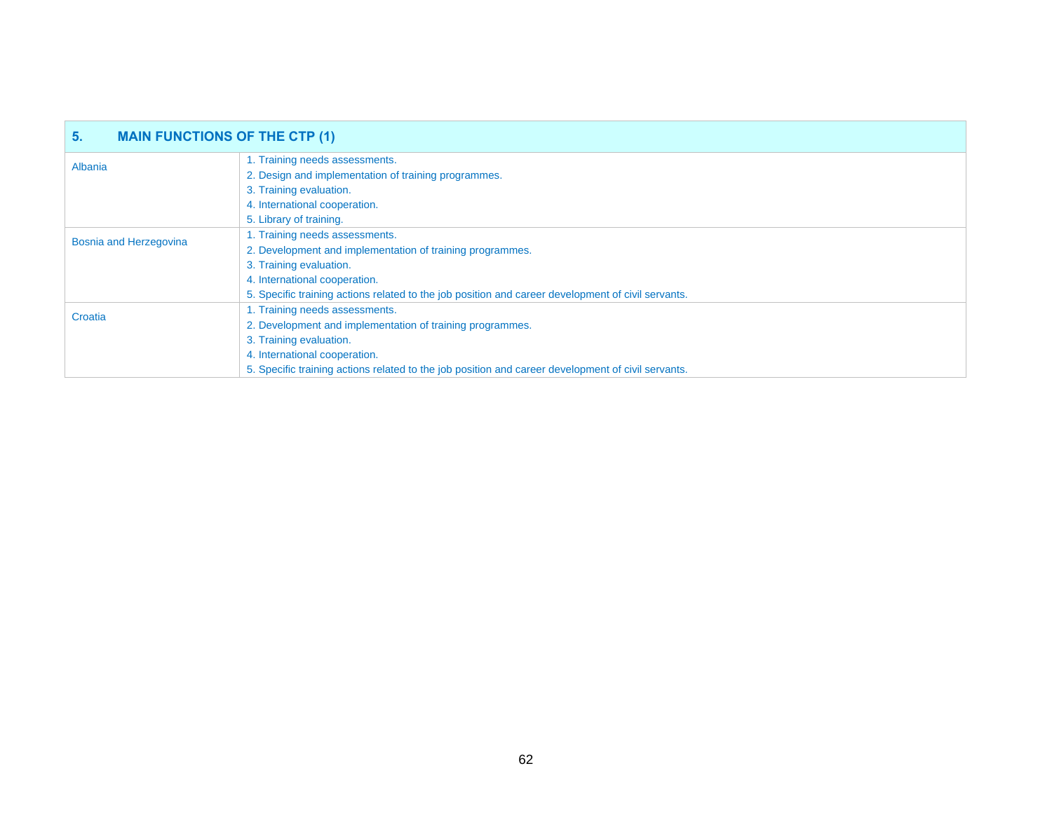| 5. MAIN FUNCTIONS OF THE CTP (1) | |
|---|---|
| Albania | 1. Training needs assessments.<br>2. Design and implementation of training programmes.<br>3. Training evaluation.<br>4. International cooperation.<br>5. Library of training. |
| Bosnia and Herzegovina | 1. Training needs assessments.<br>2. Development and implementation of training programmes.<br>3. Training evaluation.<br>4. International cooperation.<br>5. Specific training actions related to the job position and career development of civil servants. |
| Croatia | 1. Training needs assessments.<br>2. Development and implementation of training programmes.<br>3. Training evaluation.<br>4. International cooperation.<br>5. Specific training actions related to the job position and career development of civil servants. |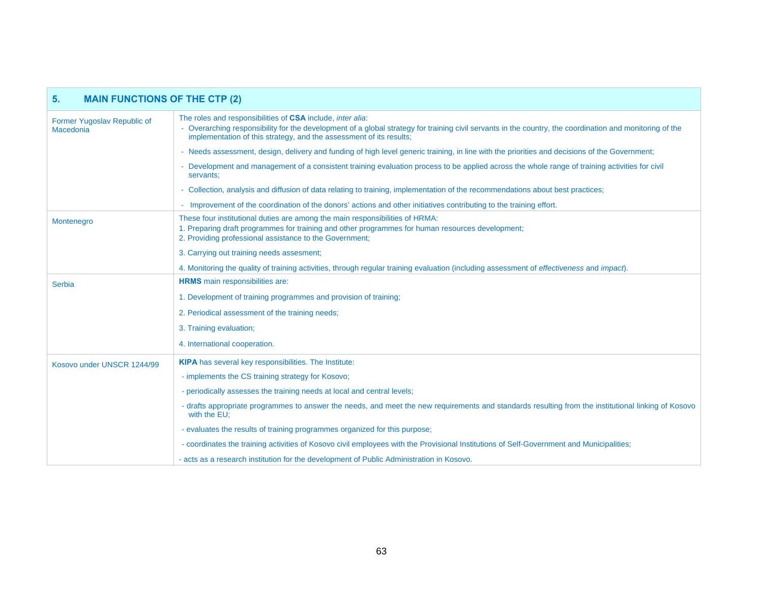| 5. MAIN FUNCTIONS OF THE CTP (2) | |
|---|---|
| Former Yugoslav Republic of Macedonia | The roles and responsibilities of **CSA** include, *inter alia*:<br>- Overarching responsibility for the development of a global strategy for training civil servants in the country, the coordination and monitoring of the implementation of this strategy, and the assessment of its results;<br>- Needs assessment, design, delivery and funding of high level generic training, in line with the priorities and decisions of the Government;<br>- Development and management of a consistent training evaluation process to be applied across the whole range of training activities for civil servants;<br>- Collection, analysis and diffusion of data relating to training, implementation of the recommendations about best practices;<br>- Improvement of the coordination of the donors' actions and other initiatives contributing to the training effort. |
| Montenegro | These four institutional duties are among the main responsibilities of HRMA:<br>1. Preparing draft programmes for training and other programmes for human resources development;<br>2. Providing professional assistance to the Government;<br>3. Carrying out training needs assesment;<br>4. Monitoring the quality of training activities, through regular training evaluation (including assessment of *effectiveness* and *impact*). |
| Serbia | **HRMS** main responsibilities are:<br>1. Development of training programmes and provision of training;<br>2. Periodical assessment of the training needs;<br>3. Training evaluation;<br>4. International cooperation. |
| Kosovo under UNSCR 1244/99 | **KIPA** has several key responsibilities. The Institute:<br>- implements the CS training strategy for Kosovo;<br>- periodically assesses the training needs at local and central levels;<br>- drafts appropriate programmes to answer the needs, and meet the new requirements and standards resulting from the institutional linking of Kosovo with the EU;<br>- evaluates the results of training programmes organized for this purpose;<br>- coordinates the training activities of Kosovo civil employees with the Provisional Institutions of Self-Government and Municipalities;<br>- acts as a research institution for the development of Public Administration in Kosovo. |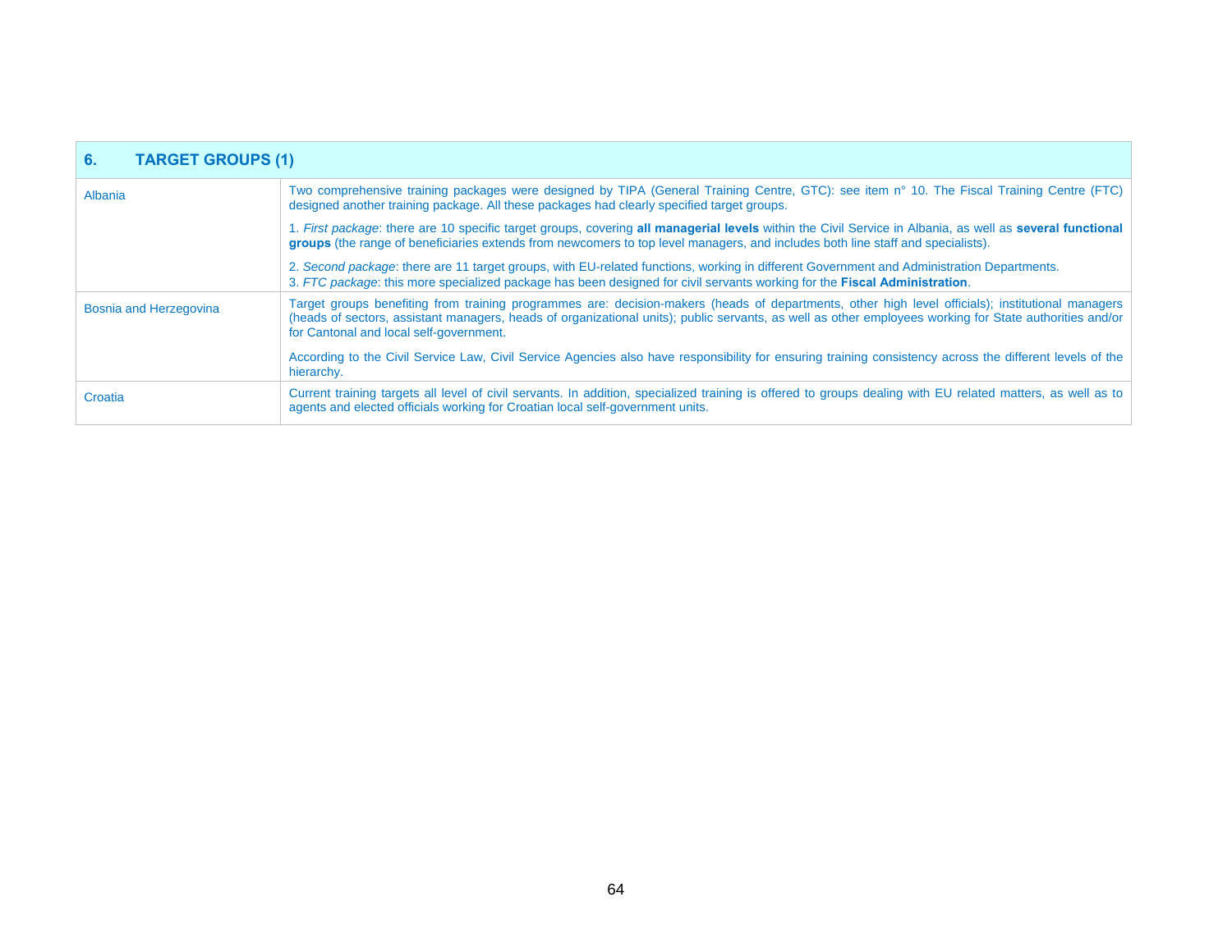| 6. TARGET GROUPS (1) | |
|---|---|
| Albania | Two comprehensive training packages were designed by TIPA (General Training Centre, GTC): see item n° 10. The Fiscal Training Centre (FTC) designed another training package. All these packages had clearly specified target groups.<br><br>1. *First package*: there are 10 specific target groups, covering **all managerial levels** within the Civil Service in Albania, as well as **several functional groups** (the range of beneficiaries extends from newcomers to top level managers, and includes both line staff and specialists).<br><br>2. *Second package*: there are 11 target groups, with EU-related functions, working in different Government and Administration Departments.<br>3. *FTC package*: this more specialized package has been designed for civil servants working for the **Fiscal Administration**. |
| Bosnia and Herzegovina | Target groups benefiting from training programmes are: decision-makers (heads of departments, other high level officials); institutional managers (heads of sectors, assistant managers, heads of organizational units); public servants, as well as other employees working for State authorities and/or for Cantonal and local self-government.<br><br>According to the Civil Service Law, Civil Service Agencies also have responsibility for ensuring training consistency across the different levels of the hierarchy. |
| Croatia | Current training targets all level of civil servants. In addition, specialized training is offered to groups dealing with EU related matters, as well as to agents and elected officials working for Croatian local self-government units. |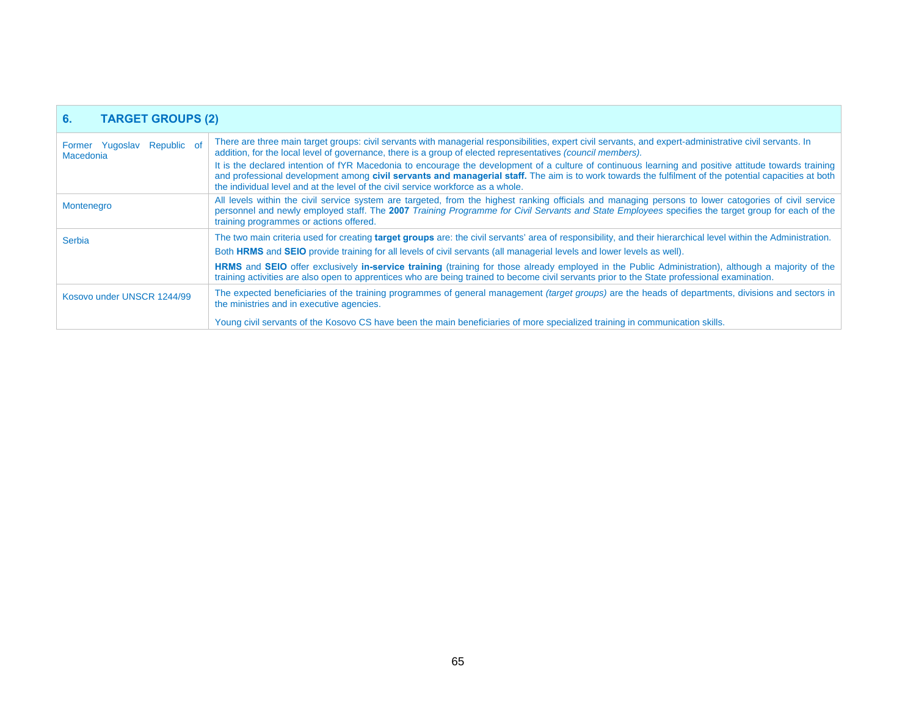| 6. TARGET GROUPS (2) | |
|---|---|
| Former Yugoslav Republic of Macedonia | There are three main target groups: civil servants with managerial responsibilities, expert civil servants, and expert-administrative civil servants. In addition, for the local level of governance, there is a group of elected representatives *(council members)*.<br>It is the declared intention of fYR Macedonia to encourage the development of a culture of continuous learning and positive attitude towards training and professional development among **civil servants and managerial staff.** The aim is to work towards the fulfilment of the potential capacities at both the individual level and at the level of the civil service workforce as a whole. |
| Montenegro | All levels within the civil service system are targeted, from the highest ranking officials and managing persons to lower catogories of civil service personnel and newly employed staff. The **2007** *Training Programme for Civil Servants and State Employees* specifies the target group for each of the training programmes or actions offered. |
| Serbia | The two main criteria used for creating **target groups** are: the civil servants' area of responsibility, and their hierarchical level within the Administration.<br>Both **HRMS** and **SEIO** provide training for all levels of civil servants (all managerial levels and lower levels as well).<br>**HRMS** and **SEIO** offer exclusively **in-service training** (training for those already employed in the Public Administration), although a majority of the training activities are also open to apprentices who are being trained to become civil servants prior to the State professional examination. |
| Kosovo under UNSCR 1244/99 | The expected beneficiaries of the training programmes of general management *(target groups)* are the heads of departments, divisions and sectors in the ministries and in executive agencies.<br>Young civil servants of the Kosovo CS have been the main beneficiaries of more specialized training in communication skills. |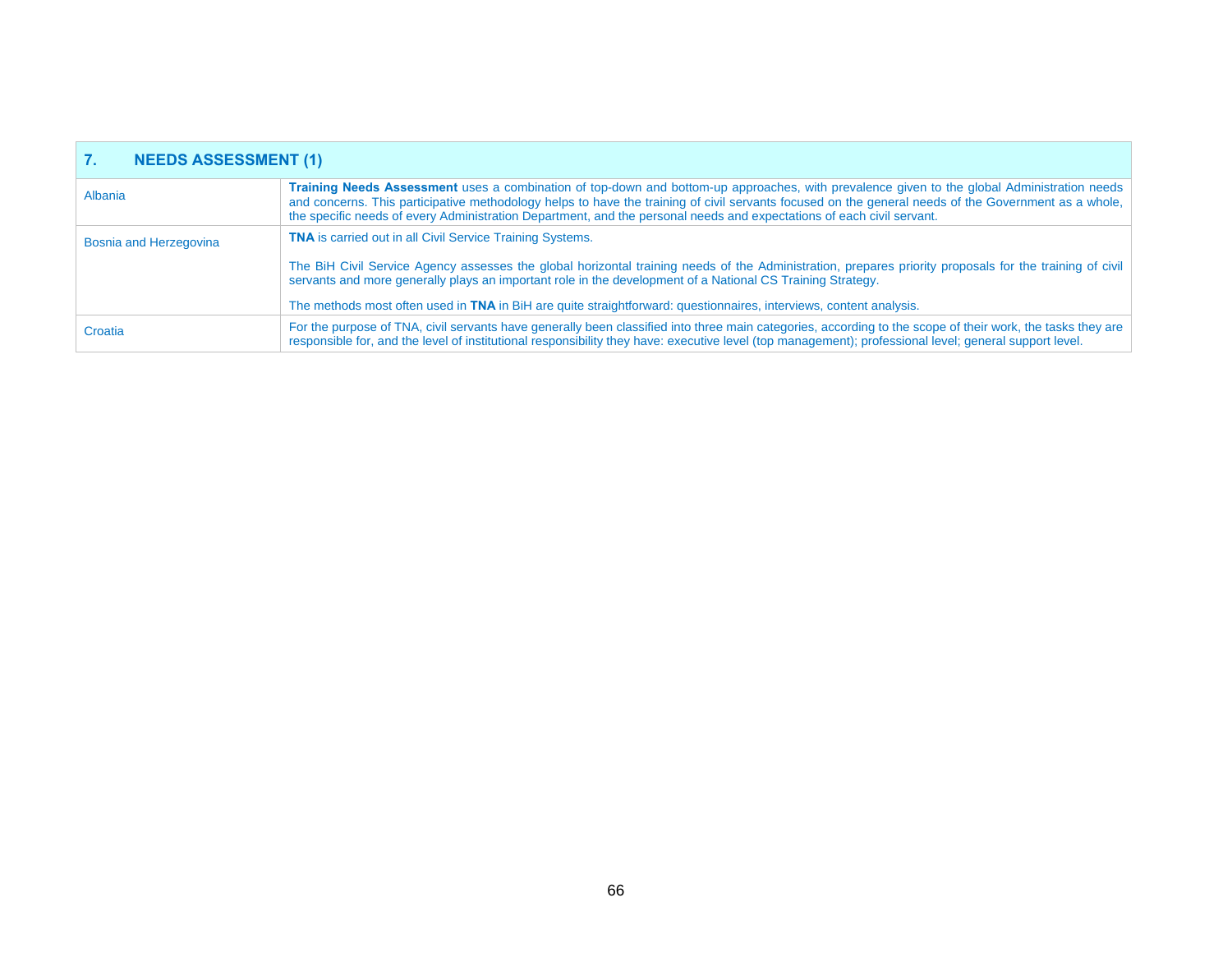| 7. NEEDS ASSESSMENT (1) | |
|---|---|
| Albania | **Training Needs Assessment** uses a combination of top-down and bottom-up approaches, with prevalence given to the global Administration needs and concerns. This participative methodology helps to have the training of civil servants focused on the general needs of the Government as a whole, the specific needs of every Administration Department, and the personal needs and expectations of each civil servant. |
| Bosnia and Herzegovina | **TNA** is carried out in all Civil Service Training Systems.<br><br>The BiH Civil Service Agency assesses the global horizontal training needs of the Administration, prepares priority proposals for the training of civil servants and more generally plays an important role in the development of a National CS Training Strategy.<br><br>The methods most often used in **TNA** in BiH are quite straightforward: questionnaires, interviews, content analysis. |
| Croatia | For the purpose of TNA, civil servants have generally been classified into three main categories, according to the scope of their work, the tasks they are responsible for, and the level of institutional responsibility they have: executive level (top management); professional level; general support level. |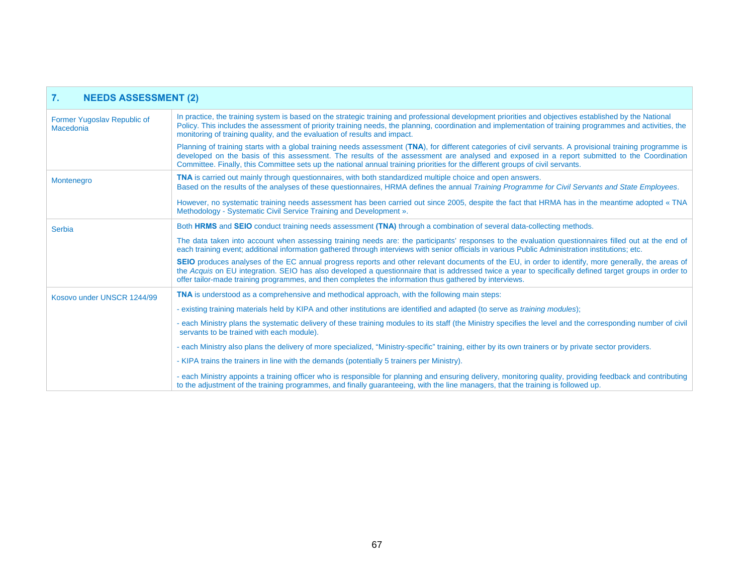| 7. NEEDS ASSESSMENT (2) | |
|---|---|
| Former Yugoslav Republic of Macedonia | In practice, the training system is based on the strategic training and professional development priorities and objectives established by the National Policy. This includes the assessment of priority training needs, the planning, coordination and implementation of training programmes and activities, the monitoring of training quality, and the evaluation of results and impact.<br><br>Planning of training starts with a global training needs assessment (**TNA**), for different categories of civil servants. A provisional training programme is developed on the basis of this assessment. The results of the assessment are analysed and exposed in a report submitted to the Coordination Committee. Finally, this Committee sets up the national annual training priorities for the different groups of civil servants. |
| Montenegro | **TNA** is carried out mainly through questionnaires, with both standardized multiple choice and open answers.<br>Based on the results of the analyses of these questionnaires, HRMA defines the annual *Training Programme for Civil Servants and State Employees*.<br><br>However, no systematic training needs assessment has been carried out since 2005, despite the fact that HRMA has in the meantime adopted « TNA Methodology - Systematic Civil Service Training and Development ». |
| Serbia | Both **HRMS** and **SEIO** conduct training needs assessment **(TNA)** through a combination of several data-collecting methods.<br><br>The data taken into account when assessing training needs are: the participants' responses to the evaluation questionnaires filled out at the end of each training event; additional information gathered through interviews with senior officials in various Public Administration institutions; etc.<br><br>**SEIO** produces analyses of the EC annual progress reports and other relevant documents of the EU, in order to identify, more generally, the areas of the *Acquis* on EU integration. SEIO has also developed a questionnaire that is addressed twice a year to specifically defined target groups in order to offer tailor-made training programmes, and then completes the information thus gathered by interviews. |
| Kosovo under UNSCR 1244/99 | **TNA** is understood as a comprehensive and methodical approach, with the following main steps:<br><br>- existing training materials held by KIPA and other institutions are identified and adapted (to serve as *training modules*);<br><br>- each Ministry plans the systematic delivery of these training modules to its staff (the Ministry specifies the level and the corresponding number of civil servants to be trained with each module).<br><br>- each Ministry also plans the delivery of more specialized, "Ministry-specific" training, either by its own trainers or by private sector providers.<br><br>- KIPA trains the trainers in line with the demands (potentially 5 trainers per Ministry).<br><br>- each Ministry appoints a training officer who is responsible for planning and ensuring delivery, monitoring quality, providing feedback and contributing to the adjustment of the training programmes, and finally guaranteeing, with the line managers, that the training is followed up. |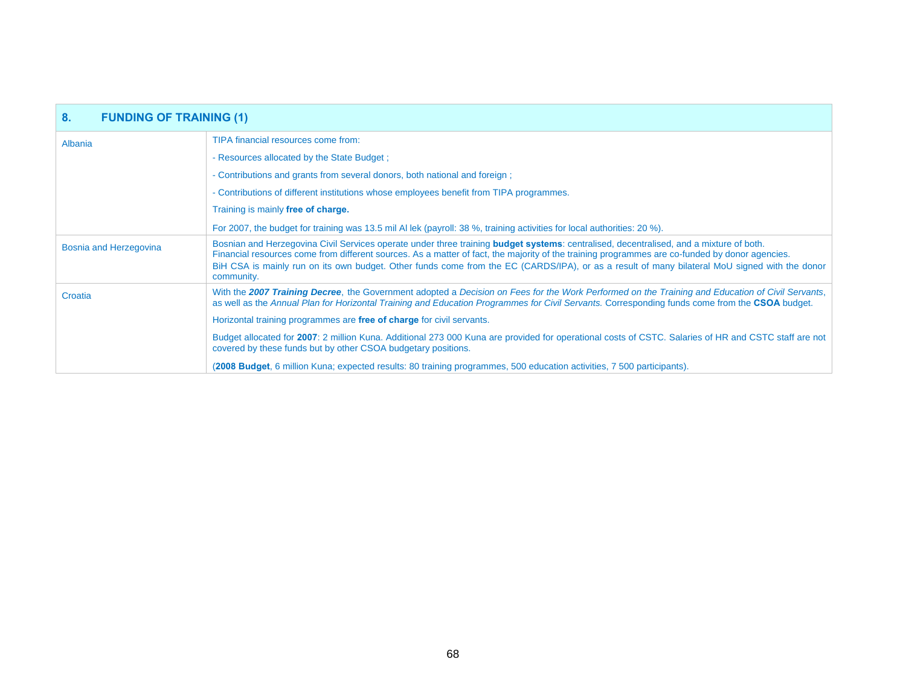| 8. FUNDING OF TRAINING (1) | |
|---|---|
| Albania | TIPA financial resources come from:<br>- Resources allocated by the State Budget ;<br>- Contributions and grants from several donors, both national and foreign ;<br>- Contributions of different institutions whose employees benefit from TIPA programmes.<br>Training is mainly **free of charge.**<br>For 2007, the budget for training was 13.5 mil Al lek (payroll: 38 %, training activities for local authorities: 20 %). |
| Bosnia and Herzegovina | Bosnian and Herzegovina Civil Services operate under three training **budget systems**: centralised, decentralised, and a mixture of both.<br>Financial resources come from different sources. As a matter of fact, the majority of the training programmes are co-funded by donor agencies.<br>BiH CSA is mainly run on its own budget. Other funds come from the EC (CARDS/IPA), or as a result of many bilateral MoU signed with the donor community. |
| Croatia | With the ***2007 Training Decree***, the Government adopted a *Decision on Fees for the Work Performed on the Training and Education of Civil Servants*, as well as the *Annual Plan for Horizontal Training and Education Programmes for Civil Servants.* Corresponding funds come from the **CSOA** budget.<br>Horizontal training programmes are **free of charge** for civil servants.<br>Budget allocated for **2007**: 2 million Kuna. Additional 273 000 Kuna are provided for operational costs of CSTC. Salaries of HR and CSTC staff are not covered by these funds but by other CSOA budgetary positions.<br>(**2008 Budget**, 6 million Kuna; expected results: 80 training programmes, 500 education activities, 7 500 participants). |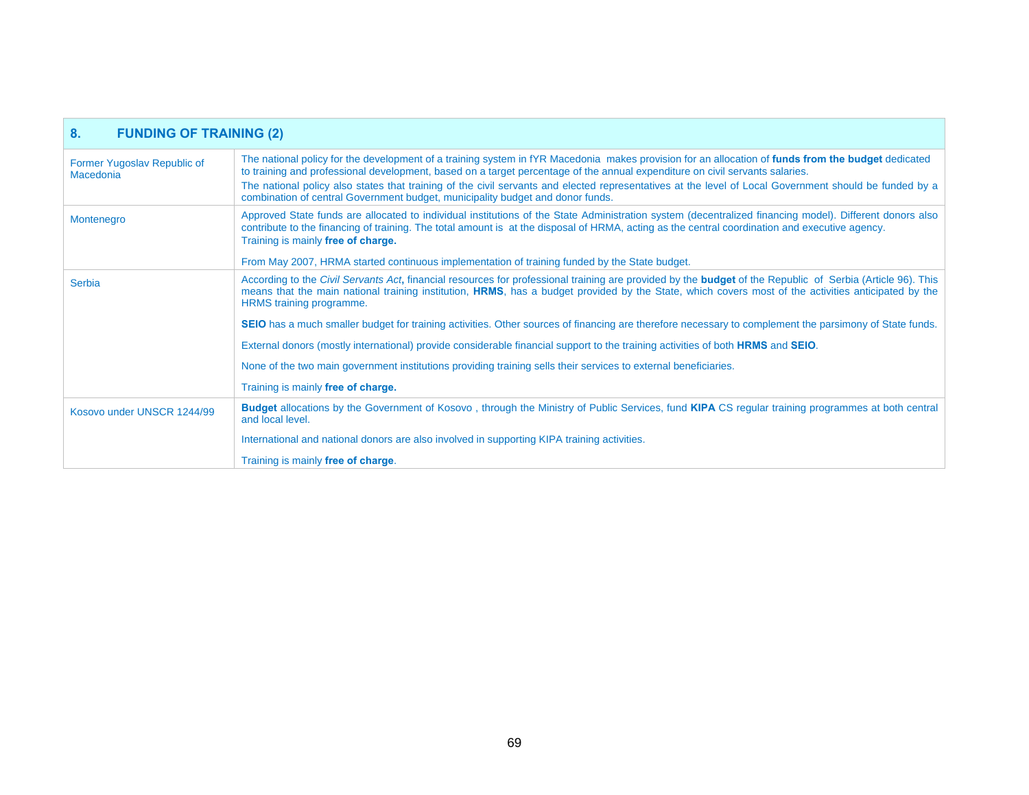| 8. FUNDING OF TRAINING (2) | |
|---|---|
| Former Yugoslav Republic of Macedonia | The national policy for the development of a training system in fYR Macedonia makes provision for an allocation of **funds from the budget** dedicated to training and professional development, based on a target percentage of the annual expenditure on civil servants salaries.<br>The national policy also states that training of the civil servants and elected representatives at the level of Local Government should be funded by a combination of central Government budget, municipality budget and donor funds. |
| Montenegro | Approved State funds are allocated to individual institutions of the State Administration system (decentralized financing model). Different donors also contribute to the financing of training. The total amount is at the disposal of HRMA, acting as the central coordination and executive agency.<br>Training is mainly **free of charge.**<br><br>From May 2007, HRMA started continuous implementation of training funded by the State budget. |
| Serbia | According to the *Civil Servants Act*, financial resources for professional training are provided by the **budget** of the Republic of Serbia (Article 96). This means that the main national training institution, **HRMS**, has a budget provided by the State, which covers most of the activities anticipated by the HRMS training programme.<br><br>**SEIO** has a much smaller budget for training activities. Other sources of financing are therefore necessary to complement the parsimony of State funds.<br><br>External donors (mostly international) provide considerable financial support to the training activities of both **HRMS** and **SEIO**.<br><br>None of the two main government institutions providing training sells their services to external beneficiaries.<br><br>Training is mainly **free of charge.** |
| Kosovo under UNSCR 1244/99 | **Budget** allocations by the Government of Kosovo , through the Ministry of Public Services, fund **KIPA** CS regular training programmes at both central and local level.<br><br>International and national donors are also involved in supporting KIPA training activities.<br><br>Training is mainly **free of charge**. |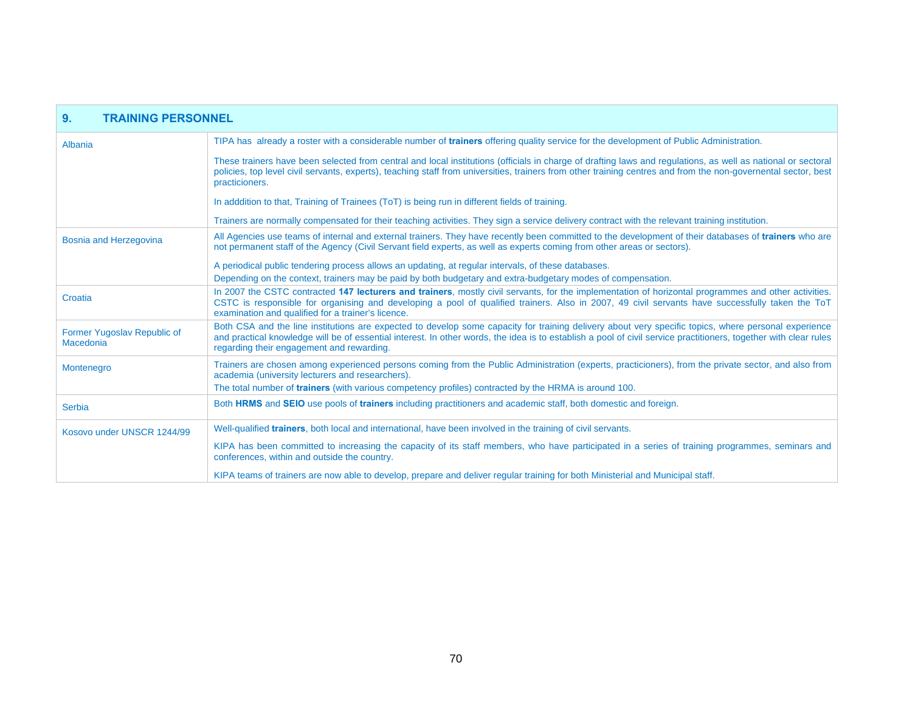| 9. TRAINING PERSONNEL | |
|---|---|
| Albania | TIPA has already a roster with a considerable number of **trainers** offering quality service for the development of Public Administration.<br><br>These trainers have been selected from central and local institutions (officials in charge of drafting laws and regulations, as well as national or sectoral policies, top level civil servants, experts), teaching staff from universities, trainers from other training centres and from the non-governental sector, best practicioners.<br><br>In adddition to that, Training of Trainees (ToT) is being run in different fields of training.<br><br>Trainers are normally compensated for their teaching activities. They sign a service delivery contract with the relevant training institution. |
| Bosnia and Herzegovina | All Agencies use teams of internal and external trainers. They have recently been committed to the development of their databases of **trainers** who are not permanent staff of the Agency (Civil Servant field experts, as well as experts coming from other areas or sectors).<br><br>A periodical public tendering process allows an updating, at regular intervals, of these databases.<br>Depending on the context, trainers may be paid by both budgetary and extra-budgetary modes of compensation. |
| Croatia | In 2007 the CSTC contracted **147 lecturers and trainers**, mostly civil servants, for the implementation of horizontal programmes and other activities. CSTC is responsible for organising and developing a pool of qualified trainers. Also in 2007, 49 civil servants have successfully taken the ToT examination and qualified for a trainer's licence. |
| Former Yugoslav Republic of Macedonia | Both CSA and the line institutions are expected to develop some capacity for training delivery about very specific topics, where personal experience and practical knowledge will be of essential interest. In other words, the idea is to establish a pool of civil service practitioners, together with clear rules regarding their engagement and rewarding. |
| Montenegro | Trainers are chosen among experienced persons coming from the Public Administration (experts, practicioners), from the private sector, and also from academia (university lecturers and researchers).<br>The total number of **trainers** (with various competency profiles) contracted by the HRMA is around 100. |
| Serbia | Both **HRMS** and **SEIO** use pools of **trainers** including practitioners and academic staff, both domestic and foreign. |
| Kosovo under UNSCR 1244/99 | Well-qualified **trainers**, both local and international, have been involved in the training of civil servants.<br><br>KIPA has been committed to increasing the capacity of its staff members, who have participated in a series of training programmes, seminars and conferences, within and outside the country.<br><br>KIPA teams of trainers are now able to develop, prepare and deliver regular training for both Ministerial and Municipal staff. |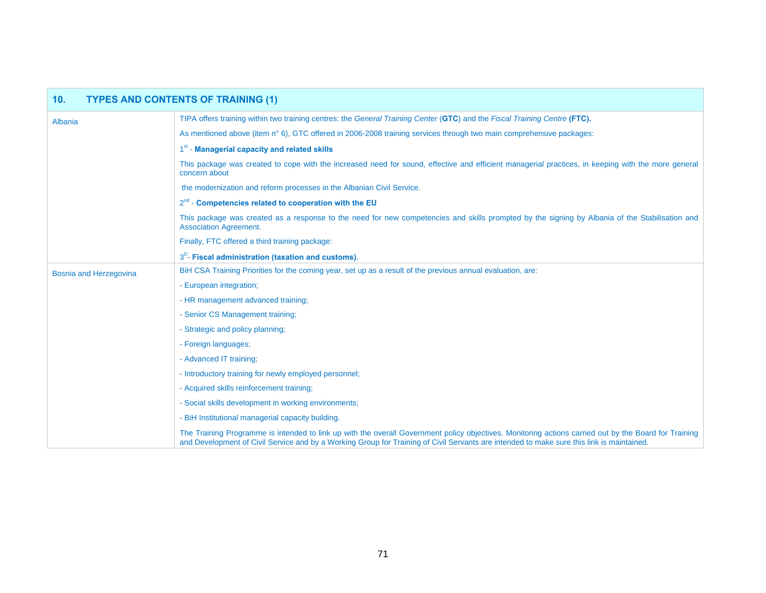| 10. TYPES AND CONTENTS OF TRAINING (1) | |
|---|---|
| Albania | TIPA offers training within two training centres: the *General Training Center* (**GTC**) and the *Fiscal Training Centre* **(FTC).**<br><br>As mentioned above (item n° 6), GTC offered in 2006-2008 training services through two main comprehensive packages:<br><br>1st - **Managerial capacity and related skills**<br><br>This package was created to cope with the increased need for sound, effective and efficient managerial practices, in keeping with the more general concern about<br><br>the modernization and reform processes in the Albanian Civil Service.<br><br>2nd - **Competencies related to cooperation with the EU**<br><br>This package was created as a response to the need for new competencies and skills prompted by the signing by Albania of the Stabilisation and Association Agreement.<br><br>Finally, FTC offered a third training package:<br><br>3D- **Fiscal administration (taxation and customs)**. |
| Bosnia and Herzegovina | BiH CSA Training Priorities for the coming year, set up as a result of the previous annual evaluation, are:<br><br>- European integration;<br><br>- HR management advanced training;<br><br>- Senior CS Management training;<br><br>- Strategic and policy planning;<br><br>- Foreign languages;<br><br>- Advanced IT training;<br><br>- Introductory training for newly employed personnel;<br><br>- Acquired skills reinforcement training;<br><br>- Social skills development in working environments;<br><br>- BiH Institutional managerial capacity building.<br><br>The Training Programme is intended to link up with the overall Government policy objectives. Monitoring actions carried out by the Board for Training and Development of Civil Service and by a Working Group for Training of Civil Servants are intended to make sure this link is maintained. |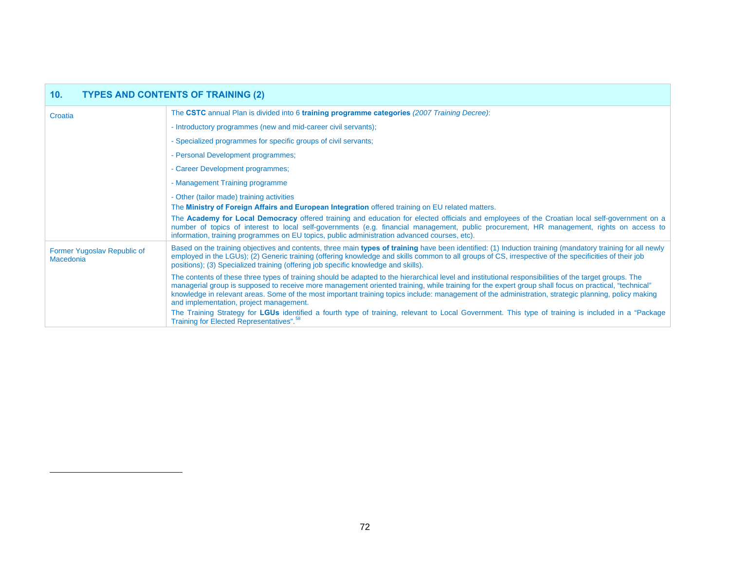| 10. TYPES AND CONTENTS OF TRAINING (2) | |
|---|---|
| Croatia | The **CSTC** annual Plan is divided into 6 **training programme categories** *(2007 Training Decree)*:<br>- Introductory programmes (new and mid-career civil servants);<br>- Specialized programmes for specific groups of civil servants;<br>- Personal Development programmes;<br>- Career Development programmes;<br>- Management Training programme<br>- Other (tailor made) training activities<br>The **Ministry of Foreign Affairs and European Integration** offered training on EU related matters.<br>The **Academy for Local Democracy** offered training and education for elected officials and employees of the Croatian local self-government on a number of topics of interest to local self-governments (e.g. financial management, public procurement, HR management, rights on access to information, training programmes on EU topics, public administration advanced courses, etc). |
| Former Yugoslav Republic of Macedonia | Based on the training objectives and contents, three main **types of training** have been identified: (1) Induction training (mandatory training for all newly employed in the LGUs); (2) Generic training (offering knowledge and skills common to all groups of CS, irrespective of the specificities of their job positions); (3) Specialized training (offering job specific knowledge and skills).<br>The contents of these three types of training should be adapted to the hierarchical level and institutional responsibilities of the target groups. The managerial group is supposed to receive more management oriented training, while training for the expert group shall focus on practical, "technical" knowledge in relevant areas. Some of the most important training topics include: management of the administration, strategic planning, policy making and implementation, project management.<br>The Training Strategy for **LGUs** identified a fourth type of training, relevant to Local Government. This type of training is included in a "Package Training for Elected Representatives".[58] |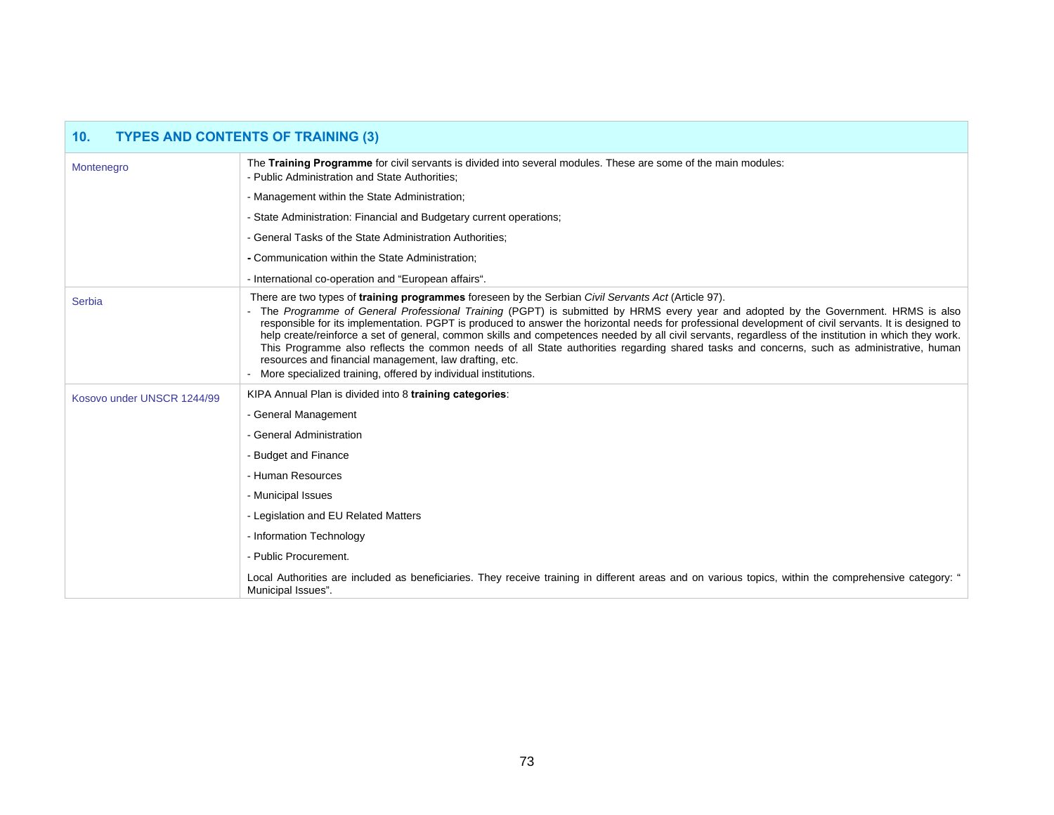| 10. TYPES AND CONTENTS OF TRAINING (3) | |
|---|---|
| Montenegro | The **Training Programme** for civil servants is divided into several modules. These are some of the main modules:<br>- Public Administration and State Authorities;<br>- Management within the State Administration;<br>- State Administration: Financial and Budgetary current operations;<br>- General Tasks of the State Administration Authorities;<br>- Communication within the State Administration;<br>- International co-operation and "European affairs". |
| Serbia | There are two types of **training programmes** foreseen by the Serbian *Civil Servants Act* (Article 97).<br>- The *Programme of General Professional Training* (PGPT) is submitted by HRMS every year and adopted by the Government. HRMS is also responsible for its implementation. PGPT is produced to answer the horizontal needs for professional development of civil servants. It is designed to help create/reinforce a set of general, common skills and competences needed by all civil servants, regardless of the institution in which they work. This Programme also reflects the common needs of all State authorities regarding shared tasks and concerns, such as administrative, human resources and financial management, law drafting, etc.<br>- More specialized training, offered by individual institutions. |
| Kosovo under UNSCR 1244/99 | KIPA Annual Plan is divided into 8 **training categories**:<br>- General Management<br>- General Administration<br>- Budget and Finance<br>- Human Resources<br>- Municipal Issues<br>- Legislation and EU Related Matters<br>- Information Technology<br>- Public Procurement.<br>Local Authorities are included as beneficiaries. They receive training in different areas and on various topics, within the comprehensive category: " Municipal Issues". |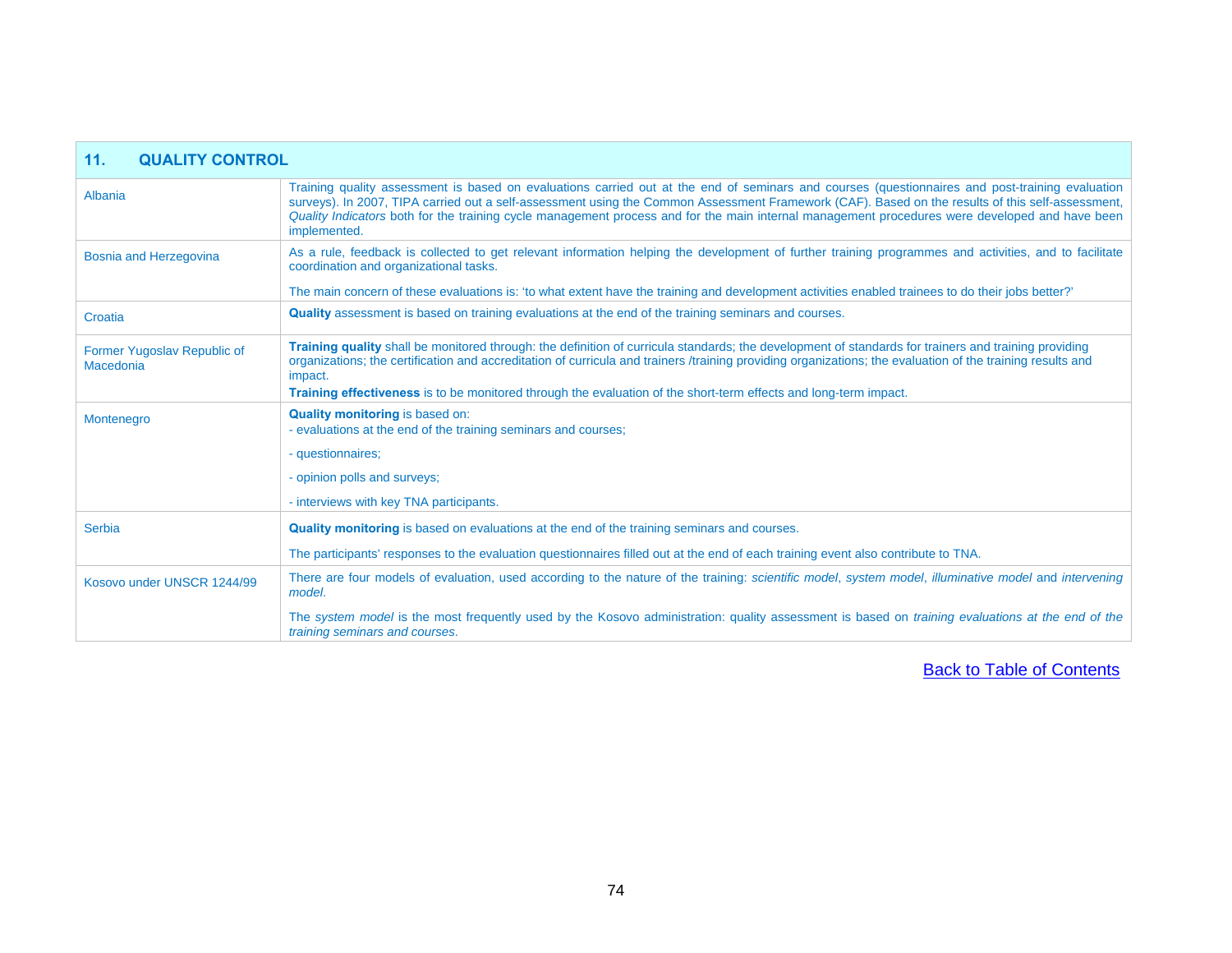| 11. QUALITY CONTROL | |
|---|---|
| Albania | Training quality assessment is based on evaluations carried out at the end of seminars and courses (questionnaires and post-training evaluation surveys). In 2007, TIPA carried out a self-assessment using the Common Assessment Framework (CAF). Based on the results of this self-assessment, *Quality Indicators* both for the training cycle management process and for the main internal management procedures were developed and have been implemented. |
| Bosnia and Herzegovina | As a rule, feedback is collected to get relevant information helping the development of further training programmes and activities, and to facilitate coordination and organizational tasks.<br><br>The main concern of these evaluations is: 'to what extent have the training and development activities enabled trainees to do their jobs better?' |
| Croatia | **Quality** assessment is based on training evaluations at the end of the training seminars and courses. |
| Former Yugoslav Republic of Macedonia | **Training quality** shall be monitored through: the definition of curricula standards; the development of standards for trainers and training providing organizations; the certification and accreditation of curricula and trainers /training providing organizations; the evaluation of the training results and impact.<br>**Training effectiveness** is to be monitored through the evaluation of the short-term effects and long-term impact. |
| Montenegro | **Quality monitoring** is based on:<br>- evaluations at the end of the training seminars and courses;<br><br>- questionnaires;<br><br>- opinion polls and surveys;<br><br>- interviews with key TNA participants. |
| Serbia | **Quality monitoring** is based on evaluations at the end of the training seminars and courses.<br><br>The participants' responses to the evaluation questionnaires filled out at the end of each training event also contribute to TNA. |
| Kosovo under UNSCR 1244/99 | There are four models of evaluation, used according to the nature of the training: *scientific model*, *system model*, *illuminative model* and *intervening model*.<br><br>The *system model* is the most frequently used by the Kosovo administration: quality assessment is based on *training evaluations at the end of the training seminars and courses*. |

Back to Table of Contents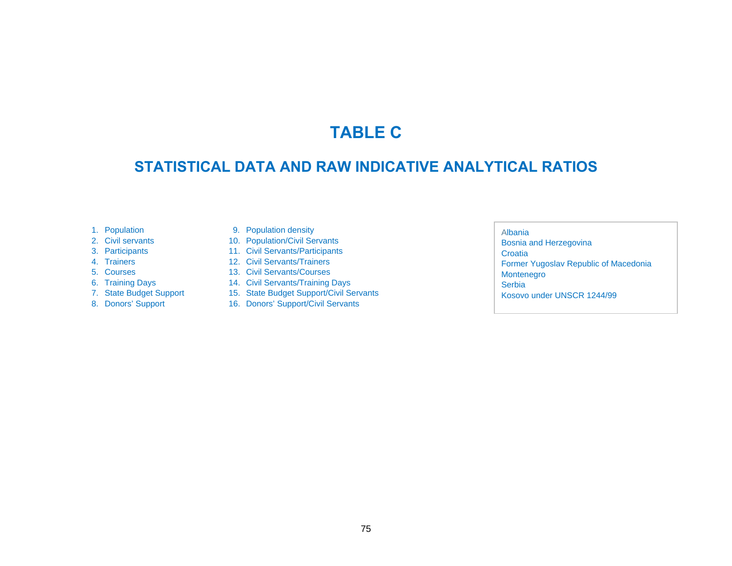# TABLE C

## STATISTICAL DATA AND RAW INDICATIVE ANALYTICAL RATIOS

1. Population
2. Civil servants
3. Participants
4. Trainers
5. Courses
6. Training Days
7. State Budget Support
8. Donors' Support
9. Population density
10. Population/Civil Servants
11. Civil Servants/Participants
12. Civil Servants/Trainers
13. Civil Servants/Courses
14. Civil Servants/Training Days
15. State Budget Support/Civil Servants
16. Donors' Support/Civil Servants

Albania
Bosnia and Herzegovina
Croatia
Former Yugoslav Republic of Macedonia
Montenegro
Serbia
Kosovo under UNSCR 1244/99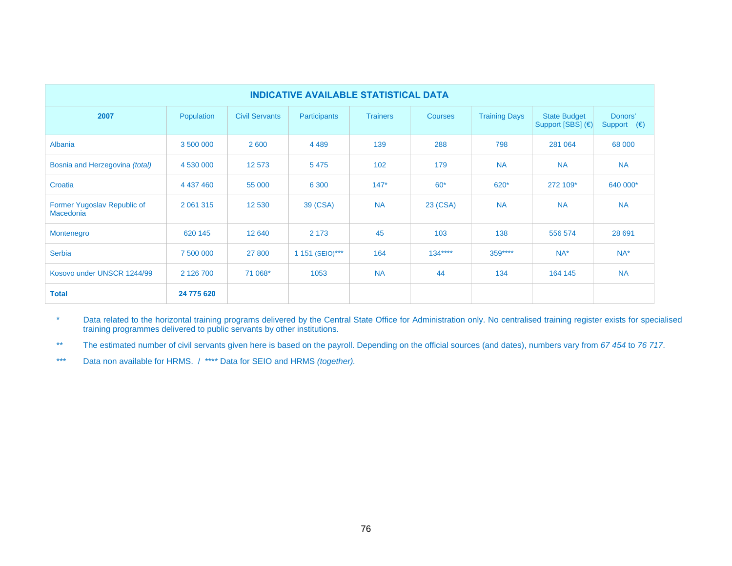| INDICATIVE AVAILABLE STATISTICAL DATA | | | | | | | | |
|---|---|---|---|---|---|---|---|---|
| **2007** | Population | Civil Servants | Participants | Trainers | Courses | Training Days | State Budget Support [SBS] (€) | Donors' Support (€) |
| Albania | 3 500 000 | 2 600 | 4 489 | 139 | 288 | 798 | 281 064 | 68 000 |
| Bosnia and Herzegovina *(total)* | 4 530 000 | 12 573 | 5 475 | 102 | 179 | NA | NA | NA |
| Croatia | 4 437 460 | 55 000 | 6 300 | 147* | 60* | 620* | 272 109* | 640 000* |
| Former Yugoslav Republic of Macedonia | 2 061 315 | 12 530 | 39 (CSA) | NA | 23 (CSA) | NA | NA | NA |
| Montenegro | 620 145 | 12 640 | 2 173 | 45 | 103 | 138 | 556 574 | 28 691 |
| Serbia | 7 500 000 | 27 800 | 1 151 (SEIO)*** | 164 | 134**** | 359**** | NA* | NA* |
| Kosovo under UNSCR 1244/99 | 2 126 700 | 71 068* | 1053 | NA | 44 | 134 | 164 145 | NA |
| **Total** | **24 775 620** | | | | | | | |

\* Data related to the horizontal training programs delivered by the Central State Office for Administration only. No centralised training register exists for specialised training programmes delivered to public servants by other institutions.

\*\* The estimated number of civil servants given here is based on the payroll. Depending on the official sources (and dates), numbers vary from *67 454* to *76 717*.

\*\*\* Data non available for HRMS. / \*\*\*\* Data for SEIO and HRMS *(together).*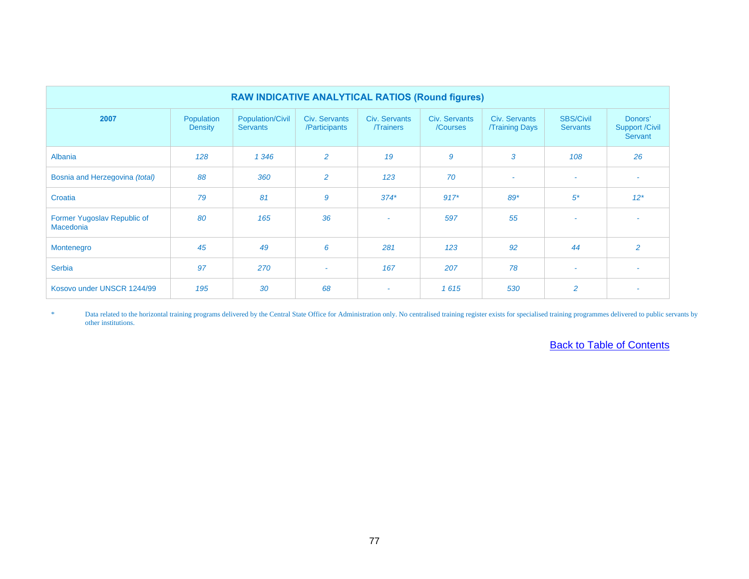| RAW INDICATIVE ANALYTICAL RATIOS (Round figures) | | | | | | | | |
|---|---|---|---|---|---|---|---|---|
| **2007** | Population Density | Population/Civil Servants | Civ. Servants /Participants | Civ. Servants /Trainers | Civ. Servants /Courses | Civ. Servants /Training Days | SBS/Civil Servants | Donors' Support /Civil Servant |
| Albania | *128* | *1 346* | *2* | *19* | *9* | *3* | *108* | *26* |
| Bosnia and Herzegovina *(total)* | *88* | *360* | *2* | *123* | *70* | - | - | - |
| Croatia | *79* | *81* | *9* | *374\** | *917\** | *89\** | *5\** | *12\** |
| Former Yugoslav Republic of Macedonia | *80* | *165* | *36* | - | *597* | *55* | - | - |
| Montenegro | *45* | *49* | *6* | *281* | *123* | *92* | *44* | *2* |
| Serbia | *97* | *270* | - | *167* | *207* | *78* | - | - |
| Kosovo under UNSCR 1244/99 | *195* | *30* | *68* | - | *1 615* | *530* | *2* | - |

\* Data related to the horizontal training programs delivered by the Central State Office for Administration only. No centralised training register exists for specialised training programmes delivered to public servants by other institutions.

Back to Table of Contents